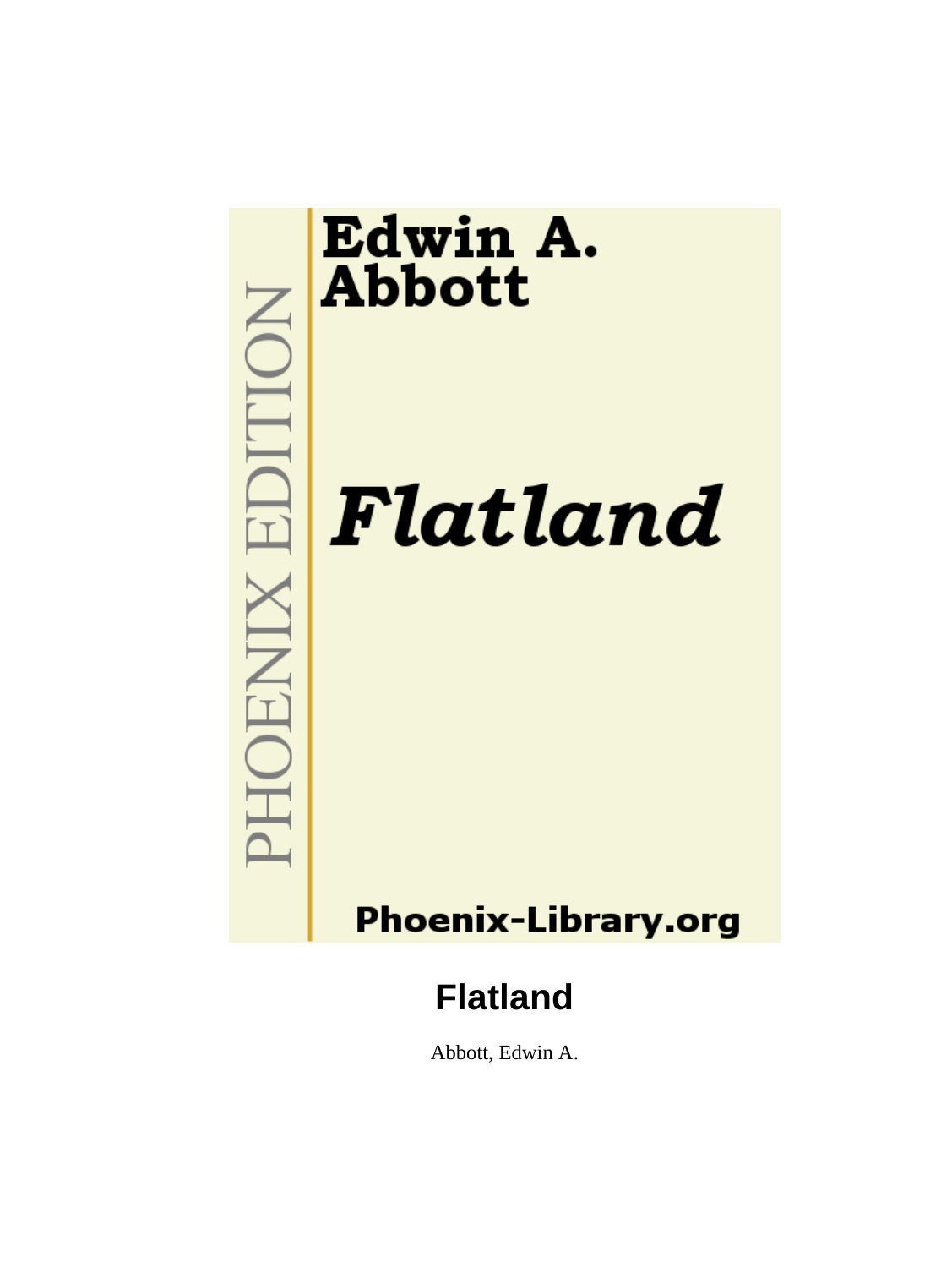Edwin A. Abbott

*Flatland*

PHOENIX EDITION

Phoenix-Library.org

# Flatland

Abbott, Edwin A.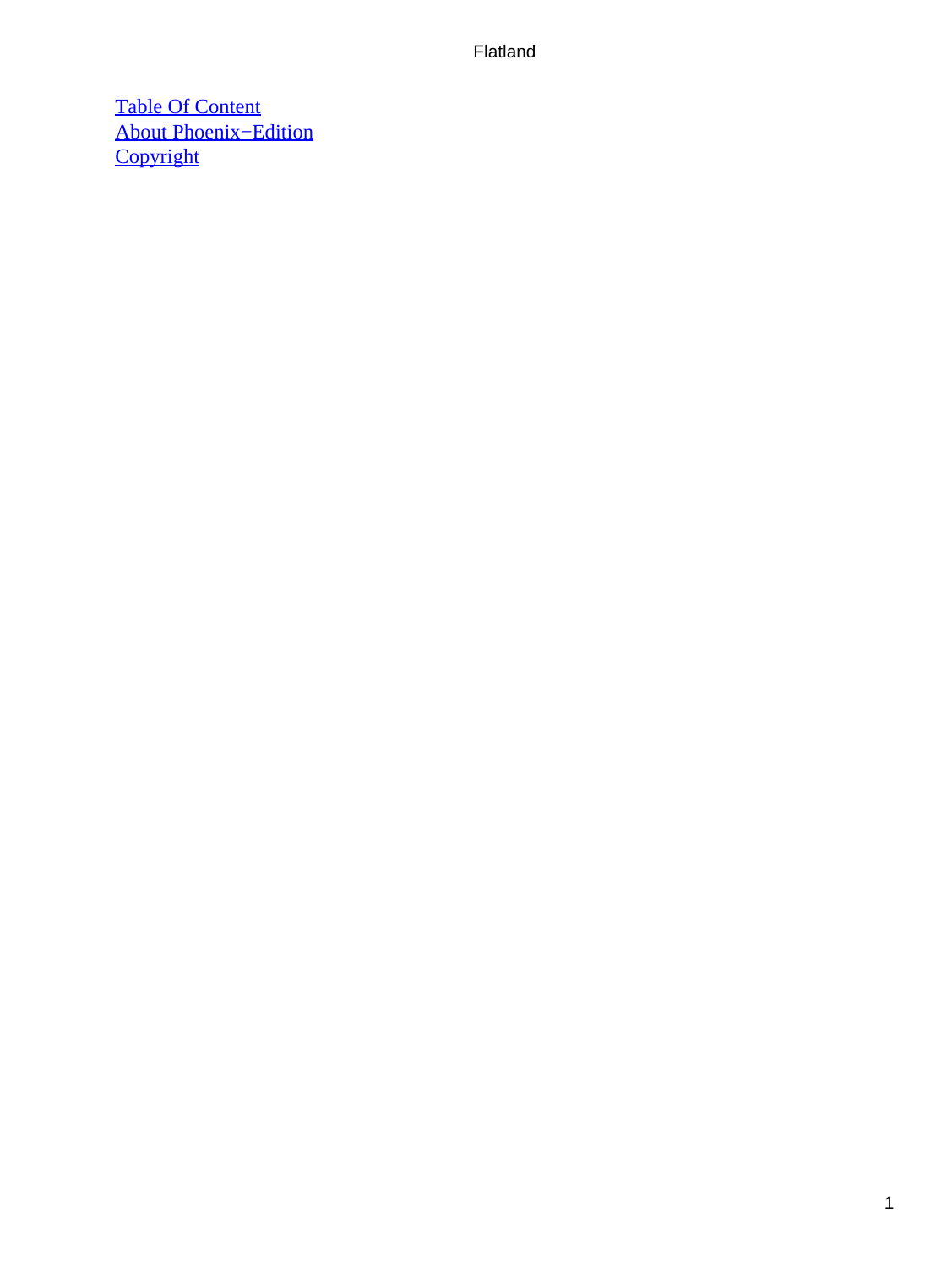[Table Of Content](#)
[About Phoenix−Edition](#)
[Copyright](#)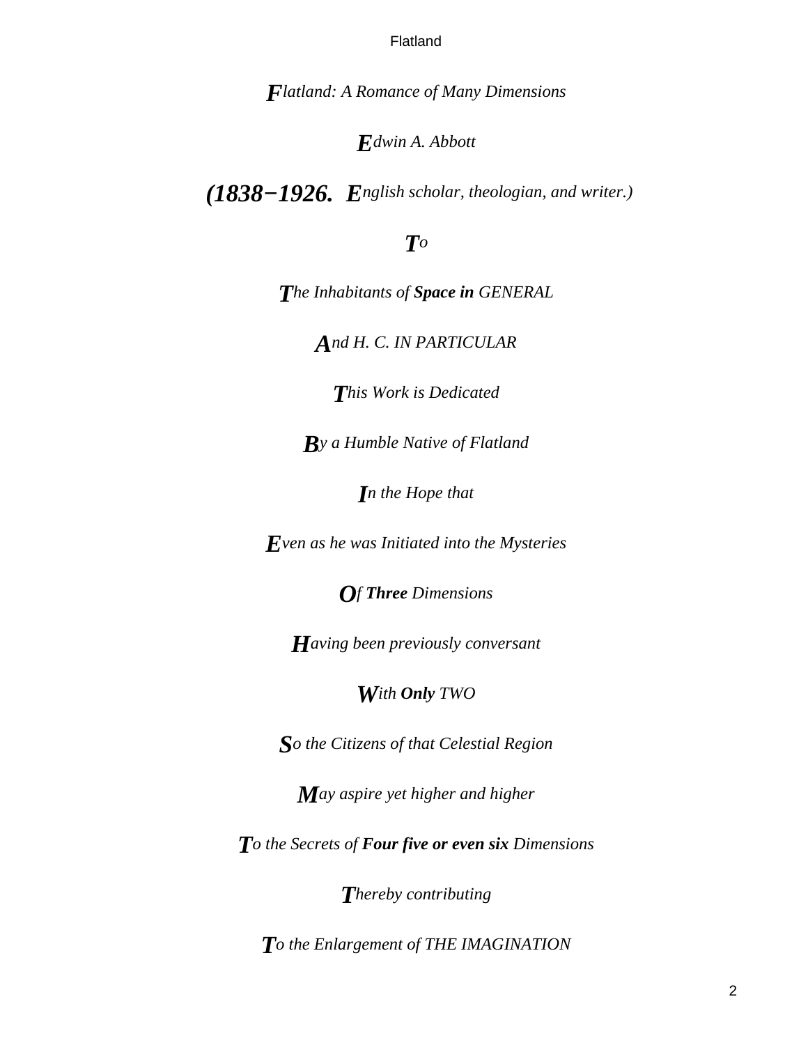*Flatland: A Romance of Many Dimensions*

*Edwin A. Abbott*

***(1838−1926.** English scholar, theologian, and writer.)*

*To*

*The Inhabitants of **Space in** GENERAL*

*And H. C. IN PARTICULAR*

*This Work is Dedicated*

*By a Humble Native of Flatland*

*In the Hope that*

*Even as he was Initiated into the Mysteries*

*Of **Three** Dimensions*

*Having been previously conversant*

*With **Only** TWO*

*So the Citizens of that Celestial Region*

*May aspire yet higher and higher*

*To the Secrets of **Four five or even six** Dimensions*

*Thereby contributing*

*To the Enlargement of THE IMAGINATION*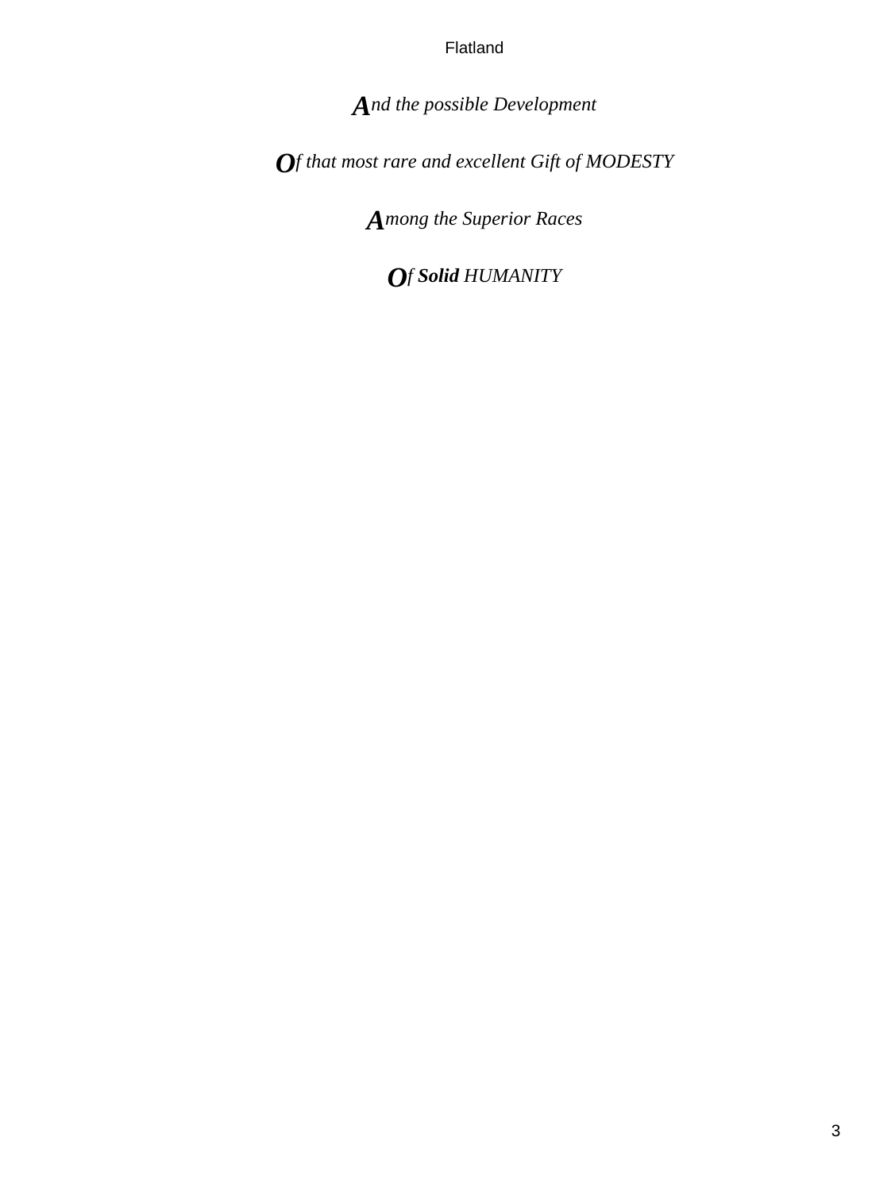*And the possible Development*

*Of that most rare and excellent Gift of MODESTY*

*Among the Superior Races*

*Of* ***Solid*** *HUMANITY*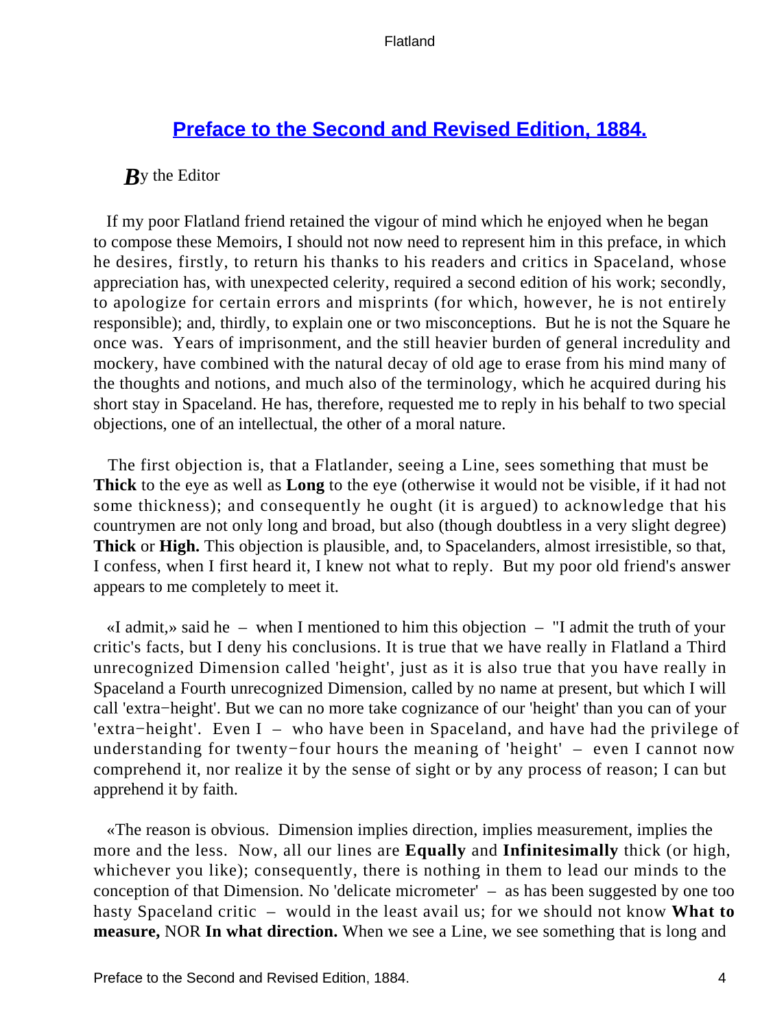## Preface to the Second and Revised Edition, 1884.

***B***y the Editor

If my poor Flatland friend retained the vigour of mind which he enjoyed when he began to compose these Memoirs, I should not now need to represent him in this preface, in which he desires, firstly, to return his thanks to his readers and critics in Spaceland, whose appreciation has, with unexpected celerity, required a second edition of his work; secondly, to apologize for certain errors and misprints (for which, however, he is not entirely responsible); and, thirdly, to explain one or two misconceptions. But he is not the Square he once was. Years of imprisonment, and the still heavier burden of general incredulity and mockery, have combined with the natural decay of old age to erase from his mind many of the thoughts and notions, and much also of the terminology, which he acquired during his short stay in Spaceland. He has, therefore, requested me to reply in his behalf to two special objections, one of an intellectual, the other of a moral nature.

The first objection is, that a Flatlander, seeing a Line, sees something that must be **Thick** to the eye as well as **Long** to the eye (otherwise it would not be visible, if it had not some thickness); and consequently he ought (it is argued) to acknowledge that his countrymen are not only long and broad, but also (though doubtless in a very slight degree) **Thick** or **High.** This objection is plausible, and, to Spacelanders, almost irresistible, so that, I confess, when I first heard it, I knew not what to reply. But my poor old friend's answer appears to me completely to meet it.

«I admit,» said he – when I mentioned to him this objection – "I admit the truth of your critic's facts, but I deny his conclusions. It is true that we have really in Flatland a Third unrecognized Dimension called 'height', just as it is also true that you have really in Spaceland a Fourth unrecognized Dimension, called by no name at present, but which I will call 'extra−height'. But we can no more take cognizance of our 'height' than you can of your 'extra−height'. Even I – who have been in Spaceland, and have had the privilege of understanding for twenty−four hours the meaning of 'height' – even I cannot now comprehend it, nor realize it by the sense of sight or by any process of reason; I can but apprehend it by faith.

«The reason is obvious. Dimension implies direction, implies measurement, implies the more and the less. Now, all our lines are **Equally** and **Infinitesimally** thick (or high, whichever you like); consequently, there is nothing in them to lead our minds to the conception of that Dimension. No 'delicate micrometer' – as has been suggested by one too hasty Spaceland critic – would in the least avail us; for we should not know **What to measure,** NOR **In what direction.** When we see a Line, we see something that is long and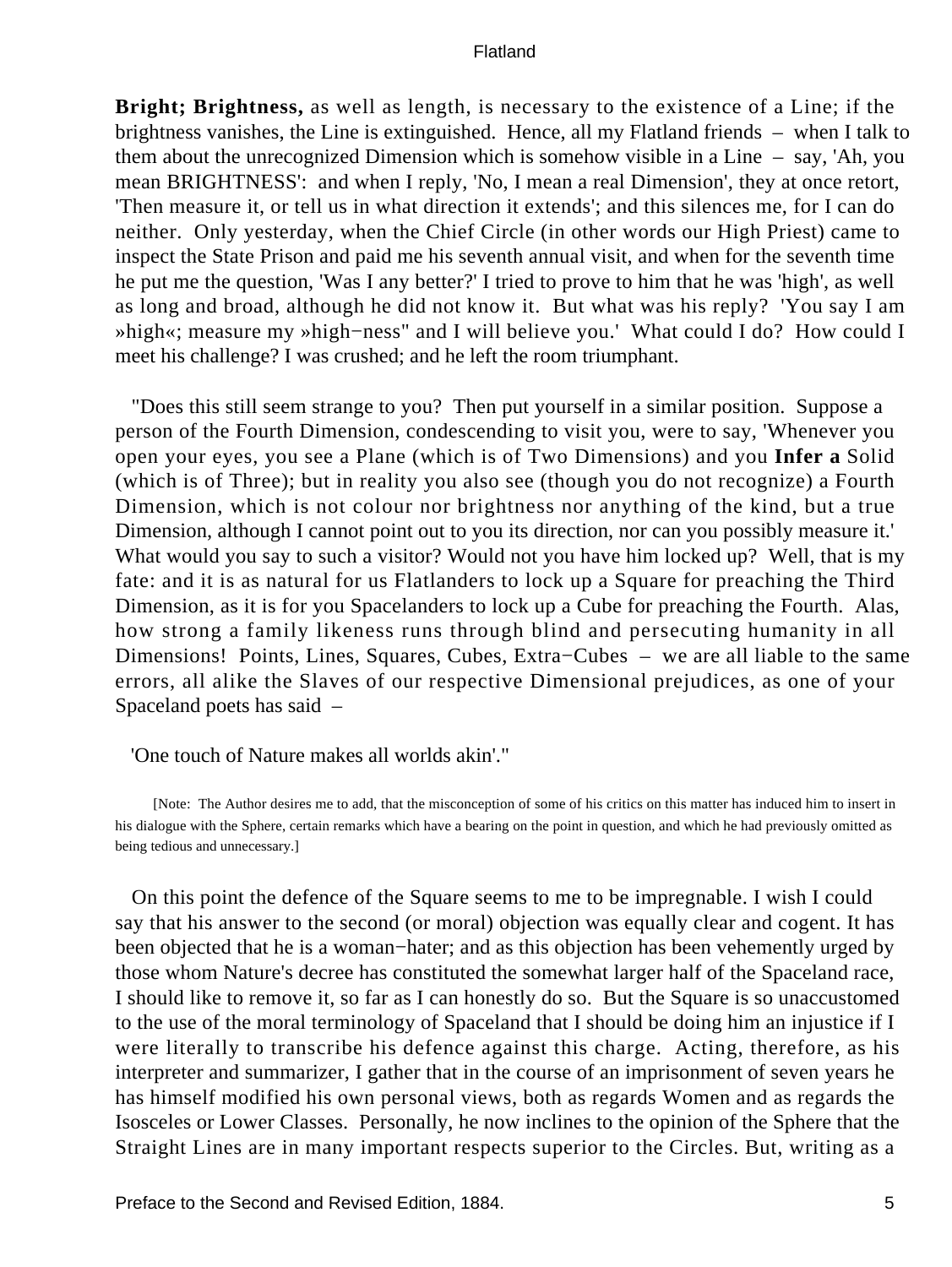**Bright; Brightness,** as well as length, is necessary to the existence of a Line; if the brightness vanishes, the Line is extinguished. Hence, all my Flatland friends – when I talk to them about the unrecognized Dimension which is somehow visible in a Line – say, 'Ah, you mean BRIGHTNESS': and when I reply, 'No, I mean a real Dimension', they at once retort, 'Then measure it, or tell us in what direction it extends'; and this silences me, for I can do neither. Only yesterday, when the Chief Circle (in other words our High Priest) came to inspect the State Prison and paid me his seventh annual visit, and when for the seventh time he put me the question, 'Was I any better?' I tried to prove to him that he was 'high', as well as long and broad, although he did not know it. But what was his reply? 'You say I am »high«; measure my »high−ness" and I will believe you.' What could I do? How could I meet his challenge? I was crushed; and he left the room triumphant.

"Does this still seem strange to you? Then put yourself in a similar position. Suppose a person of the Fourth Dimension, condescending to visit you, were to say, 'Whenever you open your eyes, you see a Plane (which is of Two Dimensions) and you **Infer a** Solid (which is of Three); but in reality you also see (though you do not recognize) a Fourth Dimension, which is not colour nor brightness nor anything of the kind, but a true Dimension, although I cannot point out to you its direction, nor can you possibly measure it.' What would you say to such a visitor? Would not you have him locked up? Well, that is my fate: and it is as natural for us Flatlanders to lock up a Square for preaching the Third Dimension, as it is for you Spacelanders to lock up a Cube for preaching the Fourth. Alas, how strong a family likeness runs through blind and persecuting humanity in all Dimensions! Points, Lines, Squares, Cubes, Extra−Cubes – we are all liable to the same errors, all alike the Slaves of our respective Dimensional prejudices, as one of your Spaceland poets has said –

'One touch of Nature makes all worlds akin'."

[Note: The Author desires me to add, that the misconception of some of his critics on this matter has induced him to insert in his dialogue with the Sphere, certain remarks which have a bearing on the point in question, and which he had previously omitted as being tedious and unnecessary.]

On this point the defence of the Square seems to me to be impregnable. I wish I could say that his answer to the second (or moral) objection was equally clear and cogent. It has been objected that he is a woman−hater; and as this objection has been vehemently urged by those whom Nature's decree has constituted the somewhat larger half of the Spaceland race, I should like to remove it, so far as I can honestly do so. But the Square is so unaccustomed to the use of the moral terminology of Spaceland that I should be doing him an injustice if I were literally to transcribe his defence against this charge. Acting, therefore, as his interpreter and summarizer, I gather that in the course of an imprisonment of seven years he has himself modified his own personal views, both as regards Women and as regards the Isosceles or Lower Classes. Personally, he now inclines to the opinion of the Sphere that the Straight Lines are in many important respects superior to the Circles. But, writing as a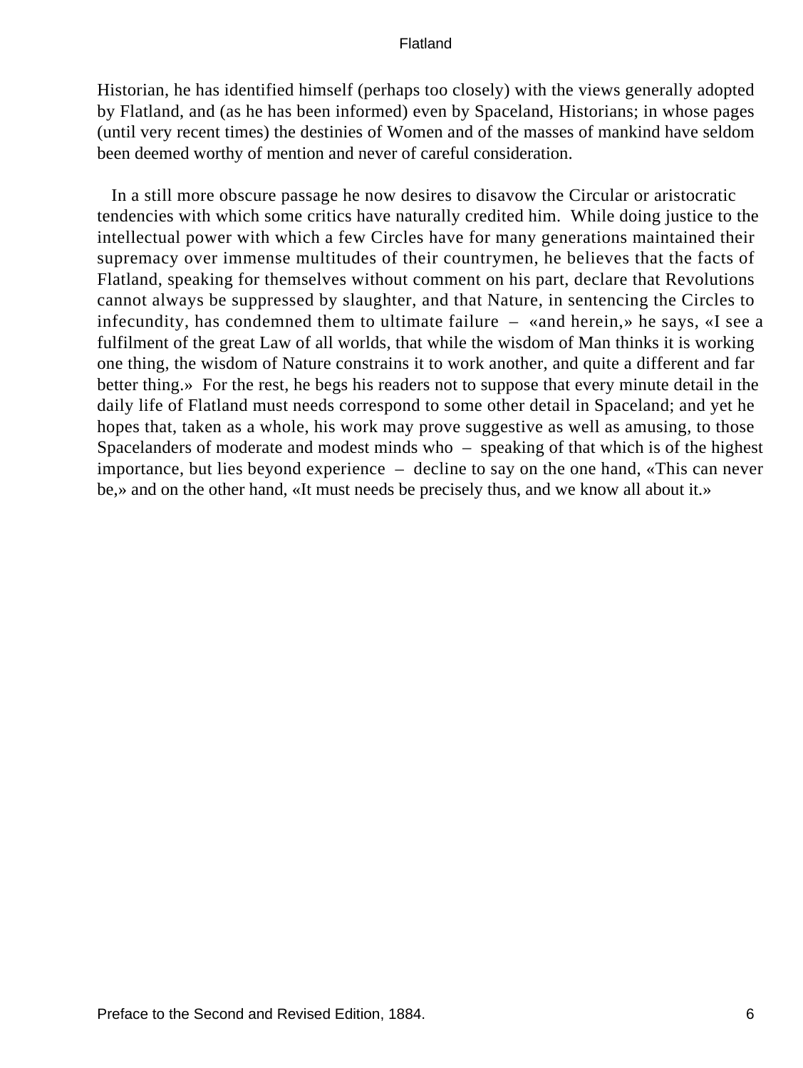Historian, he has identified himself (perhaps too closely) with the views generally adopted by Flatland, and (as he has been informed) even by Spaceland, Historians; in whose pages (until very recent times) the destinies of Women and of the masses of mankind have seldom been deemed worthy of mention and never of careful consideration.

In a still more obscure passage he now desires to disavow the Circular or aristocratic tendencies with which some critics have naturally credited him. While doing justice to the intellectual power with which a few Circles have for many generations maintained their supremacy over immense multitudes of their countrymen, he believes that the facts of Flatland, speaking for themselves without comment on his part, declare that Revolutions cannot always be suppressed by slaughter, and that Nature, in sentencing the Circles to infecundity, has condemned them to ultimate failure – «and herein,» he says, «I see a fulfilment of the great Law of all worlds, that while the wisdom of Man thinks it is working one thing, the wisdom of Nature constrains it to work another, and quite a different and far better thing.» For the rest, he begs his readers not to suppose that every minute detail in the daily life of Flatland must needs correspond to some other detail in Spaceland; and yet he hopes that, taken as a whole, his work may prove suggestive as well as amusing, to those Spacelanders of moderate and modest minds who – speaking of that which is of the highest importance, but lies beyond experience – decline to say on the one hand, «This can never be,» and on the other hand, «It must needs be precisely thus, and we know all about it.»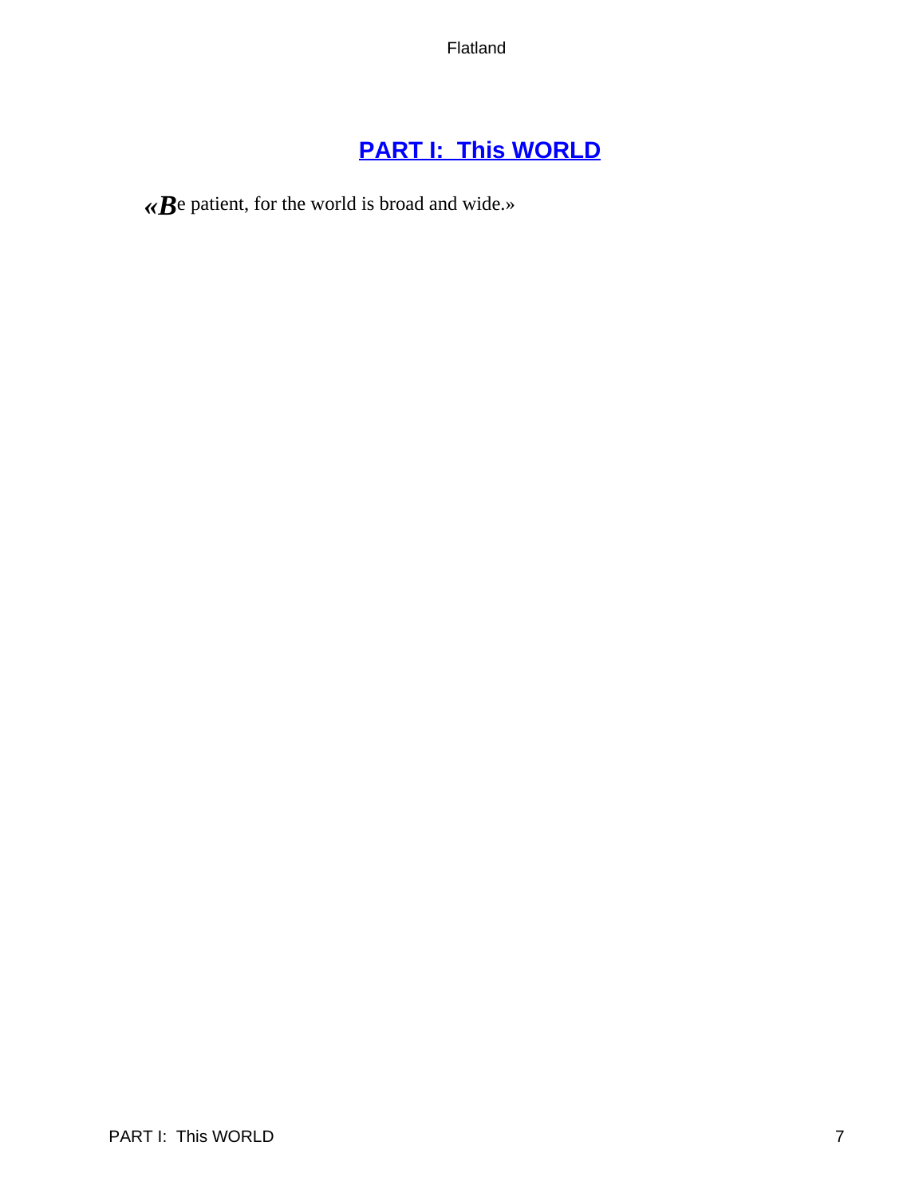# PART I:  This WORLD

«*Be* patient, for the world is broad and wide.»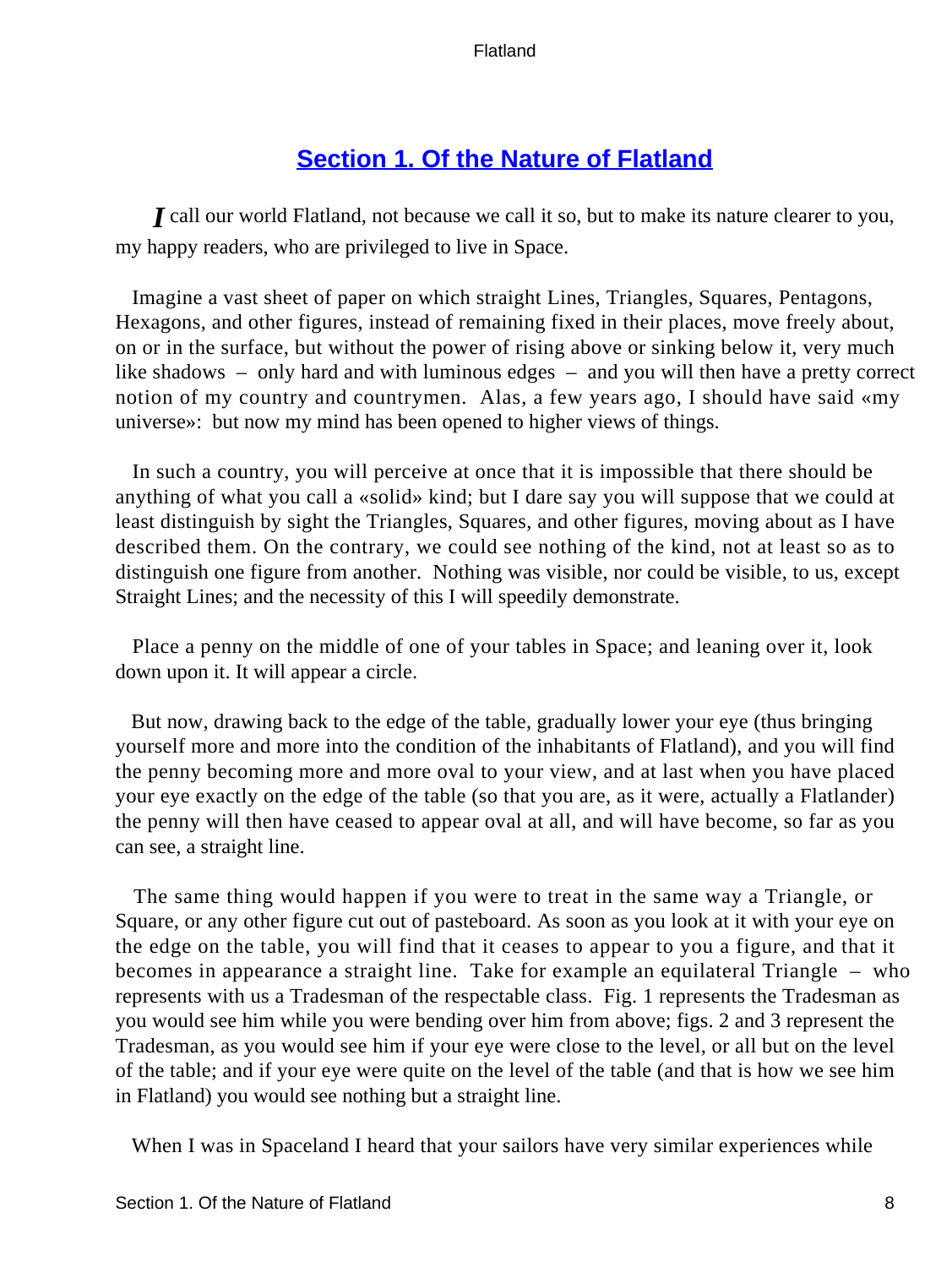## Section 1. Of the Nature of Flatland

*I* call our world Flatland, not because we call it so, but to make its nature clearer to you, my happy readers, who are privileged to live in Space.

Imagine a vast sheet of paper on which straight Lines, Triangles, Squares, Pentagons, Hexagons, and other figures, instead of remaining fixed in their places, move freely about, on or in the surface, but without the power of rising above or sinking below it, very much like shadows – only hard and with luminous edges – and you will then have a pretty correct notion of my country and countrymen. Alas, a few years ago, I should have said «my universe»: but now my mind has been opened to higher views of things.

In such a country, you will perceive at once that it is impossible that there should be anything of what you call a «solid» kind; but I dare say you will suppose that we could at least distinguish by sight the Triangles, Squares, and other figures, moving about as I have described them. On the contrary, we could see nothing of the kind, not at least so as to distinguish one figure from another. Nothing was visible, nor could be visible, to us, except Straight Lines; and the necessity of this I will speedily demonstrate.

Place a penny on the middle of one of your tables in Space; and leaning over it, look down upon it. It will appear a circle.

But now, drawing back to the edge of the table, gradually lower your eye (thus bringing yourself more and more into the condition of the inhabitants of Flatland), and you will find the penny becoming more and more oval to your view, and at last when you have placed your eye exactly on the edge of the table (so that you are, as it were, actually a Flatlander) the penny will then have ceased to appear oval at all, and will have become, so far as you can see, a straight line.

The same thing would happen if you were to treat in the same way a Triangle, or Square, or any other figure cut out of pasteboard. As soon as you look at it with your eye on the edge on the table, you will find that it ceases to appear to you a figure, and that it becomes in appearance a straight line. Take for example an equilateral Triangle – who represents with us a Tradesman of the respectable class. Fig. 1 represents the Tradesman as you would see him while you were bending over him from above; figs. 2 and 3 represent the Tradesman, as you would see him if your eye were close to the level, or all but on the level of the table; and if your eye were quite on the level of the table (and that is how we see him in Flatland) you would see nothing but a straight line.

When I was in Spaceland I heard that your sailors have very similar experiences while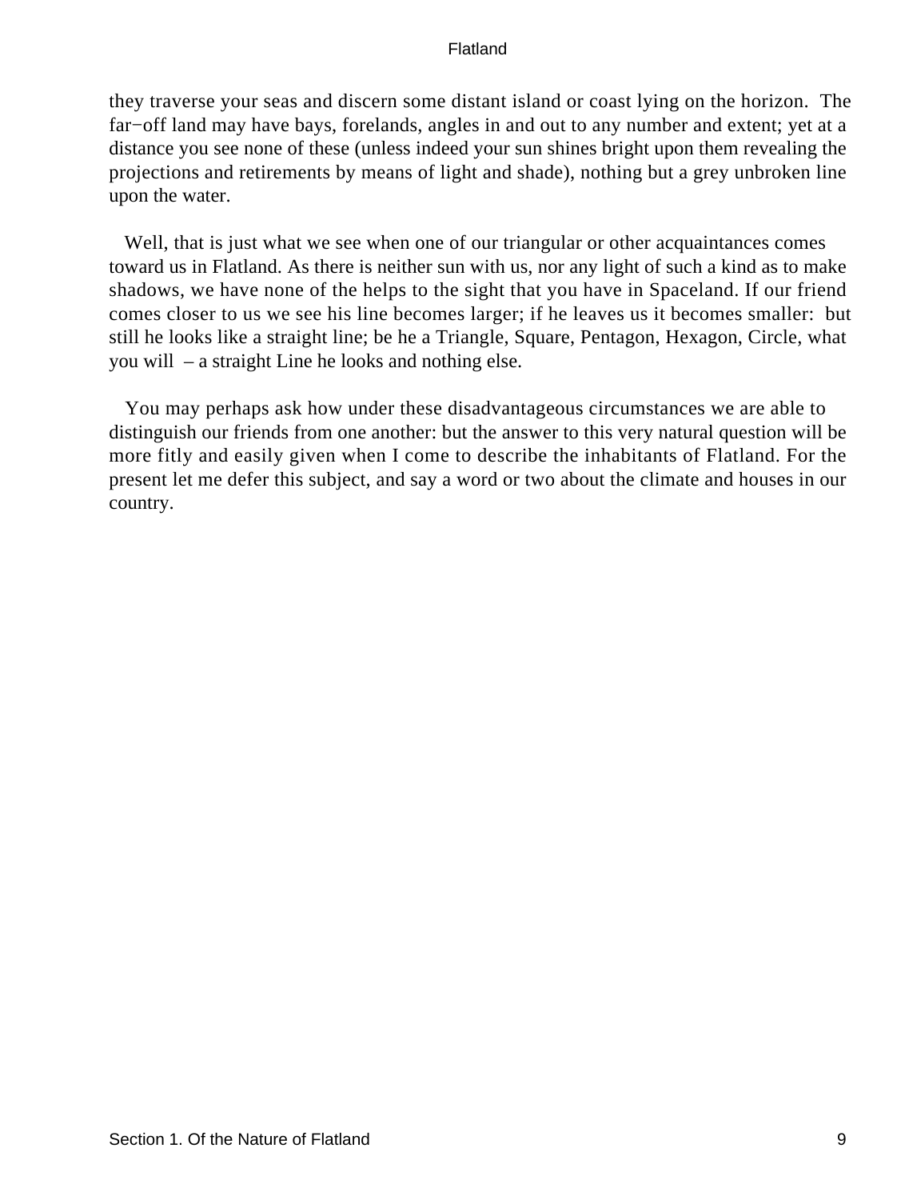they traverse your seas and discern some distant island or coast lying on the horizon. The far−off land may have bays, forelands, angles in and out to any number and extent; yet at a distance you see none of these (unless indeed your sun shines bright upon them revealing the projections and retirements by means of light and shade), nothing but a grey unbroken line upon the water.

Well, that is just what we see when one of our triangular or other acquaintances comes toward us in Flatland. As there is neither sun with us, nor any light of such a kind as to make shadows, we have none of the helps to the sight that you have in Spaceland. If our friend comes closer to us we see his line becomes larger; if he leaves us it becomes smaller: but still he looks like a straight line; be he a Triangle, Square, Pentagon, Hexagon, Circle, what you will – a straight Line he looks and nothing else.

You may perhaps ask how under these disadvantageous circumstances we are able to distinguish our friends from one another: but the answer to this very natural question will be more fitly and easily given when I come to describe the inhabitants of Flatland. For the present let me defer this subject, and say a word or two about the climate and houses in our country.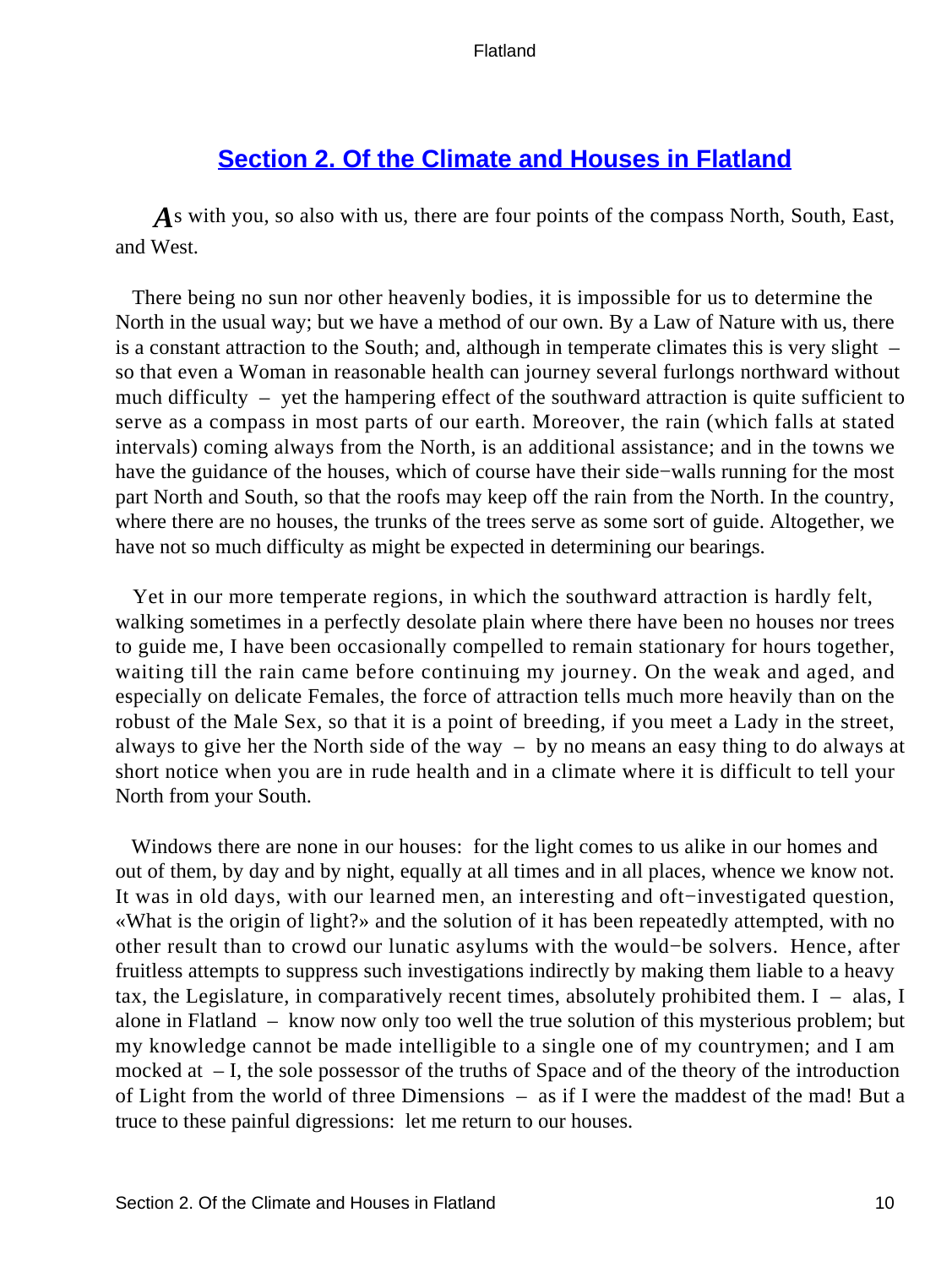## Section 2. Of the Climate and Houses in Flatland

As with you, so also with us, there are four points of the compass North, South, East, and West.

There being no sun nor other heavenly bodies, it is impossible for us to determine the North in the usual way; but we have a method of our own. By a Law of Nature with us, there is a constant attraction to the South; and, although in temperate climates this is very slight – so that even a Woman in reasonable health can journey several furlongs northward without much difficulty – yet the hampering effect of the southward attraction is quite sufficient to serve as a compass in most parts of our earth. Moreover, the rain (which falls at stated intervals) coming always from the North, is an additional assistance; and in the towns we have the guidance of the houses, which of course have their side−walls running for the most part North and South, so that the roofs may keep off the rain from the North. In the country, where there are no houses, the trunks of the trees serve as some sort of guide. Altogether, we have not so much difficulty as might be expected in determining our bearings.

Yet in our more temperate regions, in which the southward attraction is hardly felt, walking sometimes in a perfectly desolate plain where there have been no houses nor trees to guide me, I have been occasionally compelled to remain stationary for hours together, waiting till the rain came before continuing my journey. On the weak and aged, and especially on delicate Females, the force of attraction tells much more heavily than on the robust of the Male Sex, so that it is a point of breeding, if you meet a Lady in the street, always to give her the North side of the way – by no means an easy thing to do always at short notice when you are in rude health and in a climate where it is difficult to tell your North from your South.

Windows there are none in our houses: for the light comes to us alike in our homes and out of them, by day and by night, equally at all times and in all places, whence we know not. It was in old days, with our learned men, an interesting and oft−investigated question, «What is the origin of light?» and the solution of it has been repeatedly attempted, with no other result than to crowd our lunatic asylums with the would−be solvers. Hence, after fruitless attempts to suppress such investigations indirectly by making them liable to a heavy tax, the Legislature, in comparatively recent times, absolutely prohibited them. I – alas, I alone in Flatland – know now only too well the true solution of this mysterious problem; but my knowledge cannot be made intelligible to a single one of my countrymen; and I am mocked at – I, the sole possessor of the truths of Space and of the theory of the introduction of Light from the world of three Dimensions – as if I were the maddest of the mad! But a truce to these painful digressions: let me return to our houses.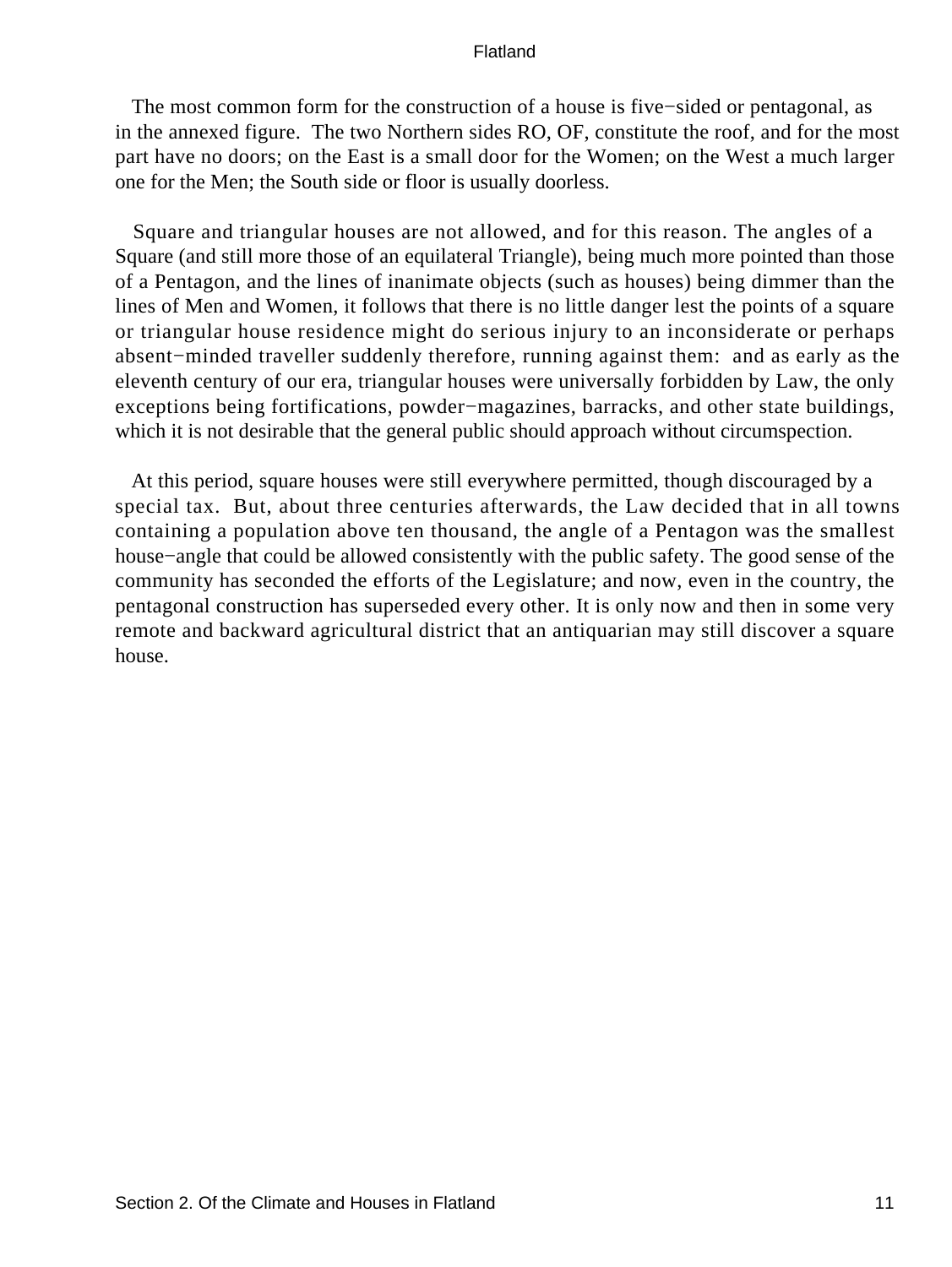The most common form for the construction of a house is five−sided or pentagonal, as in the annexed figure. The two Northern sides RO, OF, constitute the roof, and for the most part have no doors; on the East is a small door for the Women; on the West a much larger one for the Men; the South side or floor is usually doorless.

Square and triangular houses are not allowed, and for this reason. The angles of a Square (and still more those of an equilateral Triangle), being much more pointed than those of a Pentagon, and the lines of inanimate objects (such as houses) being dimmer than the lines of Men and Women, it follows that there is no little danger lest the points of a square or triangular house residence might do serious injury to an inconsiderate or perhaps absent−minded traveller suddenly therefore, running against them: and as early as the eleventh century of our era, triangular houses were universally forbidden by Law, the only exceptions being fortifications, powder−magazines, barracks, and other state buildings, which it is not desirable that the general public should approach without circumspection.

At this period, square houses were still everywhere permitted, though discouraged by a special tax. But, about three centuries afterwards, the Law decided that in all towns containing a population above ten thousand, the angle of a Pentagon was the smallest house−angle that could be allowed consistently with the public safety. The good sense of the community has seconded the efforts of the Legislature; and now, even in the country, the pentagonal construction has superseded every other. It is only now and then in some very remote and backward agricultural district that an antiquarian may still discover a square house.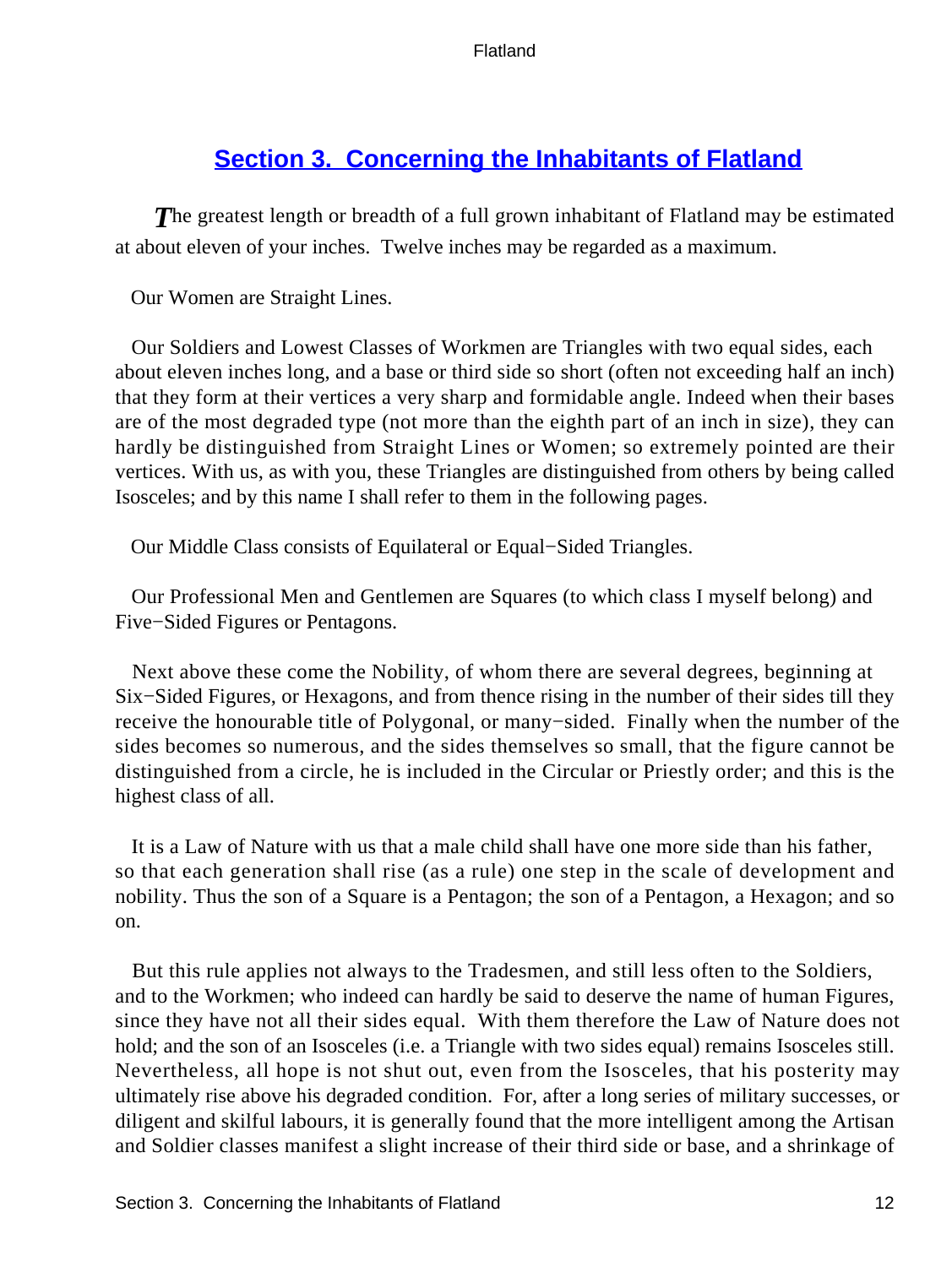## Section 3. Concerning the Inhabitants of Flatland

The greatest length or breadth of a full grown inhabitant of Flatland may be estimated at about eleven of your inches. Twelve inches may be regarded as a maximum.

Our Women are Straight Lines.

Our Soldiers and Lowest Classes of Workmen are Triangles with two equal sides, each about eleven inches long, and a base or third side so short (often not exceeding half an inch) that they form at their vertices a very sharp and formidable angle. Indeed when their bases are of the most degraded type (not more than the eighth part of an inch in size), they can hardly be distinguished from Straight Lines or Women; so extremely pointed are their vertices. With us, as with you, these Triangles are distinguished from others by being called Isosceles; and by this name I shall refer to them in the following pages.

Our Middle Class consists of Equilateral or Equal−Sided Triangles.

Our Professional Men and Gentlemen are Squares (to which class I myself belong) and Five−Sided Figures or Pentagons.

Next above these come the Nobility, of whom there are several degrees, beginning at Six−Sided Figures, or Hexagons, and from thence rising in the number of their sides till they receive the honourable title of Polygonal, or many−sided. Finally when the number of the sides becomes so numerous, and the sides themselves so small, that the figure cannot be distinguished from a circle, he is included in the Circular or Priestly order; and this is the highest class of all.

It is a Law of Nature with us that a male child shall have one more side than his father, so that each generation shall rise (as a rule) one step in the scale of development and nobility. Thus the son of a Square is a Pentagon; the son of a Pentagon, a Hexagon; and so on.

But this rule applies not always to the Tradesmen, and still less often to the Soldiers, and to the Workmen; who indeed can hardly be said to deserve the name of human Figures, since they have not all their sides equal. With them therefore the Law of Nature does not hold; and the son of an Isosceles (i.e. a Triangle with two sides equal) remains Isosceles still. Nevertheless, all hope is not shut out, even from the Isosceles, that his posterity may ultimately rise above his degraded condition. For, after a long series of military successes, or diligent and skilful labours, it is generally found that the more intelligent among the Artisan and Soldier classes manifest a slight increase of their third side or base, and a shrinkage of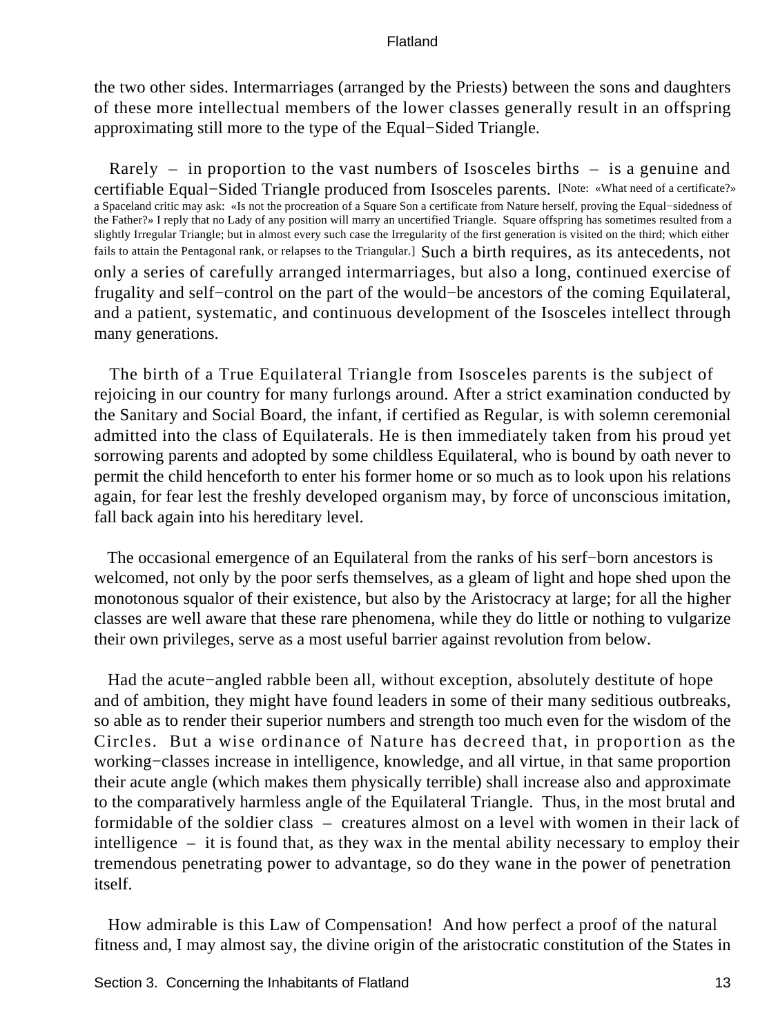the two other sides. Intermarriages (arranged by the Priests) between the sons and daughters of these more intellectual members of the lower classes generally result in an offspring approximating still more to the type of the Equal−Sided Triangle.

Rarely – in proportion to the vast numbers of Isosceles births – is a genuine and certifiable Equal−Sided Triangle produced from Isosceles parents. [Note: «What need of a certificate?» a Spaceland critic may ask: «Is not the procreation of a Square Son a certificate from Nature herself, proving the Equal−sidedness of the Father?» I reply that no Lady of any position will marry an uncertified Triangle. Square offspring has sometimes resulted from a slightly Irregular Triangle; but in almost every such case the Irregularity of the first generation is visited on the third; which either fails to attain the Pentagonal rank, or relapses to the Triangular.] Such a birth requires, as its antecedents, not only a series of carefully arranged intermarriages, but also a long, continued exercise of frugality and self−control on the part of the would−be ancestors of the coming Equilateral, and a patient, systematic, and continuous development of the Isosceles intellect through many generations.

The birth of a True Equilateral Triangle from Isosceles parents is the subject of rejoicing in our country for many furlongs around. After a strict examination conducted by the Sanitary and Social Board, the infant, if certified as Regular, is with solemn ceremonial admitted into the class of Equilaterals. He is then immediately taken from his proud yet sorrowing parents and adopted by some childless Equilateral, who is bound by oath never to permit the child henceforth to enter his former home or so much as to look upon his relations again, for fear lest the freshly developed organism may, by force of unconscious imitation, fall back again into his hereditary level.

The occasional emergence of an Equilateral from the ranks of his serf−born ancestors is welcomed, not only by the poor serfs themselves, as a gleam of light and hope shed upon the monotonous squalor of their existence, but also by the Aristocracy at large; for all the higher classes are well aware that these rare phenomena, while they do little or nothing to vulgarize their own privileges, serve as a most useful barrier against revolution from below.

Had the acute−angled rabble been all, without exception, absolutely destitute of hope and of ambition, they might have found leaders in some of their many seditious outbreaks, so able as to render their superior numbers and strength too much even for the wisdom of the Circles. But a wise ordinance of Nature has decreed that, in proportion as the working−classes increase in intelligence, knowledge, and all virtue, in that same proportion their acute angle (which makes them physically terrible) shall increase also and approximate to the comparatively harmless angle of the Equilateral Triangle. Thus, in the most brutal and formidable of the soldier class – creatures almost on a level with women in their lack of intelligence – it is found that, as they wax in the mental ability necessary to employ their tremendous penetrating power to advantage, so do they wane in the power of penetration itself.

How admirable is this Law of Compensation! And how perfect a proof of the natural fitness and, I may almost say, the divine origin of the aristocratic constitution of the States in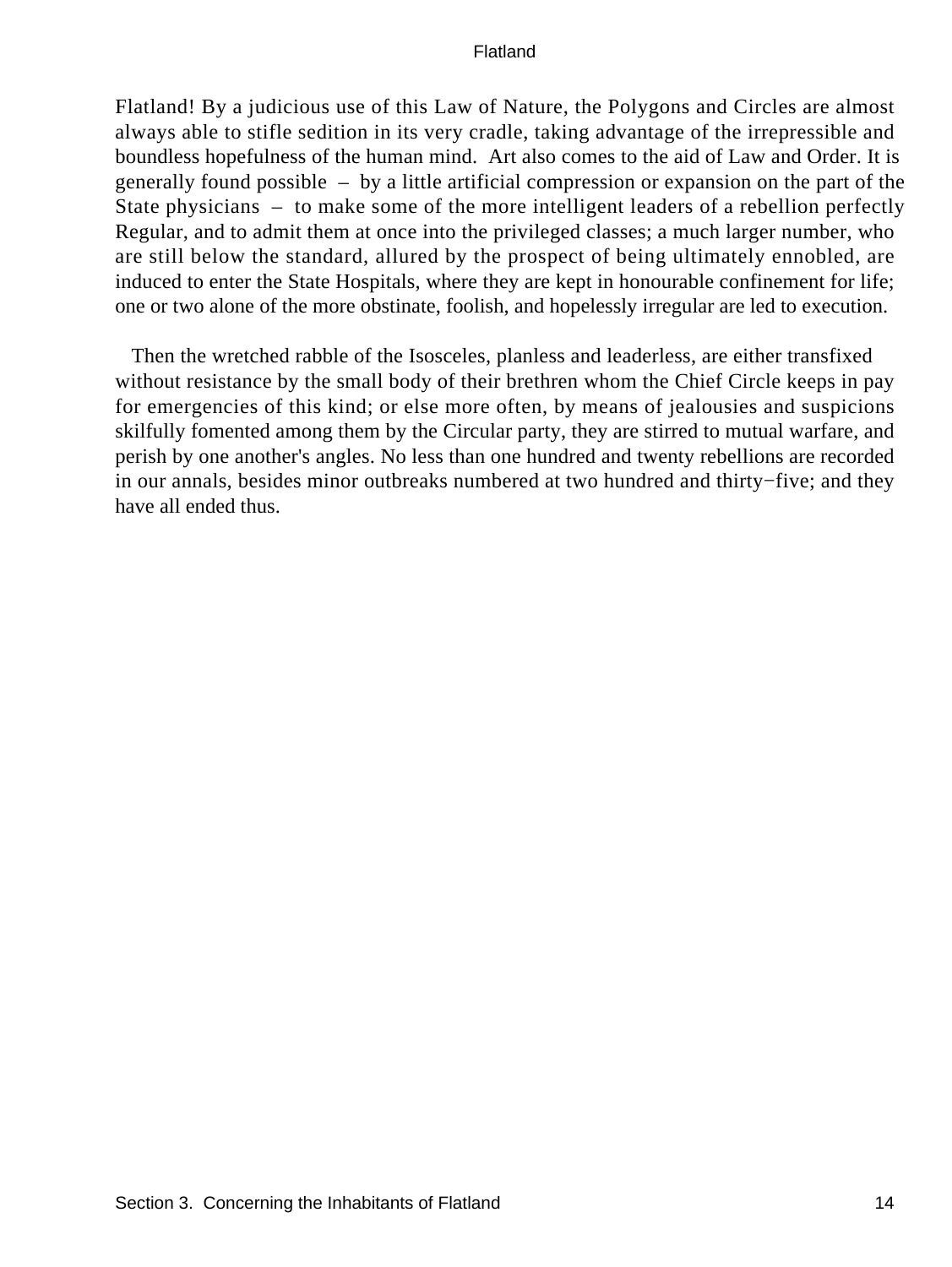Flatland! By a judicious use of this Law of Nature, the Polygons and Circles are almost always able to stifle sedition in its very cradle, taking advantage of the irrepressible and boundless hopefulness of the human mind. Art also comes to the aid of Law and Order. It is generally found possible – by a little artificial compression or expansion on the part of the State physicians – to make some of the more intelligent leaders of a rebellion perfectly Regular, and to admit them at once into the privileged classes; a much larger number, who are still below the standard, allured by the prospect of being ultimately ennobled, are induced to enter the State Hospitals, where they are kept in honourable confinement for life; one or two alone of the more obstinate, foolish, and hopelessly irregular are led to execution.

Then the wretched rabble of the Isosceles, planless and leaderless, are either transfixed without resistance by the small body of their brethren whom the Chief Circle keeps in pay for emergencies of this kind; or else more often, by means of jealousies and suspicions skilfully fomented among them by the Circular party, they are stirred to mutual warfare, and perish by one another's angles. No less than one hundred and twenty rebellions are recorded in our annals, besides minor outbreaks numbered at two hundred and thirty−five; and they have all ended thus.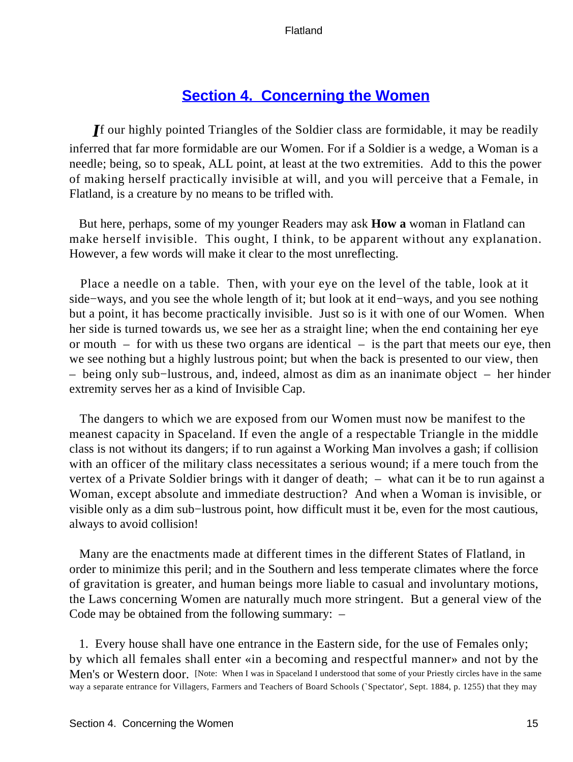## Section 4. Concerning the Women

*I*f our highly pointed Triangles of the Soldier class are formidable, it may be readily inferred that far more formidable are our Women. For if a Soldier is a wedge, a Woman is a needle; being, so to speak, ALL point, at least at the two extremities. Add to this the power of making herself practically invisible at will, and you will perceive that a Female, in Flatland, is a creature by no means to be trifled with.

But here, perhaps, some of my younger Readers may ask **How a** woman in Flatland can make herself invisible. This ought, I think, to be apparent without any explanation. However, a few words will make it clear to the most unreflecting.

Place a needle on a table. Then, with your eye on the level of the table, look at it side−ways, and you see the whole length of it; but look at it end−ways, and you see nothing but a point, it has become practically invisible. Just so is it with one of our Women. When her side is turned towards us, we see her as a straight line; when the end containing her eye or mouth – for with us these two organs are identical – is the part that meets our eye, then we see nothing but a highly lustrous point; but when the back is presented to our view, then – being only sub−lustrous, and, indeed, almost as dim as an inanimate object – her hinder extremity serves her as a kind of Invisible Cap.

The dangers to which we are exposed from our Women must now be manifest to the meanest capacity in Spaceland. If even the angle of a respectable Triangle in the middle class is not without its dangers; if to run against a Working Man involves a gash; if collision with an officer of the military class necessitates a serious wound; if a mere touch from the vertex of a Private Soldier brings with it danger of death; – what can it be to run against a Woman, except absolute and immediate destruction? And when a Woman is invisible, or visible only as a dim sub−lustrous point, how difficult must it be, even for the most cautious, always to avoid collision!

Many are the enactments made at different times in the different States of Flatland, in order to minimize this peril; and in the Southern and less temperate climates where the force of gravitation is greater, and human beings more liable to casual and involuntary motions, the Laws concerning Women are naturally much more stringent. But a general view of the Code may be obtained from the following summary: –

1. Every house shall have one entrance in the Eastern side, for the use of Females only; by which all females shall enter «in a becoming and respectful manner» and not by the Men's or Western door. [Note: When I was in Spaceland I understood that some of your Priestly circles have in the same way a separate entrance for Villagers, Farmers and Teachers of Board Schools (`Spectator', Sept. 1884, p. 1255) that they may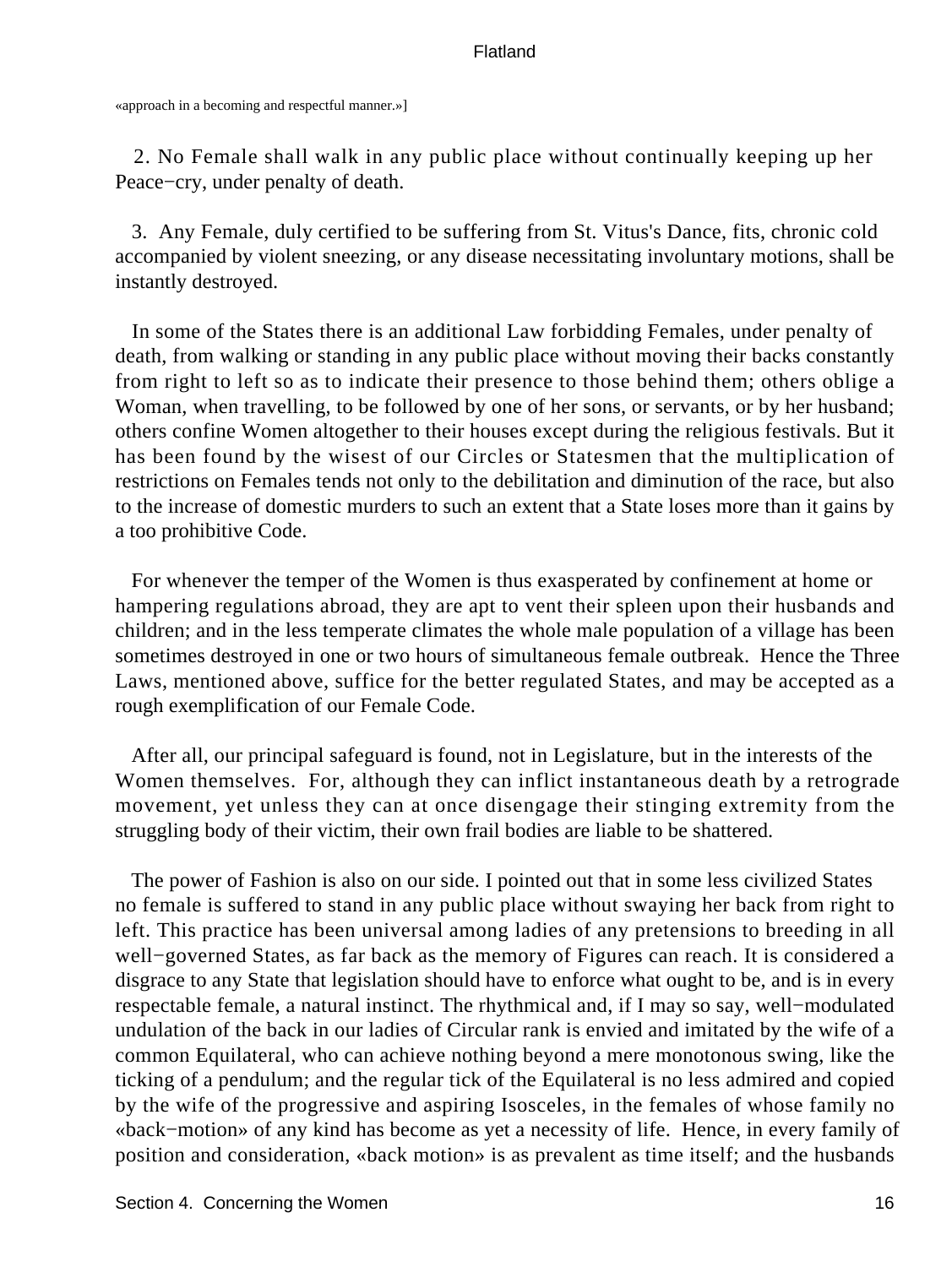«approach in a becoming and respectful manner.»]

2. No Female shall walk in any public place without continually keeping up her Peace−cry, under penalty of death.

3. Any Female, duly certified to be suffering from St. Vitus's Dance, fits, chronic cold accompanied by violent sneezing, or any disease necessitating involuntary motions, shall be instantly destroyed.

In some of the States there is an additional Law forbidding Females, under penalty of death, from walking or standing in any public place without moving their backs constantly from right to left so as to indicate their presence to those behind them; others oblige a Woman, when travelling, to be followed by one of her sons, or servants, or by her husband; others confine Women altogether to their houses except during the religious festivals. But it has been found by the wisest of our Circles or Statesmen that the multiplication of restrictions on Females tends not only to the debilitation and diminution of the race, but also to the increase of domestic murders to such an extent that a State loses more than it gains by a too prohibitive Code.

For whenever the temper of the Women is thus exasperated by confinement at home or hampering regulations abroad, they are apt to vent their spleen upon their husbands and children; and in the less temperate climates the whole male population of a village has been sometimes destroyed in one or two hours of simultaneous female outbreak. Hence the Three Laws, mentioned above, suffice for the better regulated States, and may be accepted as a rough exemplification of our Female Code.

After all, our principal safeguard is found, not in Legislature, but in the interests of the Women themselves. For, although they can inflict instantaneous death by a retrograde movement, yet unless they can at once disengage their stinging extremity from the struggling body of their victim, their own frail bodies are liable to be shattered.

The power of Fashion is also on our side. I pointed out that in some less civilized States no female is suffered to stand in any public place without swaying her back from right to left. This practice has been universal among ladies of any pretensions to breeding in all well−governed States, as far back as the memory of Figures can reach. It is considered a disgrace to any State that legislation should have to enforce what ought to be, and is in every respectable female, a natural instinct. The rhythmical and, if I may so say, well−modulated undulation of the back in our ladies of Circular rank is envied and imitated by the wife of a common Equilateral, who can achieve nothing beyond a mere monotonous swing, like the ticking of a pendulum; and the regular tick of the Equilateral is no less admired and copied by the wife of the progressive and aspiring Isosceles, in the females of whose family no «back−motion» of any kind has become as yet a necessity of life. Hence, in every family of position and consideration, «back motion» is as prevalent as time itself; and the husbands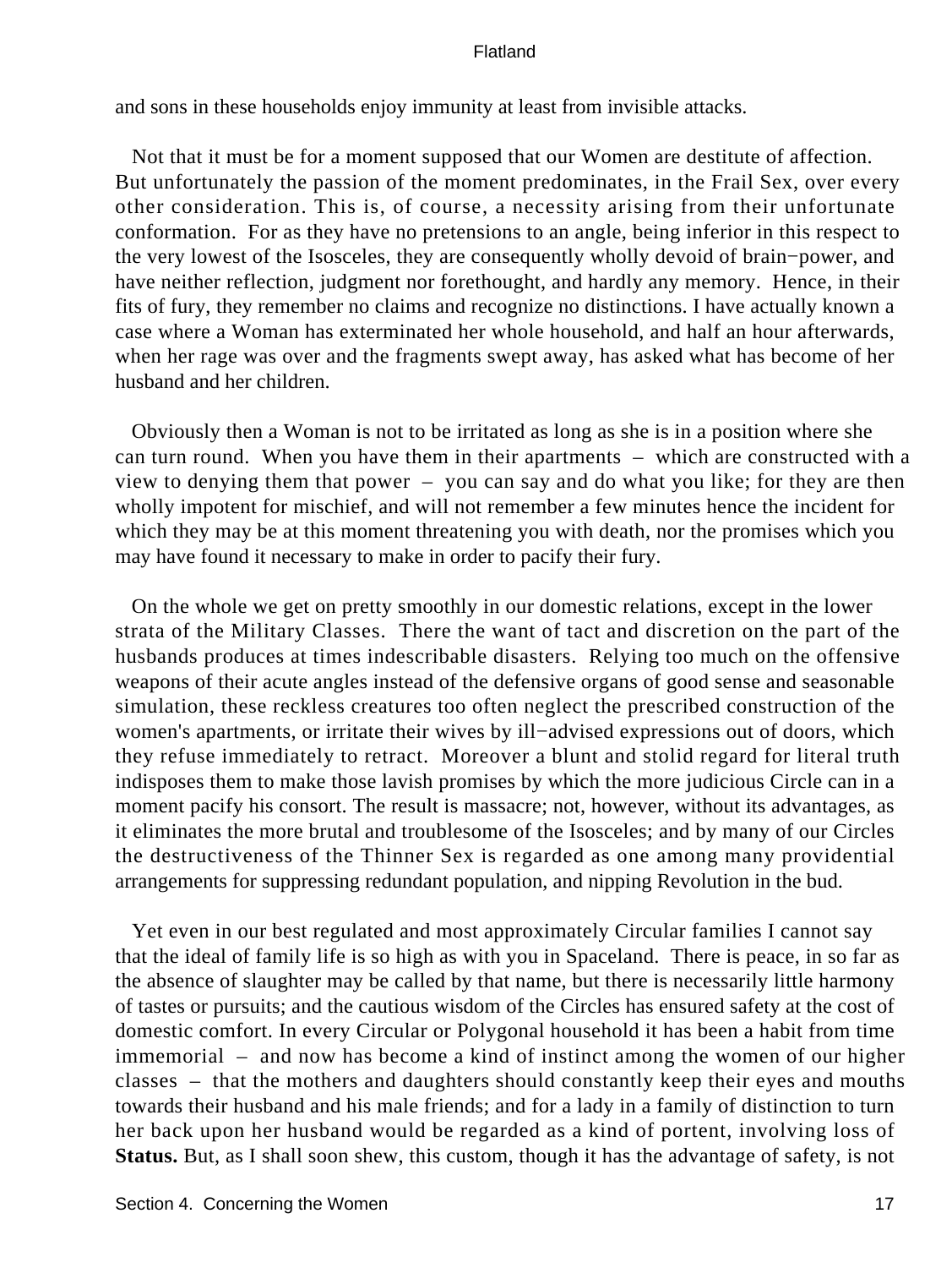and sons in these households enjoy immunity at least from invisible attacks.

Not that it must be for a moment supposed that our Women are destitute of affection. But unfortunately the passion of the moment predominates, in the Frail Sex, over every other consideration. This is, of course, a necessity arising from their unfortunate conformation. For as they have no pretensions to an angle, being inferior in this respect to the very lowest of the Isosceles, they are consequently wholly devoid of brain−power, and have neither reflection, judgment nor forethought, and hardly any memory. Hence, in their fits of fury, they remember no claims and recognize no distinctions. I have actually known a case where a Woman has exterminated her whole household, and half an hour afterwards, when her rage was over and the fragments swept away, has asked what has become of her husband and her children.

Obviously then a Woman is not to be irritated as long as she is in a position where she can turn round. When you have them in their apartments – which are constructed with a view to denying them that power – you can say and do what you like; for they are then wholly impotent for mischief, and will not remember a few minutes hence the incident for which they may be at this moment threatening you with death, nor the promises which you may have found it necessary to make in order to pacify their fury.

On the whole we get on pretty smoothly in our domestic relations, except in the lower strata of the Military Classes. There the want of tact and discretion on the part of the husbands produces at times indescribable disasters. Relying too much on the offensive weapons of their acute angles instead of the defensive organs of good sense and seasonable simulation, these reckless creatures too often neglect the prescribed construction of the women's apartments, or irritate their wives by ill−advised expressions out of doors, which they refuse immediately to retract. Moreover a blunt and stolid regard for literal truth indisposes them to make those lavish promises by which the more judicious Circle can in a moment pacify his consort. The result is massacre; not, however, without its advantages, as it eliminates the more brutal and troublesome of the Isosceles; and by many of our Circles the destructiveness of the Thinner Sex is regarded as one among many providential arrangements for suppressing redundant population, and nipping Revolution in the bud.

Yet even in our best regulated and most approximately Circular families I cannot say that the ideal of family life is so high as with you in Spaceland. There is peace, in so far as the absence of slaughter may be called by that name, but there is necessarily little harmony of tastes or pursuits; and the cautious wisdom of the Circles has ensured safety at the cost of domestic comfort. In every Circular or Polygonal household it has been a habit from time immemorial – and now has become a kind of instinct among the women of our higher classes – that the mothers and daughters should constantly keep their eyes and mouths towards their husband and his male friends; and for a lady in a family of distinction to turn her back upon her husband would be regarded as a kind of portent, involving loss of **Status.** But, as I shall soon shew, this custom, though it has the advantage of safety, is not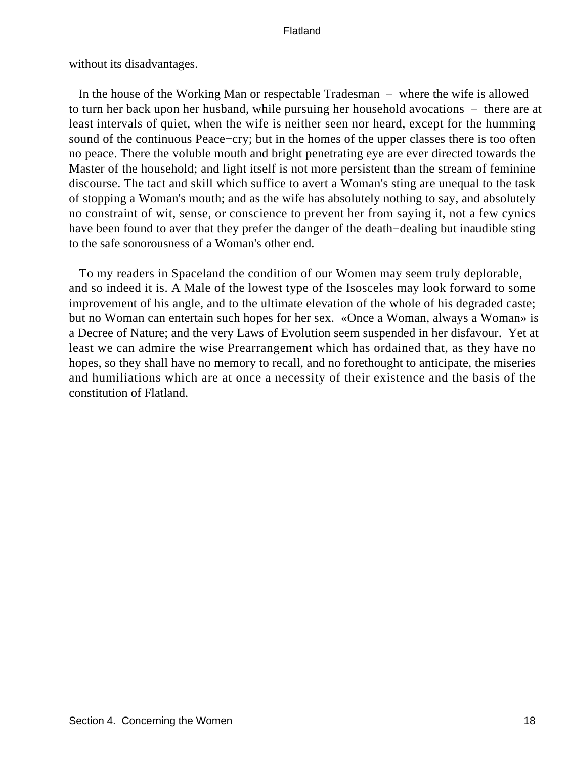without its disadvantages.

In the house of the Working Man or respectable Tradesman – where the wife is allowed to turn her back upon her husband, while pursuing her household avocations – there are at least intervals of quiet, when the wife is neither seen nor heard, except for the humming sound of the continuous Peace−cry; but in the homes of the upper classes there is too often no peace. There the voluble mouth and bright penetrating eye are ever directed towards the Master of the household; and light itself is not more persistent than the stream of feminine discourse. The tact and skill which suffice to avert a Woman's sting are unequal to the task of stopping a Woman's mouth; and as the wife has absolutely nothing to say, and absolutely no constraint of wit, sense, or conscience to prevent her from saying it, not a few cynics have been found to aver that they prefer the danger of the death−dealing but inaudible sting to the safe sonorousness of a Woman's other end.

To my readers in Spaceland the condition of our Women may seem truly deplorable, and so indeed it is. A Male of the lowest type of the Isosceles may look forward to some improvement of his angle, and to the ultimate elevation of the whole of his degraded caste; but no Woman can entertain such hopes for her sex. «Once a Woman, always a Woman» is a Decree of Nature; and the very Laws of Evolution seem suspended in her disfavour. Yet at least we can admire the wise Prearrangement which has ordained that, as they have no hopes, so they shall have no memory to recall, and no forethought to anticipate, the miseries and humiliations which are at once a necessity of their existence and the basis of the constitution of Flatland.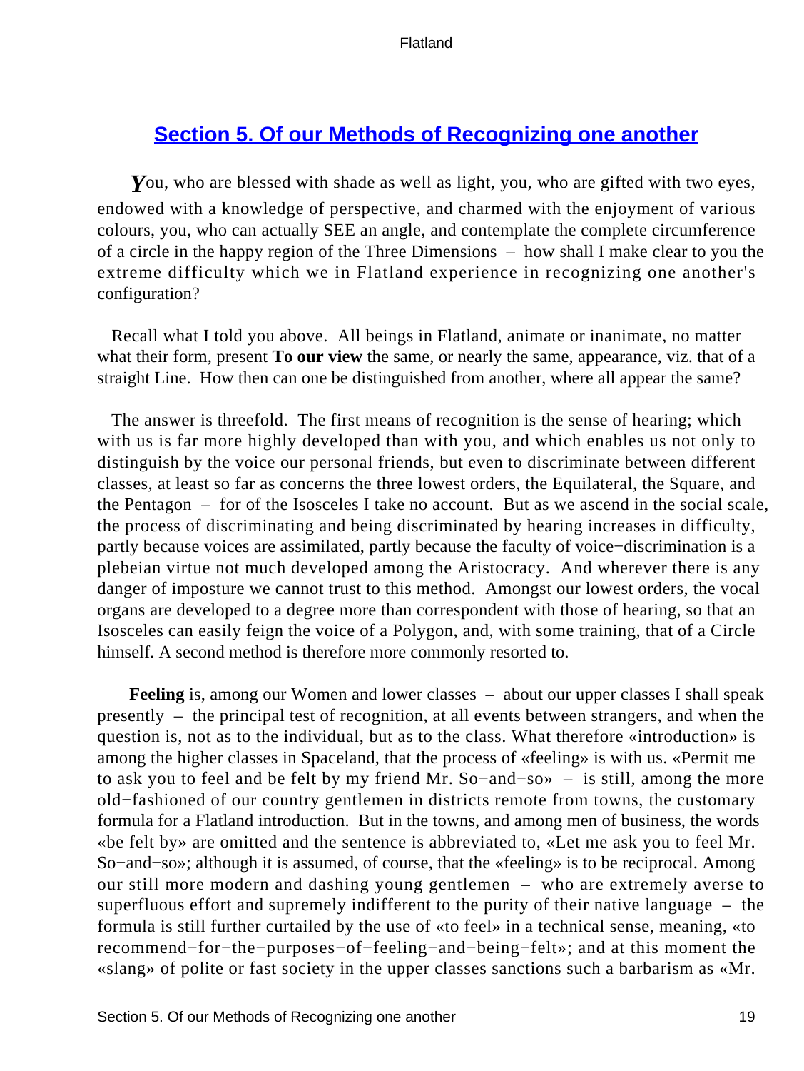## Section 5. Of our Methods of Recognizing one another

*You*, who are blessed with shade as well as light, you, who are gifted with two eyes, endowed with a knowledge of perspective, and charmed with the enjoyment of various colours, you, who can actually SEE an angle, and contemplate the complete circumference of a circle in the happy region of the Three Dimensions – how shall I make clear to you the extreme difficulty which we in Flatland experience in recognizing one another's configuration?

Recall what I told you above. All beings in Flatland, animate or inanimate, no matter what their form, present **To our view** the same, or nearly the same, appearance, viz. that of a straight Line. How then can one be distinguished from another, where all appear the same?

The answer is threefold. The first means of recognition is the sense of hearing; which with us is far more highly developed than with you, and which enables us not only to distinguish by the voice our personal friends, but even to discriminate between different classes, at least so far as concerns the three lowest orders, the Equilateral, the Square, and the Pentagon – for of the Isosceles I take no account. But as we ascend in the social scale, the process of discriminating and being discriminated by hearing increases in difficulty, partly because voices are assimilated, partly because the faculty of voice−discrimination is a plebeian virtue not much developed among the Aristocracy. And wherever there is any danger of imposture we cannot trust to this method. Amongst our lowest orders, the vocal organs are developed to a degree more than correspondent with those of hearing, so that an Isosceles can easily feign the voice of a Polygon, and, with some training, that of a Circle himself. A second method is therefore more commonly resorted to.

**Feeling** is, among our Women and lower classes – about our upper classes I shall speak presently – the principal test of recognition, at all events between strangers, and when the question is, not as to the individual, but as to the class. What therefore «introduction» is among the higher classes in Spaceland, that the process of «feeling» is with us. «Permit me to ask you to feel and be felt by my friend Mr. So−and−so» – is still, among the more old−fashioned of our country gentlemen in districts remote from towns, the customary formula for a Flatland introduction. But in the towns, and among men of business, the words «be felt by» are omitted and the sentence is abbreviated to, «Let me ask you to feel Mr. So−and−so»; although it is assumed, of course, that the «feeling» is to be reciprocal. Among our still more modern and dashing young gentlemen – who are extremely averse to superfluous effort and supremely indifferent to the purity of their native language – the formula is still further curtailed by the use of «to feel» in a technical sense, meaning, «to recommend−for−the−purposes−of−feeling−and−being−felt»; and at this moment the «slang» of polite or fast society in the upper classes sanctions such a barbarism as «Mr.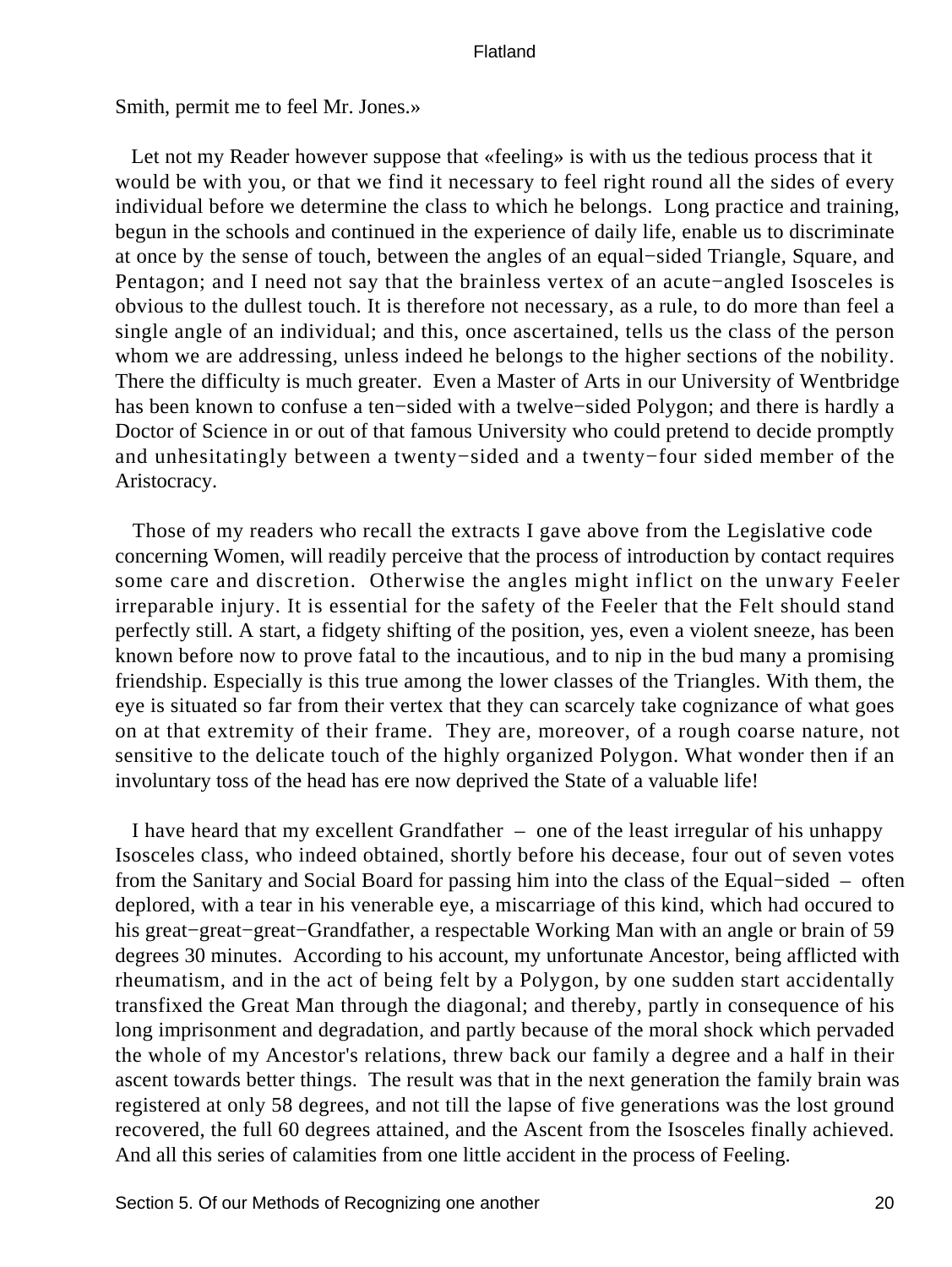Smith, permit me to feel Mr. Jones.»

Let not my Reader however suppose that «feeling» is with us the tedious process that it would be with you, or that we find it necessary to feel right round all the sides of every individual before we determine the class to which he belongs. Long practice and training, begun in the schools and continued in the experience of daily life, enable us to discriminate at once by the sense of touch, between the angles of an equal−sided Triangle, Square, and Pentagon; and I need not say that the brainless vertex of an acute−angled Isosceles is obvious to the dullest touch. It is therefore not necessary, as a rule, to do more than feel a single angle of an individual; and this, once ascertained, tells us the class of the person whom we are addressing, unless indeed he belongs to the higher sections of the nobility. There the difficulty is much greater. Even a Master of Arts in our University of Wentbridge has been known to confuse a ten−sided with a twelve−sided Polygon; and there is hardly a Doctor of Science in or out of that famous University who could pretend to decide promptly and unhesitatingly between a twenty−sided and a twenty−four sided member of the Aristocracy.

Those of my readers who recall the extracts I gave above from the Legislative code concerning Women, will readily perceive that the process of introduction by contact requires some care and discretion. Otherwise the angles might inflict on the unwary Feeler irreparable injury. It is essential for the safety of the Feeler that the Felt should stand perfectly still. A start, a fidgety shifting of the position, yes, even a violent sneeze, has been known before now to prove fatal to the incautious, and to nip in the bud many a promising friendship. Especially is this true among the lower classes of the Triangles. With them, the eye is situated so far from their vertex that they can scarcely take cognizance of what goes on at that extremity of their frame. They are, moreover, of a rough coarse nature, not sensitive to the delicate touch of the highly organized Polygon. What wonder then if an involuntary toss of the head has ere now deprived the State of a valuable life!

I have heard that my excellent Grandfather – one of the least irregular of his unhappy Isosceles class, who indeed obtained, shortly before his decease, four out of seven votes from the Sanitary and Social Board for passing him into the class of the Equal−sided – often deplored, with a tear in his venerable eye, a miscarriage of this kind, which had occured to his great−great−great−Grandfather, a respectable Working Man with an angle or brain of 59 degrees 30 minutes. According to his account, my unfortunate Ancestor, being afflicted with rheumatism, and in the act of being felt by a Polygon, by one sudden start accidentally transfixed the Great Man through the diagonal; and thereby, partly in consequence of his long imprisonment and degradation, and partly because of the moral shock which pervaded the whole of my Ancestor's relations, threw back our family a degree and a half in their ascent towards better things. The result was that in the next generation the family brain was registered at only 58 degrees, and not till the lapse of five generations was the lost ground recovered, the full 60 degrees attained, and the Ascent from the Isosceles finally achieved. And all this series of calamities from one little accident in the process of Feeling.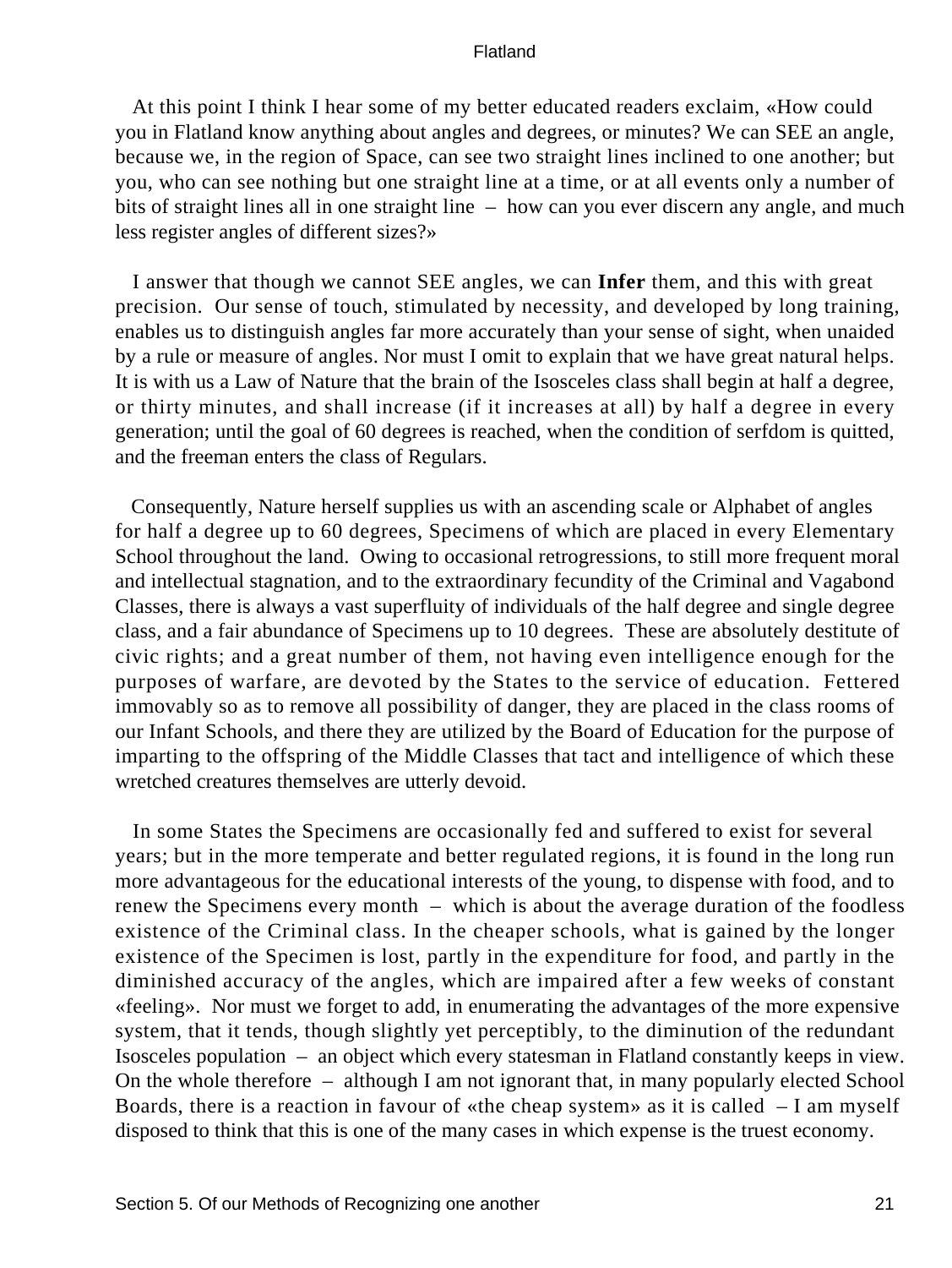At this point I think I hear some of my better educated readers exclaim, «How could you in Flatland know anything about angles and degrees, or minutes? We can SEE an angle, because we, in the region of Space, can see two straight lines inclined to one another; but you, who can see nothing but one straight line at a time, or at all events only a number of bits of straight lines all in one straight line – how can you ever discern any angle, and much less register angles of different sizes?»

I answer that though we cannot SEE angles, we can **Infer** them, and this with great precision. Our sense of touch, stimulated by necessity, and developed by long training, enables us to distinguish angles far more accurately than your sense of sight, when unaided by a rule or measure of angles. Nor must I omit to explain that we have great natural helps. It is with us a Law of Nature that the brain of the Isosceles class shall begin at half a degree, or thirty minutes, and shall increase (if it increases at all) by half a degree in every generation; until the goal of 60 degrees is reached, when the condition of serfdom is quitted, and the freeman enters the class of Regulars.

Consequently, Nature herself supplies us with an ascending scale or Alphabet of angles for half a degree up to 60 degrees, Specimens of which are placed in every Elementary School throughout the land. Owing to occasional retrogressions, to still more frequent moral and intellectual stagnation, and to the extraordinary fecundity of the Criminal and Vagabond Classes, there is always a vast superfluity of individuals of the half degree and single degree class, and a fair abundance of Specimens up to 10 degrees. These are absolutely destitute of civic rights; and a great number of them, not having even intelligence enough for the purposes of warfare, are devoted by the States to the service of education. Fettered immovably so as to remove all possibility of danger, they are placed in the class rooms of our Infant Schools, and there they are utilized by the Board of Education for the purpose of imparting to the offspring of the Middle Classes that tact and intelligence of which these wretched creatures themselves are utterly devoid.

In some States the Specimens are occasionally fed and suffered to exist for several years; but in the more temperate and better regulated regions, it is found in the long run more advantageous for the educational interests of the young, to dispense with food, and to renew the Specimens every month – which is about the average duration of the foodless existence of the Criminal class. In the cheaper schools, what is gained by the longer existence of the Specimen is lost, partly in the expenditure for food, and partly in the diminished accuracy of the angles, which are impaired after a few weeks of constant «feeling». Nor must we forget to add, in enumerating the advantages of the more expensive system, that it tends, though slightly yet perceptibly, to the diminution of the redundant Isosceles population – an object which every statesman in Flatland constantly keeps in view. On the whole therefore – although I am not ignorant that, in many popularly elected School Boards, there is a reaction in favour of «the cheap system» as it is called – I am myself disposed to think that this is one of the many cases in which expense is the truest economy.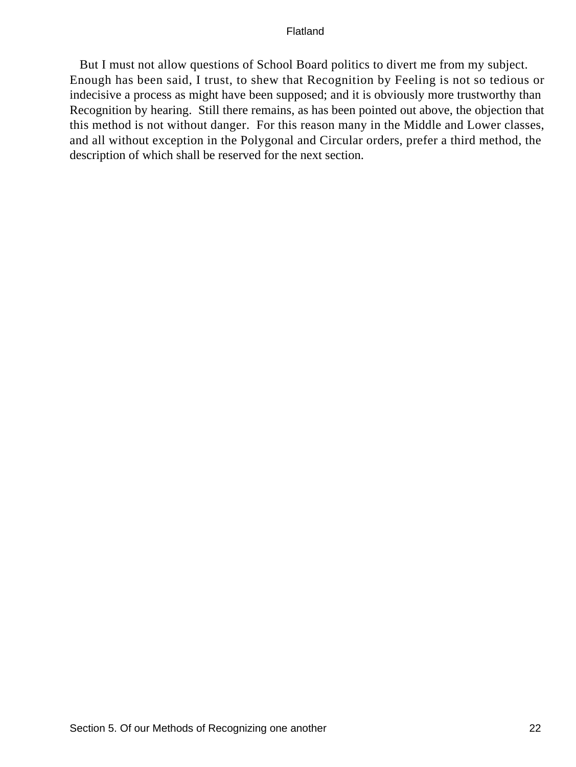But I must not allow questions of School Board politics to divert me from my subject. Enough has been said, I trust, to shew that Recognition by Feeling is not so tedious or indecisive a process as might have been supposed; and it is obviously more trustworthy than Recognition by hearing. Still there remains, as has been pointed out above, the objection that this method is not without danger. For this reason many in the Middle and Lower classes, and all without exception in the Polygonal and Circular orders, prefer a third method, the description of which shall be reserved for the next section.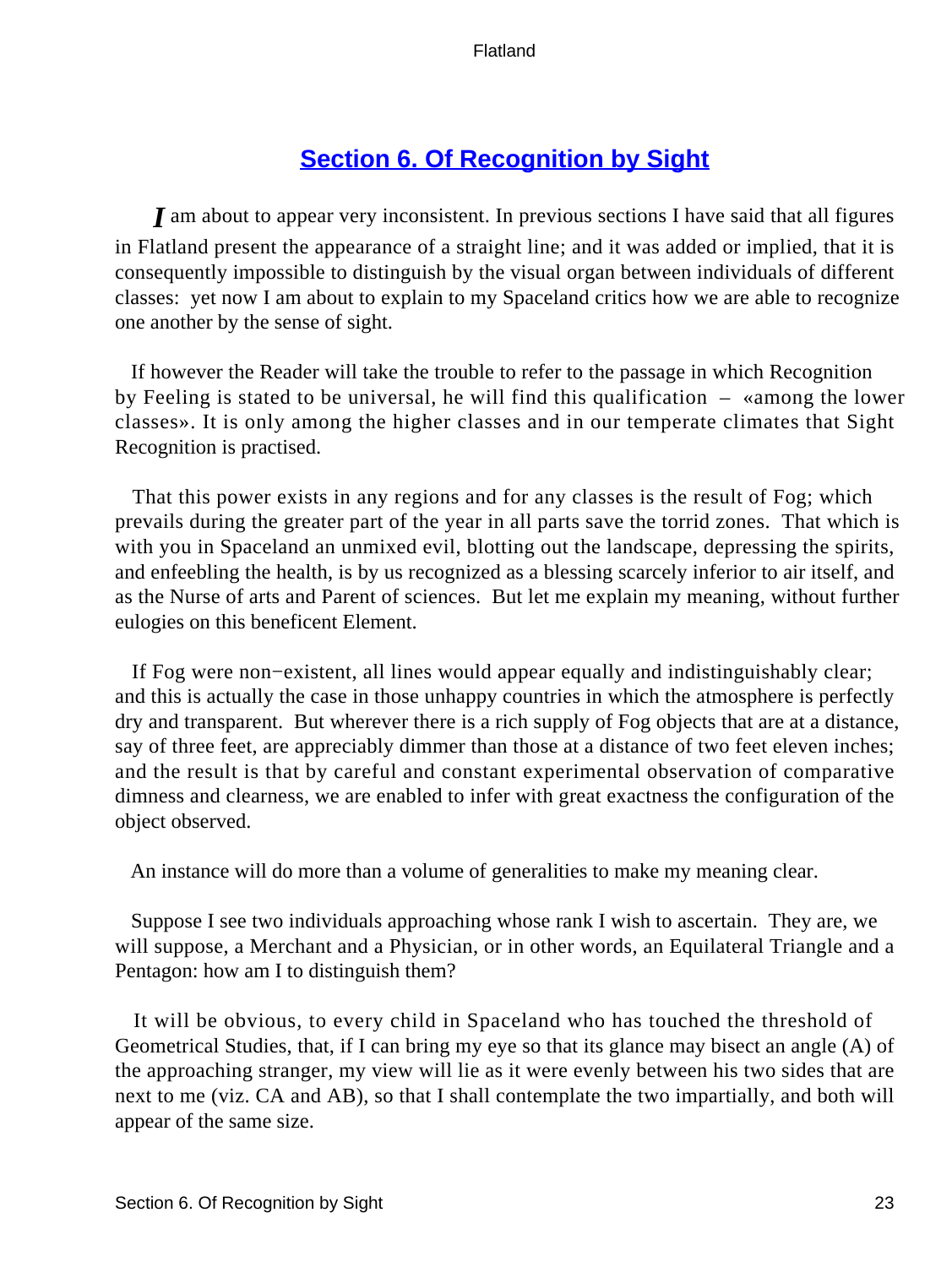## Section 6. Of Recognition by Sight

*I* am about to appear very inconsistent. In previous sections I have said that all figures in Flatland present the appearance of a straight line; and it was added or implied, that it is consequently impossible to distinguish by the visual organ between individuals of different classes: yet now I am about to explain to my Spaceland critics how we are able to recognize one another by the sense of sight.

If however the Reader will take the trouble to refer to the passage in which Recognition by Feeling is stated to be universal, he will find this qualification – «among the lower classes». It is only among the higher classes and in our temperate climates that Sight Recognition is practised.

That this power exists in any regions and for any classes is the result of Fog; which prevails during the greater part of the year in all parts save the torrid zones. That which is with you in Spaceland an unmixed evil, blotting out the landscape, depressing the spirits, and enfeebling the health, is by us recognized as a blessing scarcely inferior to air itself, and as the Nurse of arts and Parent of sciences. But let me explain my meaning, without further eulogies on this beneficent Element.

If Fog were non−existent, all lines would appear equally and indistinguishably clear; and this is actually the case in those unhappy countries in which the atmosphere is perfectly dry and transparent. But wherever there is a rich supply of Fog objects that are at a distance, say of three feet, are appreciably dimmer than those at a distance of two feet eleven inches; and the result is that by careful and constant experimental observation of comparative dimness and clearness, we are enabled to infer with great exactness the configuration of the object observed.

An instance will do more than a volume of generalities to make my meaning clear.

Suppose I see two individuals approaching whose rank I wish to ascertain. They are, we will suppose, a Merchant and a Physician, or in other words, an Equilateral Triangle and a Pentagon: how am I to distinguish them?

It will be obvious, to every child in Spaceland who has touched the threshold of Geometrical Studies, that, if I can bring my eye so that its glance may bisect an angle (A) of the approaching stranger, my view will lie as it were evenly between his two sides that are next to me (viz. CA and AB), so that I shall contemplate the two impartially, and both will appear of the same size.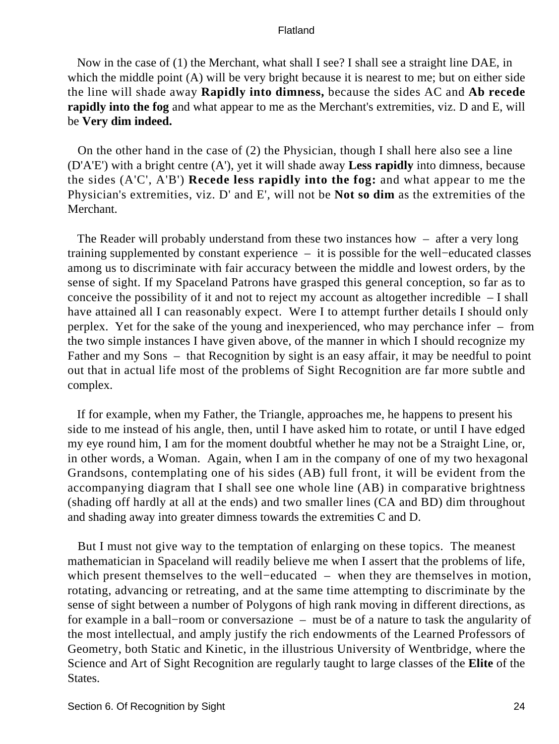Now in the case of (1) the Merchant, what shall I see? I shall see a straight line DAE, in which the middle point (A) will be very bright because it is nearest to me; but on either side the line will shade away **Rapidly into dimness,** because the sides AC and **Ab recede rapidly into the fog** and what appear to me as the Merchant's extremities, viz. D and E, will be **Very dim indeed.**

On the other hand in the case of (2) the Physician, though I shall here also see a line (D'A'E') with a bright centre (A'), yet it will shade away **Less rapidly** into dimness, because the sides (A'C', A'B') **Recede less rapidly into the fog:** and what appear to me the Physician's extremities, viz. D' and E', will not be **Not so dim** as the extremities of the Merchant.

The Reader will probably understand from these two instances how – after a very long training supplemented by constant experience – it is possible for the well−educated classes among us to discriminate with fair accuracy between the middle and lowest orders, by the sense of sight. If my Spaceland Patrons have grasped this general conception, so far as to conceive the possibility of it and not to reject my account as altogether incredible – I shall have attained all I can reasonably expect. Were I to attempt further details I should only perplex. Yet for the sake of the young and inexperienced, who may perchance infer – from the two simple instances I have given above, of the manner in which I should recognize my Father and my Sons – that Recognition by sight is an easy affair, it may be needful to point out that in actual life most of the problems of Sight Recognition are far more subtle and complex.

If for example, when my Father, the Triangle, approaches me, he happens to present his side to me instead of his angle, then, until I have asked him to rotate, or until I have edged my eye round him, I am for the moment doubtful whether he may not be a Straight Line, or, in other words, a Woman. Again, when I am in the company of one of my two hexagonal Grandsons, contemplating one of his sides (AB) full front, it will be evident from the accompanying diagram that I shall see one whole line (AB) in comparative brightness (shading off hardly at all at the ends) and two smaller lines (CA and BD) dim throughout and shading away into greater dimness towards the extremities C and D.

But I must not give way to the temptation of enlarging on these topics. The meanest mathematician in Spaceland will readily believe me when I assert that the problems of life, which present themselves to the well−educated – when they are themselves in motion, rotating, advancing or retreating, and at the same time attempting to discriminate by the sense of sight between a number of Polygons of high rank moving in different directions, as for example in a ball−room or conversazione – must be of a nature to task the angularity of the most intellectual, and amply justify the rich endowments of the Learned Professors of Geometry, both Static and Kinetic, in the illustrious University of Wentbridge, where the Science and Art of Sight Recognition are regularly taught to large classes of the **Elite** of the States.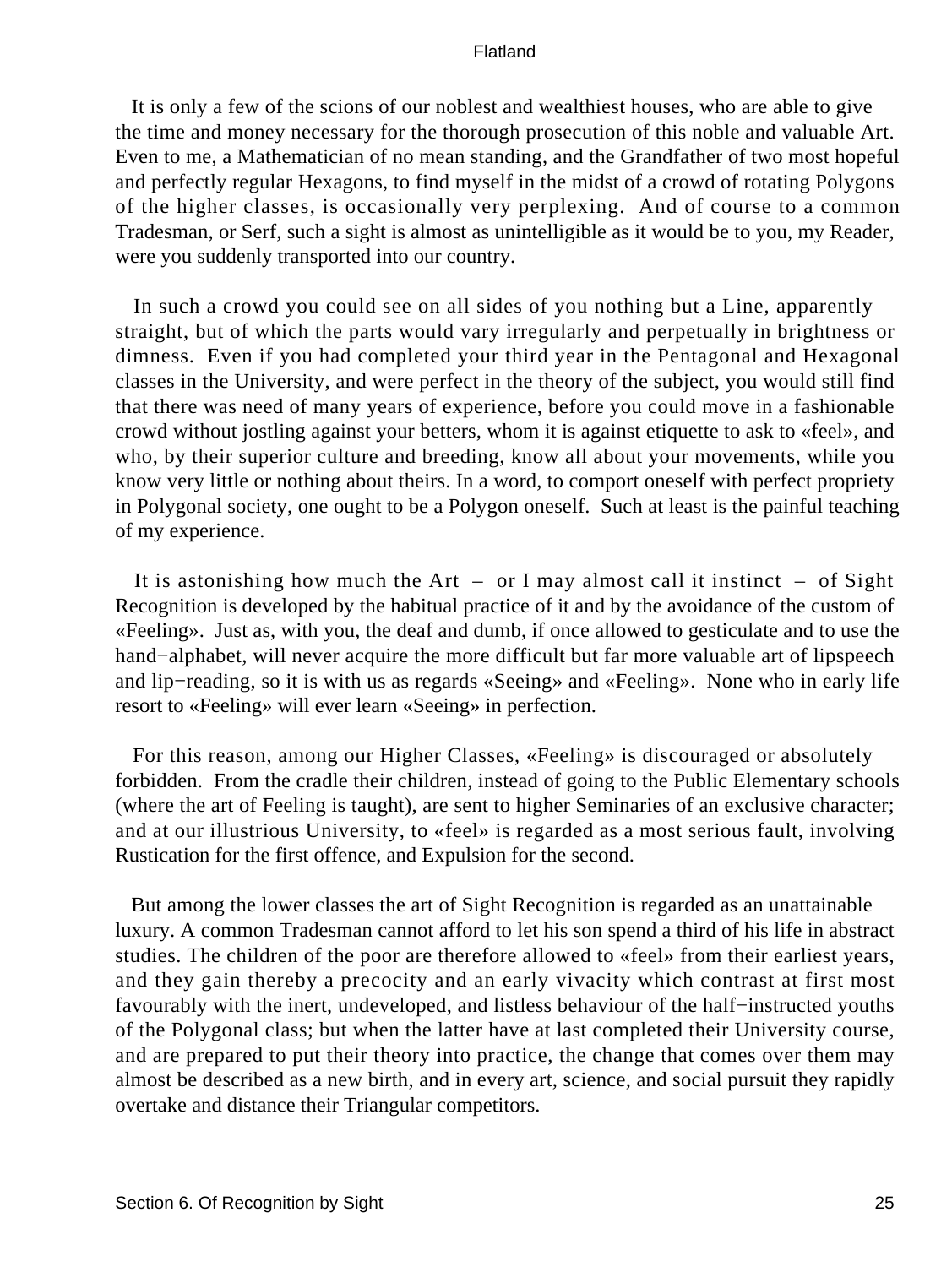It is only a few of the scions of our noblest and wealthiest houses, who are able to give the time and money necessary for the thorough prosecution of this noble and valuable Art. Even to me, a Mathematician of no mean standing, and the Grandfather of two most hopeful and perfectly regular Hexagons, to find myself in the midst of a crowd of rotating Polygons of the higher classes, is occasionally very perplexing. And of course to a common Tradesman, or Serf, such a sight is almost as unintelligible as it would be to you, my Reader, were you suddenly transported into our country.

In such a crowd you could see on all sides of you nothing but a Line, apparently straight, but of which the parts would vary irregularly and perpetually in brightness or dimness. Even if you had completed your third year in the Pentagonal and Hexagonal classes in the University, and were perfect in the theory of the subject, you would still find that there was need of many years of experience, before you could move in a fashionable crowd without jostling against your betters, whom it is against etiquette to ask to «feel», and who, by their superior culture and breeding, know all about your movements, while you know very little or nothing about theirs. In a word, to comport oneself with perfect propriety in Polygonal society, one ought to be a Polygon oneself. Such at least is the painful teaching of my experience.

It is astonishing how much the Art – or I may almost call it instinct – of Sight Recognition is developed by the habitual practice of it and by the avoidance of the custom of «Feeling». Just as, with you, the deaf and dumb, if once allowed to gesticulate and to use the hand−alphabet, will never acquire the more difficult but far more valuable art of lipspeech and lip−reading, so it is with us as regards «Seeing» and «Feeling». None who in early life resort to «Feeling» will ever learn «Seeing» in perfection.

For this reason, among our Higher Classes, «Feeling» is discouraged or absolutely forbidden. From the cradle their children, instead of going to the Public Elementary schools (where the art of Feeling is taught), are sent to higher Seminaries of an exclusive character; and at our illustrious University, to «feel» is regarded as a most serious fault, involving Rustication for the first offence, and Expulsion for the second.

But among the lower classes the art of Sight Recognition is regarded as an unattainable luxury. A common Tradesman cannot afford to let his son spend a third of his life in abstract studies. The children of the poor are therefore allowed to «feel» from their earliest years, and they gain thereby a precocity and an early vivacity which contrast at first most favourably with the inert, undeveloped, and listless behaviour of the half−instructed youths of the Polygonal class; but when the latter have at last completed their University course, and are prepared to put their theory into practice, the change that comes over them may almost be described as a new birth, and in every art, science, and social pursuit they rapidly overtake and distance their Triangular competitors.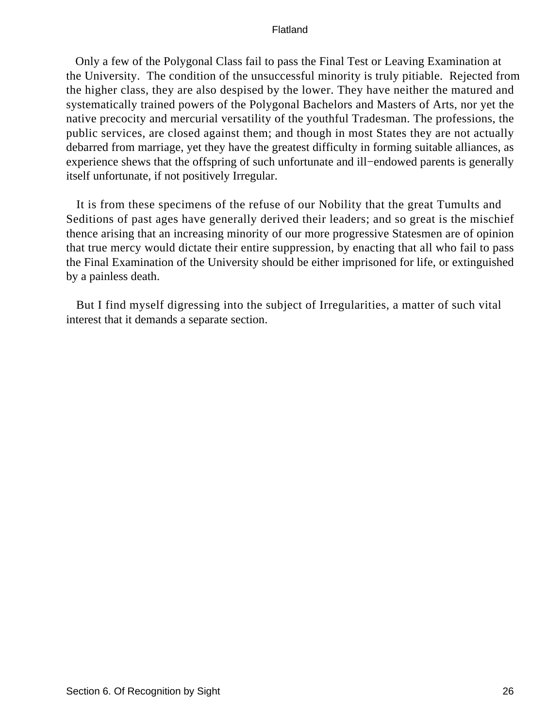Only a few of the Polygonal Class fail to pass the Final Test or Leaving Examination at the University. The condition of the unsuccessful minority is truly pitiable. Rejected from the higher class, they are also despised by the lower. They have neither the matured and systematically trained powers of the Polygonal Bachelors and Masters of Arts, nor yet the native precocity and mercurial versatility of the youthful Tradesman. The professions, the public services, are closed against them; and though in most States they are not actually debarred from marriage, yet they have the greatest difficulty in forming suitable alliances, as experience shews that the offspring of such unfortunate and ill−endowed parents is generally itself unfortunate, if not positively Irregular.

It is from these specimens of the refuse of our Nobility that the great Tumults and Seditions of past ages have generally derived their leaders; and so great is the mischief thence arising that an increasing minority of our more progressive Statesmen are of opinion that true mercy would dictate their entire suppression, by enacting that all who fail to pass the Final Examination of the University should be either imprisoned for life, or extinguished by a painless death.

But I find myself digressing into the subject of Irregularities, a matter of such vital interest that it demands a separate section.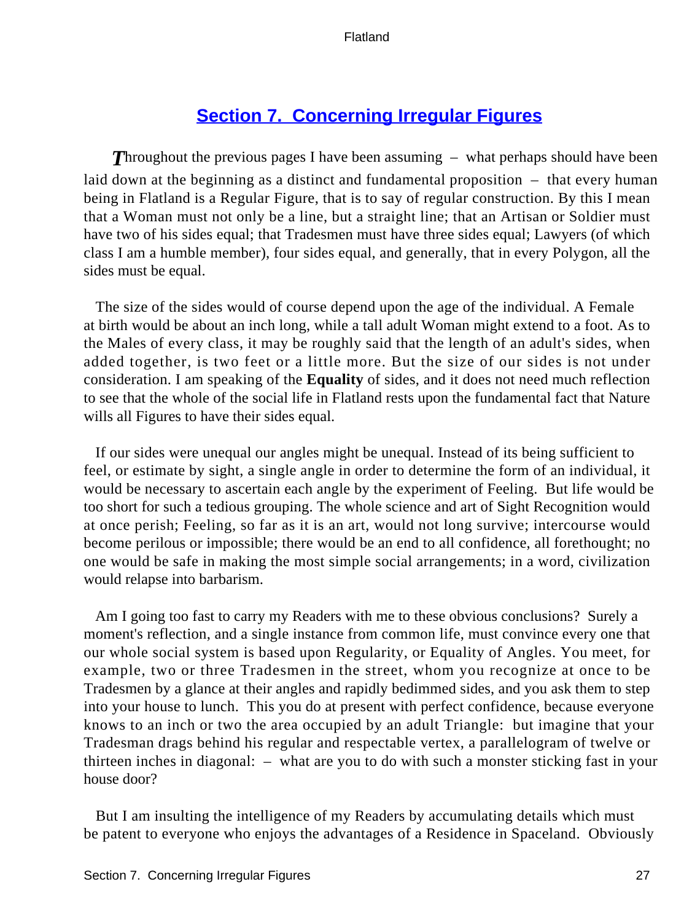## Section 7. Concerning Irregular Figures

*T*hroughout the previous pages I have been assuming – what perhaps should have been laid down at the beginning as a distinct and fundamental proposition – that every human being in Flatland is a Regular Figure, that is to say of regular construction. By this I mean that a Woman must not only be a line, but a straight line; that an Artisan or Soldier must have two of his sides equal; that Tradesmen must have three sides equal; Lawyers (of which class I am a humble member), four sides equal, and generally, that in every Polygon, all the sides must be equal.

The size of the sides would of course depend upon the age of the individual. A Female at birth would be about an inch long, while a tall adult Woman might extend to a foot. As to the Males of every class, it may be roughly said that the length of an adult's sides, when added together, is two feet or a little more. But the size of our sides is not under consideration. I am speaking of the **Equality** of sides, and it does not need much reflection to see that the whole of the social life in Flatland rests upon the fundamental fact that Nature wills all Figures to have their sides equal.

If our sides were unequal our angles might be unequal. Instead of its being sufficient to feel, or estimate by sight, a single angle in order to determine the form of an individual, it would be necessary to ascertain each angle by the experiment of Feeling. But life would be too short for such a tedious grouping. The whole science and art of Sight Recognition would at once perish; Feeling, so far as it is an art, would not long survive; intercourse would become perilous or impossible; there would be an end to all confidence, all forethought; no one would be safe in making the most simple social arrangements; in a word, civilization would relapse into barbarism.

Am I going too fast to carry my Readers with me to these obvious conclusions? Surely a moment's reflection, and a single instance from common life, must convince every one that our whole social system is based upon Regularity, or Equality of Angles. You meet, for example, two or three Tradesmen in the street, whom you recognize at once to be Tradesmen by a glance at their angles and rapidly bedimmed sides, and you ask them to step into your house to lunch. This you do at present with perfect confidence, because everyone knows to an inch or two the area occupied by an adult Triangle: but imagine that your Tradesman drags behind his regular and respectable vertex, a parallelogram of twelve or thirteen inches in diagonal: – what are you to do with such a monster sticking fast in your house door?

But I am insulting the intelligence of my Readers by accumulating details which must be patent to everyone who enjoys the advantages of a Residence in Spaceland. Obviously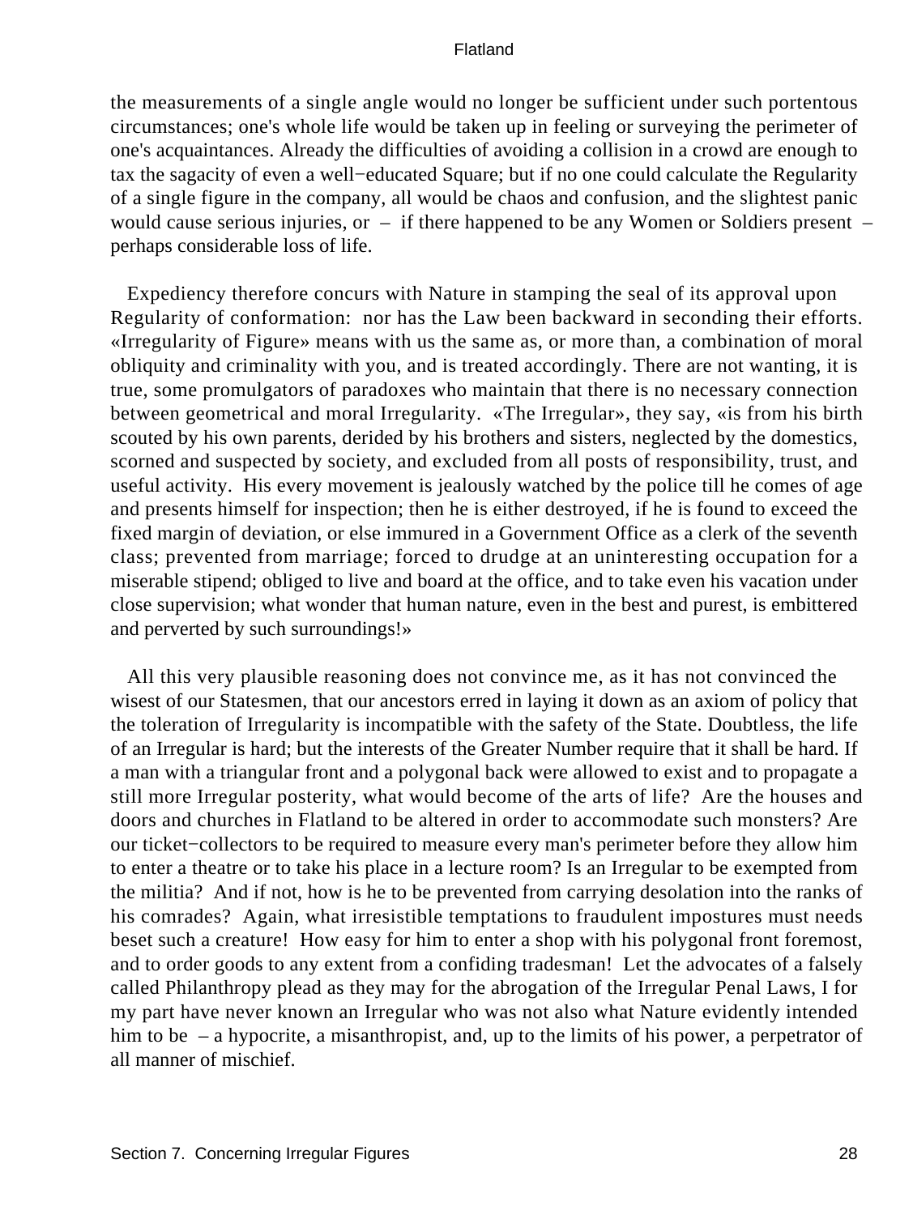the measurements of a single angle would no longer be sufficient under such portentous circumstances; one's whole life would be taken up in feeling or surveying the perimeter of one's acquaintances. Already the difficulties of avoiding a collision in a crowd are enough to tax the sagacity of even a well−educated Square; but if no one could calculate the Regularity of a single figure in the company, all would be chaos and confusion, and the slightest panic would cause serious injuries, or – if there happened to be any Women or Soldiers present – perhaps considerable loss of life.

Expediency therefore concurs with Nature in stamping the seal of its approval upon Regularity of conformation: nor has the Law been backward in seconding their efforts. «Irregularity of Figure» means with us the same as, or more than, a combination of moral obliquity and criminality with you, and is treated accordingly. There are not wanting, it is true, some promulgators of paradoxes who maintain that there is no necessary connection between geometrical and moral Irregularity. «The Irregular», they say, «is from his birth scouted by his own parents, derided by his brothers and sisters, neglected by the domestics, scorned and suspected by society, and excluded from all posts of responsibility, trust, and useful activity. His every movement is jealously watched by the police till he comes of age and presents himself for inspection; then he is either destroyed, if he is found to exceed the fixed margin of deviation, or else immured in a Government Office as a clerk of the seventh class; prevented from marriage; forced to drudge at an uninteresting occupation for a miserable stipend; obliged to live and board at the office, and to take even his vacation under close supervision; what wonder that human nature, even in the best and purest, is embittered and perverted by such surroundings!»

All this very plausible reasoning does not convince me, as it has not convinced the wisest of our Statesmen, that our ancestors erred in laying it down as an axiom of policy that the toleration of Irregularity is incompatible with the safety of the State. Doubtless, the life of an Irregular is hard; but the interests of the Greater Number require that it shall be hard. If a man with a triangular front and a polygonal back were allowed to exist and to propagate a still more Irregular posterity, what would become of the arts of life? Are the houses and doors and churches in Flatland to be altered in order to accommodate such monsters? Are our ticket−collectors to be required to measure every man's perimeter before they allow him to enter a theatre or to take his place in a lecture room? Is an Irregular to be exempted from the militia? And if not, how is he to be prevented from carrying desolation into the ranks of his comrades? Again, what irresistible temptations to fraudulent impostures must needs beset such a creature! How easy for him to enter a shop with his polygonal front foremost, and to order goods to any extent from a confiding tradesman! Let the advocates of a falsely called Philanthropy plead as they may for the abrogation of the Irregular Penal Laws, I for my part have never known an Irregular who was not also what Nature evidently intended him to be – a hypocrite, a misanthropist, and, up to the limits of his power, a perpetrator of all manner of mischief.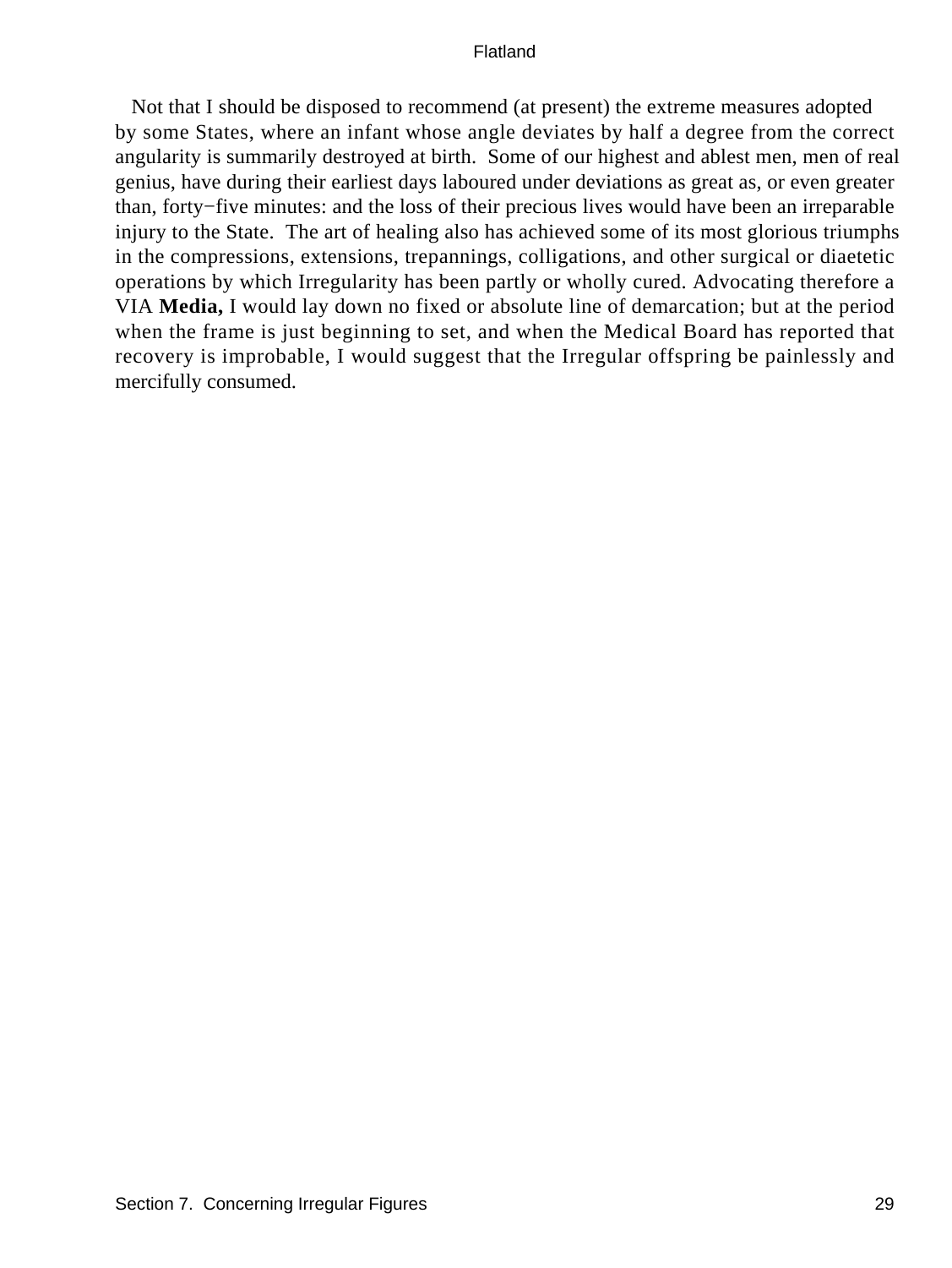Not that I should be disposed to recommend (at present) the extreme measures adopted by some States, where an infant whose angle deviates by half a degree from the correct angularity is summarily destroyed at birth. Some of our highest and ablest men, men of real genius, have during their earliest days laboured under deviations as great as, or even greater than, forty−five minutes: and the loss of their precious lives would have been an irreparable injury to the State. The art of healing also has achieved some of its most glorious triumphs in the compressions, extensions, trepannings, colligations, and other surgical or diaetetic operations by which Irregularity has been partly or wholly cured. Advocating therefore a VIA **Media,** I would lay down no fixed or absolute line of demarcation; but at the period when the frame is just beginning to set, and when the Medical Board has reported that recovery is improbable, I would suggest that the Irregular offspring be painlessly and mercifully consumed.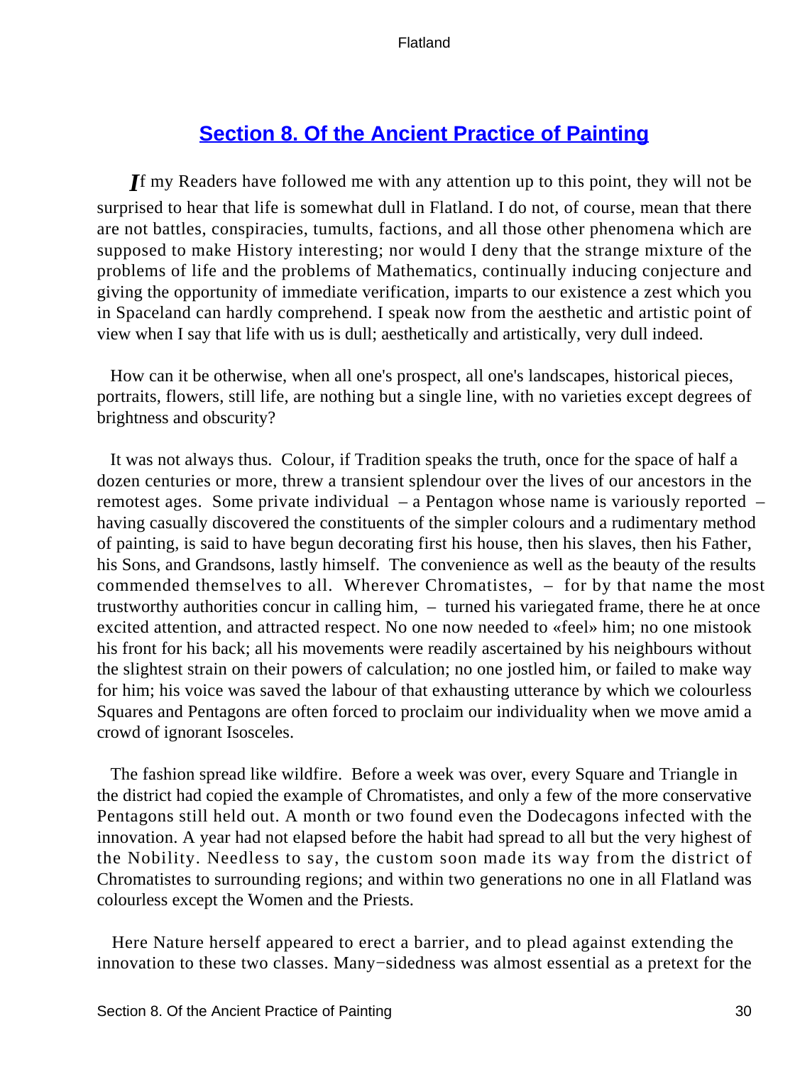## Section 8. Of the Ancient Practice of Painting

*I*f my Readers have followed me with any attention up to this point, they will not be surprised to hear that life is somewhat dull in Flatland. I do not, of course, mean that there are not battles, conspiracies, tumults, factions, and all those other phenomena which are supposed to make History interesting; nor would I deny that the strange mixture of the problems of life and the problems of Mathematics, continually inducing conjecture and giving the opportunity of immediate verification, imparts to our existence a zest which you in Spaceland can hardly comprehend. I speak now from the aesthetic and artistic point of view when I say that life with us is dull; aesthetically and artistically, very dull indeed.

How can it be otherwise, when all one's prospect, all one's landscapes, historical pieces, portraits, flowers, still life, are nothing but a single line, with no varieties except degrees of brightness and obscurity?

It was not always thus. Colour, if Tradition speaks the truth, once for the space of half a dozen centuries or more, threw a transient splendour over the lives of our ancestors in the remotest ages. Some private individual – a Pentagon whose name is variously reported – having casually discovered the constituents of the simpler colours and a rudimentary method of painting, is said to have begun decorating first his house, then his slaves, then his Father, his Sons, and Grandsons, lastly himself. The convenience as well as the beauty of the results commended themselves to all. Wherever Chromatistes, – for by that name the most trustworthy authorities concur in calling him, – turned his variegated frame, there he at once excited attention, and attracted respect. No one now needed to «feel» him; no one mistook his front for his back; all his movements were readily ascertained by his neighbours without the slightest strain on their powers of calculation; no one jostled him, or failed to make way for him; his voice was saved the labour of that exhausting utterance by which we colourless Squares and Pentagons are often forced to proclaim our individuality when we move amid a crowd of ignorant Isosceles.

The fashion spread like wildfire. Before a week was over, every Square and Triangle in the district had copied the example of Chromatistes, and only a few of the more conservative Pentagons still held out. A month or two found even the Dodecagons infected with the innovation. A year had not elapsed before the habit had spread to all but the very highest of the Nobility. Needless to say, the custom soon made its way from the district of Chromatistes to surrounding regions; and within two generations no one in all Flatland was colourless except the Women and the Priests.

Here Nature herself appeared to erect a barrier, and to plead against extending the innovation to these two classes. Many−sidedness was almost essential as a pretext for the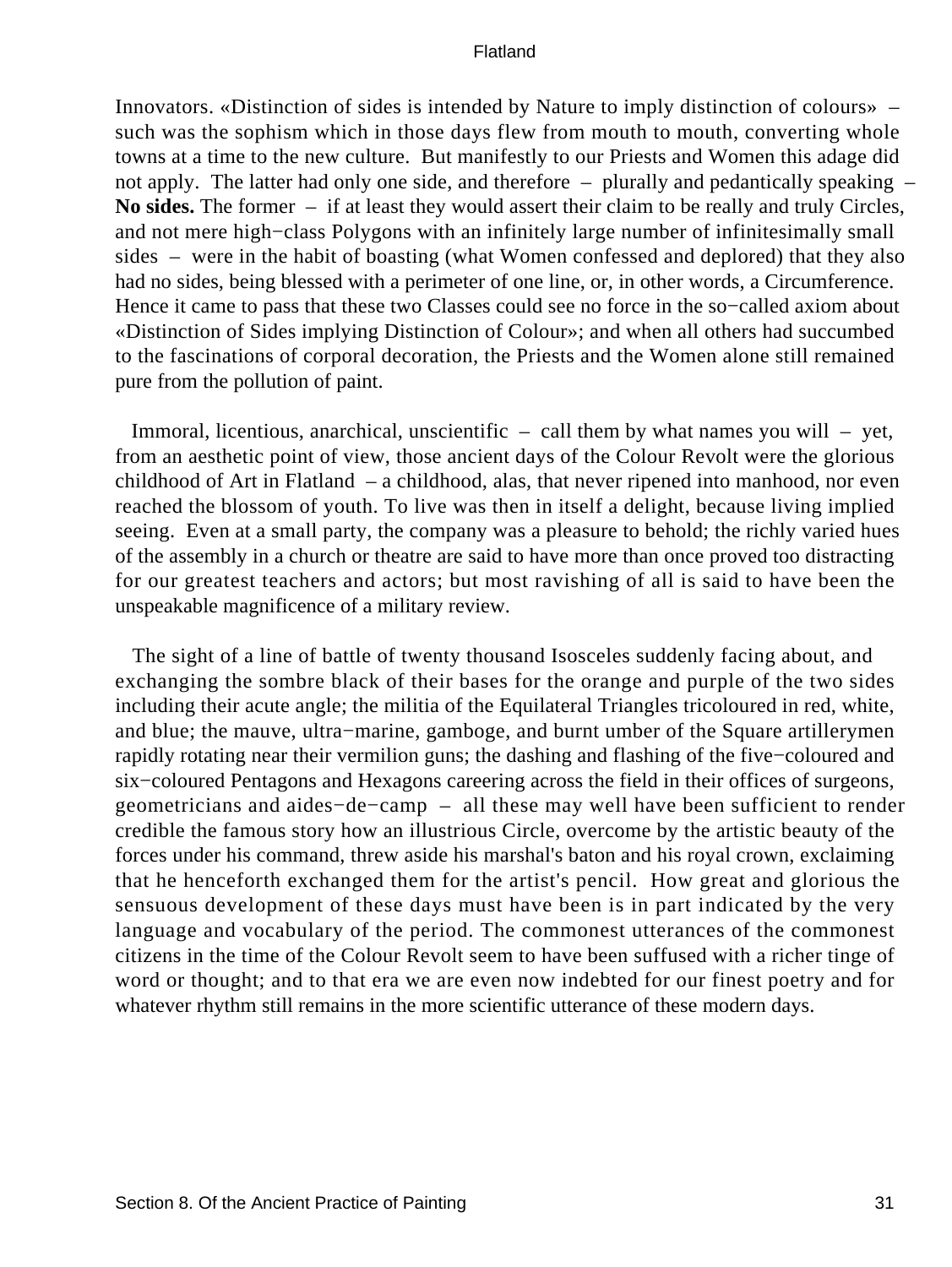Innovators. «Distinction of sides is intended by Nature to imply distinction of colours» – such was the sophism which in those days flew from mouth to mouth, converting whole towns at a time to the new culture. But manifestly to our Priests and Women this adage did not apply. The latter had only one side, and therefore – plurally and pedantically speaking – **No sides.** The former – if at least they would assert their claim to be really and truly Circles, and not mere high−class Polygons with an infinitely large number of infinitesimally small sides – were in the habit of boasting (what Women confessed and deplored) that they also had no sides, being blessed with a perimeter of one line, or, in other words, a Circumference. Hence it came to pass that these two Classes could see no force in the so−called axiom about «Distinction of Sides implying Distinction of Colour»; and when all others had succumbed to the fascinations of corporal decoration, the Priests and the Women alone still remained pure from the pollution of paint.

Immoral, licentious, anarchical, unscientific – call them by what names you will – yet, from an aesthetic point of view, those ancient days of the Colour Revolt were the glorious childhood of Art in Flatland – a childhood, alas, that never ripened into manhood, nor even reached the blossom of youth. To live was then in itself a delight, because living implied seeing. Even at a small party, the company was a pleasure to behold; the richly varied hues of the assembly in a church or theatre are said to have more than once proved too distracting for our greatest teachers and actors; but most ravishing of all is said to have been the unspeakable magnificence of a military review.

The sight of a line of battle of twenty thousand Isosceles suddenly facing about, and exchanging the sombre black of their bases for the orange and purple of the two sides including their acute angle; the militia of the Equilateral Triangles tricoloured in red, white, and blue; the mauve, ultra−marine, gamboge, and burnt umber of the Square artillerymen rapidly rotating near their vermilion guns; the dashing and flashing of the five−coloured and six−coloured Pentagons and Hexagons careering across the field in their offices of surgeons, geometricians and aides−de−camp – all these may well have been sufficient to render credible the famous story how an illustrious Circle, overcome by the artistic beauty of the forces under his command, threw aside his marshal's baton and his royal crown, exclaiming that he henceforth exchanged them for the artist's pencil. How great and glorious the sensuous development of these days must have been is in part indicated by the very language and vocabulary of the period. The commonest utterances of the commonest citizens in the time of the Colour Revolt seem to have been suffused with a richer tinge of word or thought; and to that era we are even now indebted for our finest poetry and for whatever rhythm still remains in the more scientific utterance of these modern days.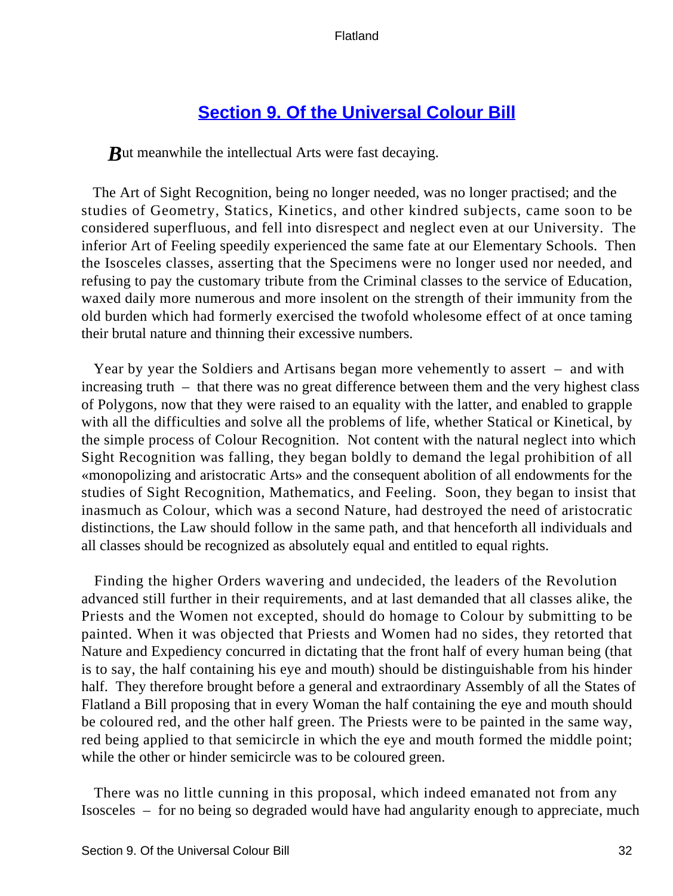## Section 9. Of the Universal Colour Bill

But meanwhile the intellectual Arts were fast decaying.

The Art of Sight Recognition, being no longer needed, was no longer practised; and the studies of Geometry, Statics, Kinetics, and other kindred subjects, came soon to be considered superfluous, and fell into disrespect and neglect even at our University. The inferior Art of Feeling speedily experienced the same fate at our Elementary Schools. Then the Isosceles classes, asserting that the Specimens were no longer used nor needed, and refusing to pay the customary tribute from the Criminal classes to the service of Education, waxed daily more numerous and more insolent on the strength of their immunity from the old burden which had formerly exercised the twofold wholesome effect of at once taming their brutal nature and thinning their excessive numbers.

Year by year the Soldiers and Artisans began more vehemently to assert – and with increasing truth – that there was no great difference between them and the very highest class of Polygons, now that they were raised to an equality with the latter, and enabled to grapple with all the difficulties and solve all the problems of life, whether Statical or Kinetical, by the simple process of Colour Recognition. Not content with the natural neglect into which Sight Recognition was falling, they began boldly to demand the legal prohibition of all «monopolizing and aristocratic Arts» and the consequent abolition of all endowments for the studies of Sight Recognition, Mathematics, and Feeling. Soon, they began to insist that inasmuch as Colour, which was a second Nature, had destroyed the need of aristocratic distinctions, the Law should follow in the same path, and that henceforth all individuals and all classes should be recognized as absolutely equal and entitled to equal rights.

Finding the higher Orders wavering and undecided, the leaders of the Revolution advanced still further in their requirements, and at last demanded that all classes alike, the Priests and the Women not excepted, should do homage to Colour by submitting to be painted. When it was objected that Priests and Women had no sides, they retorted that Nature and Expediency concurred in dictating that the front half of every human being (that is to say, the half containing his eye and mouth) should be distinguishable from his hinder half. They therefore brought before a general and extraordinary Assembly of all the States of Flatland a Bill proposing that in every Woman the half containing the eye and mouth should be coloured red, and the other half green. The Priests were to be painted in the same way, red being applied to that semicircle in which the eye and mouth formed the middle point; while the other or hinder semicircle was to be coloured green.

There was no little cunning in this proposal, which indeed emanated not from any Isosceles – for no being so degraded would have had angularity enough to appreciate, much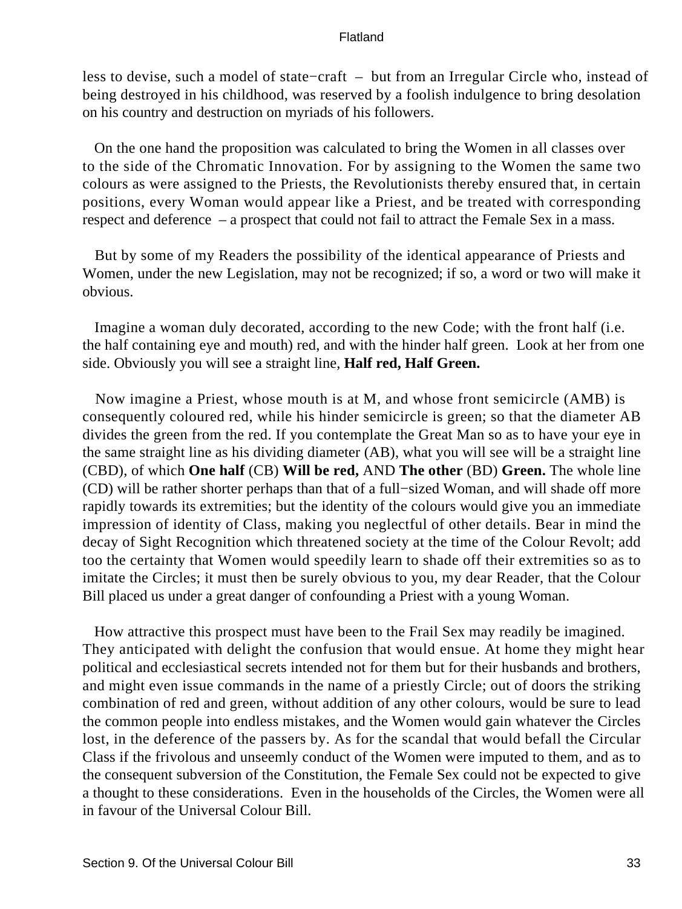less to devise, such a model of state−craft – but from an Irregular Circle who, instead of being destroyed in his childhood, was reserved by a foolish indulgence to bring desolation on his country and destruction on myriads of his followers.

On the one hand the proposition was calculated to bring the Women in all classes over to the side of the Chromatic Innovation. For by assigning to the Women the same two colours as were assigned to the Priests, the Revolutionists thereby ensured that, in certain positions, every Woman would appear like a Priest, and be treated with corresponding respect and deference – a prospect that could not fail to attract the Female Sex in a mass.

But by some of my Readers the possibility of the identical appearance of Priests and Women, under the new Legislation, may not be recognized; if so, a word or two will make it obvious.

Imagine a woman duly decorated, according to the new Code; with the front half (i.e. the half containing eye and mouth) red, and with the hinder half green. Look at her from one side. Obviously you will see a straight line, **Half red, Half Green.**

Now imagine a Priest, whose mouth is at M, and whose front semicircle (AMB) is consequently coloured red, while his hinder semicircle is green; so that the diameter AB divides the green from the red. If you contemplate the Great Man so as to have your eye in the same straight line as his dividing diameter (AB), what you will see will be a straight line (CBD), of which **One half** (CB) **Will be red,** AND **The other** (BD) **Green.** The whole line (CD) will be rather shorter perhaps than that of a full−sized Woman, and will shade off more rapidly towards its extremities; but the identity of the colours would give you an immediate impression of identity of Class, making you neglectful of other details. Bear in mind the decay of Sight Recognition which threatened society at the time of the Colour Revolt; add too the certainty that Women would speedily learn to shade off their extremities so as to imitate the Circles; it must then be surely obvious to you, my dear Reader, that the Colour Bill placed us under a great danger of confounding a Priest with a young Woman.

How attractive this prospect must have been to the Frail Sex may readily be imagined. They anticipated with delight the confusion that would ensue. At home they might hear political and ecclesiastical secrets intended not for them but for their husbands and brothers, and might even issue commands in the name of a priestly Circle; out of doors the striking combination of red and green, without addition of any other colours, would be sure to lead the common people into endless mistakes, and the Women would gain whatever the Circles lost, in the deference of the passers by. As for the scandal that would befall the Circular Class if the frivolous and unseemly conduct of the Women were imputed to them, and as to the consequent subversion of the Constitution, the Female Sex could not be expected to give a thought to these considerations. Even in the households of the Circles, the Women were all in favour of the Universal Colour Bill.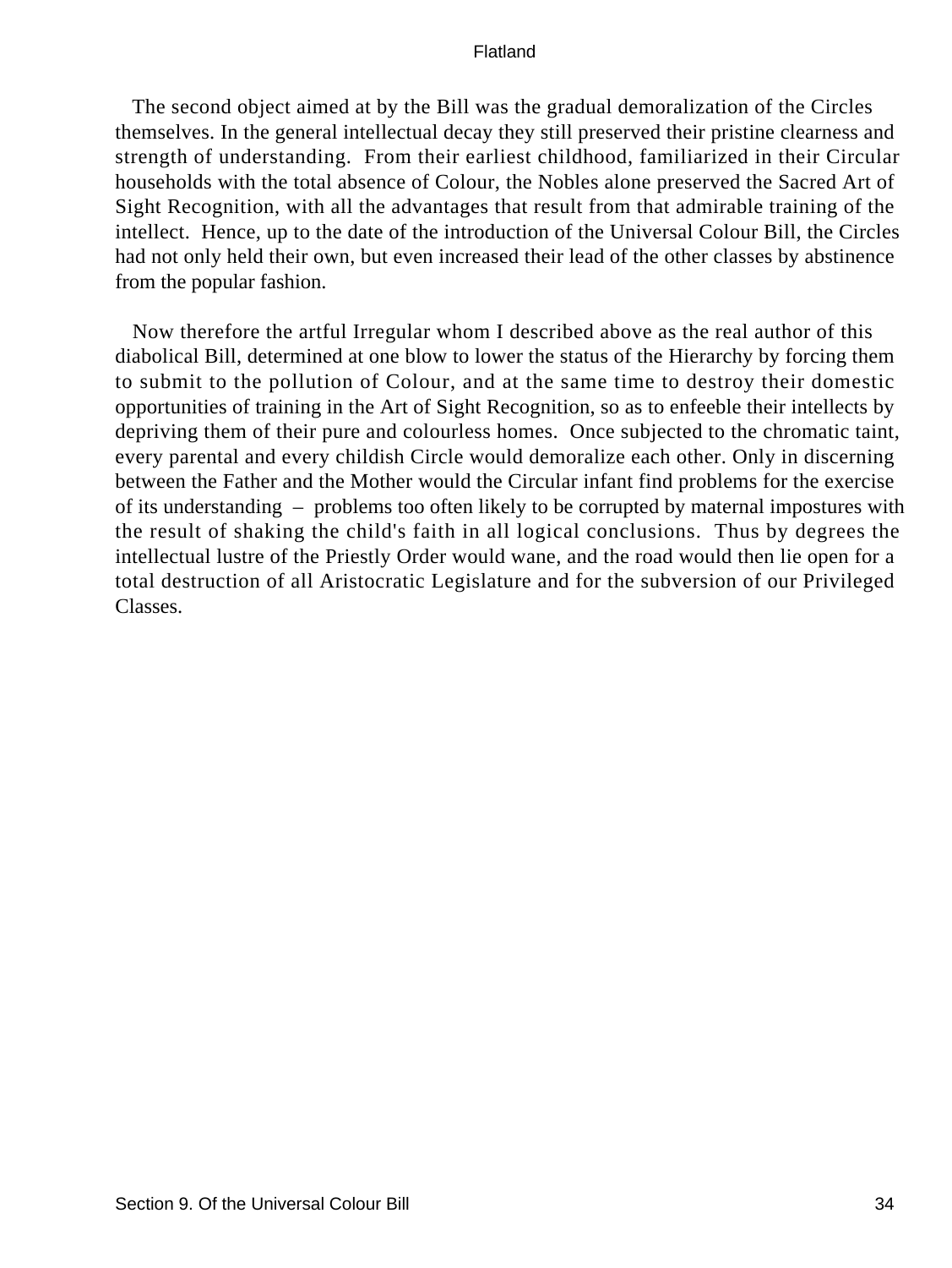The second object aimed at by the Bill was the gradual demoralization of the Circles themselves. In the general intellectual decay they still preserved their pristine clearness and strength of understanding. From their earliest childhood, familiarized in their Circular households with the total absence of Colour, the Nobles alone preserved the Sacred Art of Sight Recognition, with all the advantages that result from that admirable training of the intellect. Hence, up to the date of the introduction of the Universal Colour Bill, the Circles had not only held their own, but even increased their lead of the other classes by abstinence from the popular fashion.

Now therefore the artful Irregular whom I described above as the real author of this diabolical Bill, determined at one blow to lower the status of the Hierarchy by forcing them to submit to the pollution of Colour, and at the same time to destroy their domestic opportunities of training in the Art of Sight Recognition, so as to enfeeble their intellects by depriving them of their pure and colourless homes. Once subjected to the chromatic taint, every parental and every childish Circle would demoralize each other. Only in discerning between the Father and the Mother would the Circular infant find problems for the exercise of its understanding – problems too often likely to be corrupted by maternal impostures with the result of shaking the child's faith in all logical conclusions. Thus by degrees the intellectual lustre of the Priestly Order would wane, and the road would then lie open for a total destruction of all Aristocratic Legislature and for the subversion of our Privileged Classes.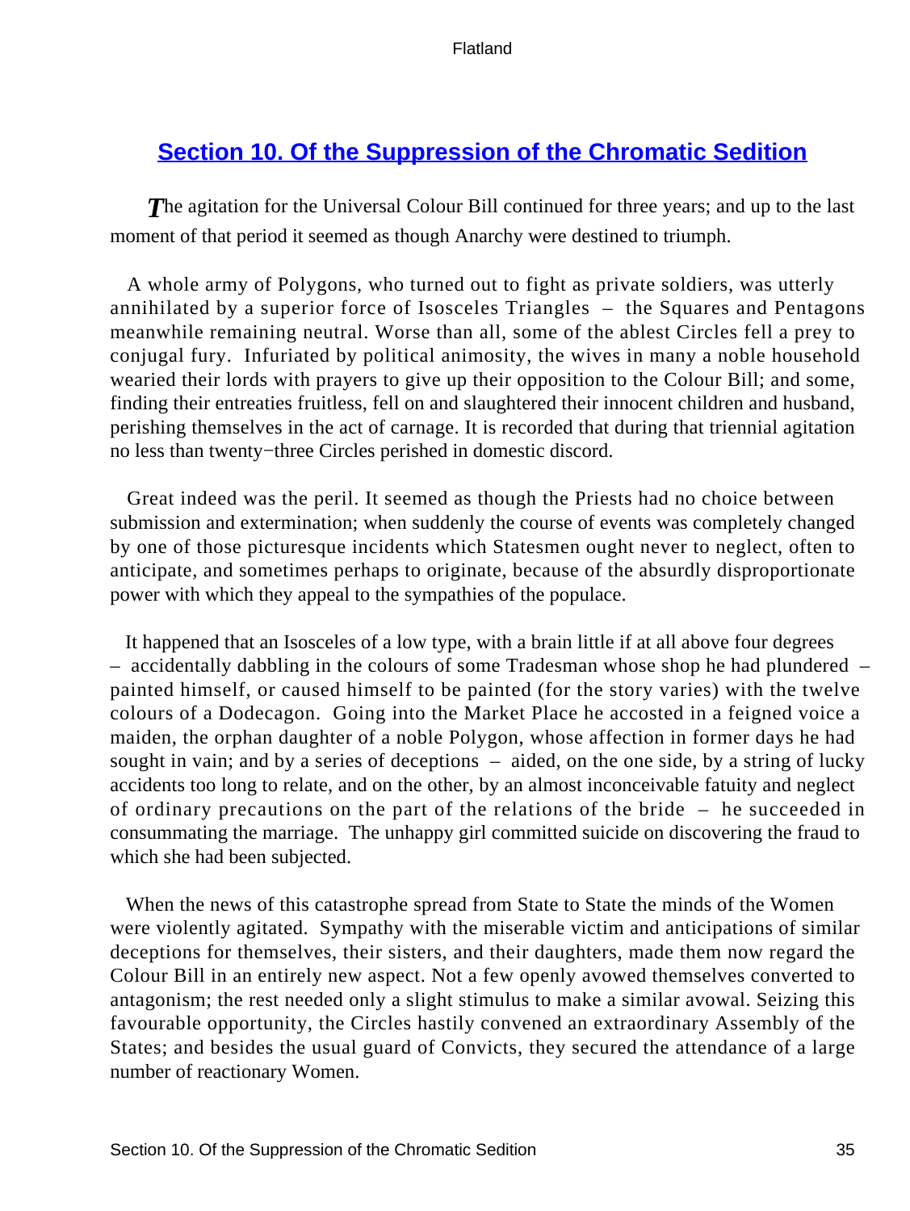## Section 10. Of the Suppression of the Chromatic Sedition

*T*he agitation for the Universal Colour Bill continued for three years; and up to the last moment of that period it seemed as though Anarchy were destined to triumph.

A whole army of Polygons, who turned out to fight as private soldiers, was utterly annihilated by a superior force of Isosceles Triangles – the Squares and Pentagons meanwhile remaining neutral. Worse than all, some of the ablest Circles fell a prey to conjugal fury. Infuriated by political animosity, the wives in many a noble household wearied their lords with prayers to give up their opposition to the Colour Bill; and some, finding their entreaties fruitless, fell on and slaughtered their innocent children and husband, perishing themselves in the act of carnage. It is recorded that during that triennial agitation no less than twenty−three Circles perished in domestic discord.

Great indeed was the peril. It seemed as though the Priests had no choice between submission and extermination; when suddenly the course of events was completely changed by one of those picturesque incidents which Statesmen ought never to neglect, often to anticipate, and sometimes perhaps to originate, because of the absurdly disproportionate power with which they appeal to the sympathies of the populace.

It happened that an Isosceles of a low type, with a brain little if at all above four degrees – accidentally dabbling in the colours of some Tradesman whose shop he had plundered – painted himself, or caused himself to be painted (for the story varies) with the twelve colours of a Dodecagon. Going into the Market Place he accosted in a feigned voice a maiden, the orphan daughter of a noble Polygon, whose affection in former days he had sought in vain; and by a series of deceptions – aided, on the one side, by a string of lucky accidents too long to relate, and on the other, by an almost inconceivable fatuity and neglect of ordinary precautions on the part of the relations of the bride – he succeeded in consummating the marriage. The unhappy girl committed suicide on discovering the fraud to which she had been subjected.

When the news of this catastrophe spread from State to State the minds of the Women were violently agitated. Sympathy with the miserable victim and anticipations of similar deceptions for themselves, their sisters, and their daughters, made them now regard the Colour Bill in an entirely new aspect. Not a few openly avowed themselves converted to antagonism; the rest needed only a slight stimulus to make a similar avowal. Seizing this favourable opportunity, the Circles hastily convened an extraordinary Assembly of the States; and besides the usual guard of Convicts, they secured the attendance of a large number of reactionary Women.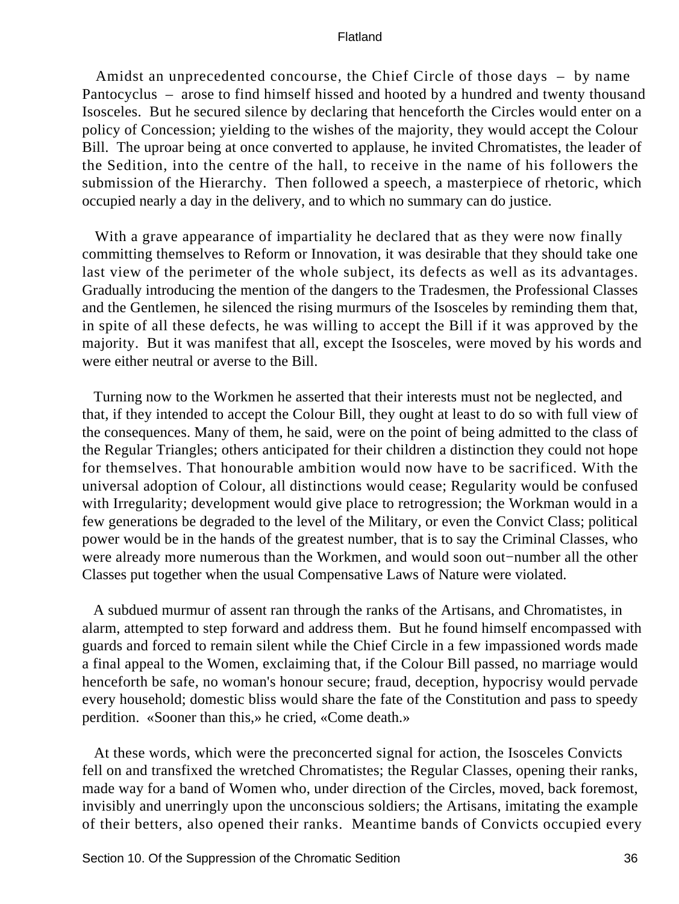Amidst an unprecedented concourse, the Chief Circle of those days – by name Pantocyclus – arose to find himself hissed and hooted by a hundred and twenty thousand Isosceles. But he secured silence by declaring that henceforth the Circles would enter on a policy of Concession; yielding to the wishes of the majority, they would accept the Colour Bill. The uproar being at once converted to applause, he invited Chromatistes, the leader of the Sedition, into the centre of the hall, to receive in the name of his followers the submission of the Hierarchy. Then followed a speech, a masterpiece of rhetoric, which occupied nearly a day in the delivery, and to which no summary can do justice.

With a grave appearance of impartiality he declared that as they were now finally committing themselves to Reform or Innovation, it was desirable that they should take one last view of the perimeter of the whole subject, its defects as well as its advantages. Gradually introducing the mention of the dangers to the Tradesmen, the Professional Classes and the Gentlemen, he silenced the rising murmurs of the Isosceles by reminding them that, in spite of all these defects, he was willing to accept the Bill if it was approved by the majority. But it was manifest that all, except the Isosceles, were moved by his words and were either neutral or averse to the Bill.

Turning now to the Workmen he asserted that their interests must not be neglected, and that, if they intended to accept the Colour Bill, they ought at least to do so with full view of the consequences. Many of them, he said, were on the point of being admitted to the class of the Regular Triangles; others anticipated for their children a distinction they could not hope for themselves. That honourable ambition would now have to be sacrificed. With the universal adoption of Colour, all distinctions would cease; Regularity would be confused with Irregularity; development would give place to retrogression; the Workman would in a few generations be degraded to the level of the Military, or even the Convict Class; political power would be in the hands of the greatest number, that is to say the Criminal Classes, who were already more numerous than the Workmen, and would soon out−number all the other Classes put together when the usual Compensative Laws of Nature were violated.

A subdued murmur of assent ran through the ranks of the Artisans, and Chromatistes, in alarm, attempted to step forward and address them. But he found himself encompassed with guards and forced to remain silent while the Chief Circle in a few impassioned words made a final appeal to the Women, exclaiming that, if the Colour Bill passed, no marriage would henceforth be safe, no woman's honour secure; fraud, deception, hypocrisy would pervade every household; domestic bliss would share the fate of the Constitution and pass to speedy perdition. «Sooner than this,» he cried, «Come death.»

At these words, which were the preconcerted signal for action, the Isosceles Convicts fell on and transfixed the wretched Chromatistes; the Regular Classes, opening their ranks, made way for a band of Women who, under direction of the Circles, moved, back foremost, invisibly and unerringly upon the unconscious soldiers; the Artisans, imitating the example of their betters, also opened their ranks. Meantime bands of Convicts occupied every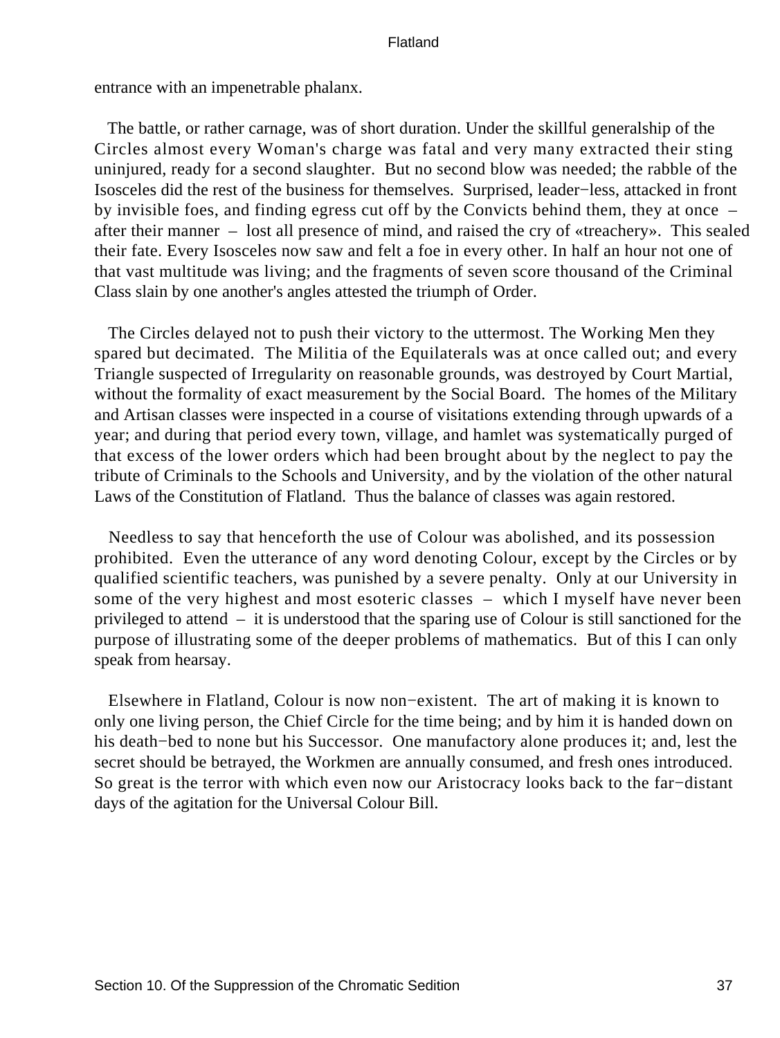entrance with an impenetrable phalanx.

The battle, or rather carnage, was of short duration. Under the skillful generalship of the Circles almost every Woman's charge was fatal and very many extracted their sting uninjured, ready for a second slaughter. But no second blow was needed; the rabble of the Isosceles did the rest of the business for themselves. Surprised, leader−less, attacked in front by invisible foes, and finding egress cut off by the Convicts behind them, they at once – after their manner – lost all presence of mind, and raised the cry of «treachery». This sealed their fate. Every Isosceles now saw and felt a foe in every other. In half an hour not one of that vast multitude was living; and the fragments of seven score thousand of the Criminal Class slain by one another's angles attested the triumph of Order.

The Circles delayed not to push their victory to the uttermost. The Working Men they spared but decimated. The Militia of the Equilaterals was at once called out; and every Triangle suspected of Irregularity on reasonable grounds, was destroyed by Court Martial, without the formality of exact measurement by the Social Board. The homes of the Military and Artisan classes were inspected in a course of visitations extending through upwards of a year; and during that period every town, village, and hamlet was systematically purged of that excess of the lower orders which had been brought about by the neglect to pay the tribute of Criminals to the Schools and University, and by the violation of the other natural Laws of the Constitution of Flatland. Thus the balance of classes was again restored.

Needless to say that henceforth the use of Colour was abolished, and its possession prohibited. Even the utterance of any word denoting Colour, except by the Circles or by qualified scientific teachers, was punished by a severe penalty. Only at our University in some of the very highest and most esoteric classes – which I myself have never been privileged to attend – it is understood that the sparing use of Colour is still sanctioned for the purpose of illustrating some of the deeper problems of mathematics. But of this I can only speak from hearsay.

Elsewhere in Flatland, Colour is now non−existent. The art of making it is known to only one living person, the Chief Circle for the time being; and by him it is handed down on his death−bed to none but his Successor. One manufactory alone produces it; and, lest the secret should be betrayed, the Workmen are annually consumed, and fresh ones introduced. So great is the terror with which even now our Aristocracy looks back to the far−distant days of the agitation for the Universal Colour Bill.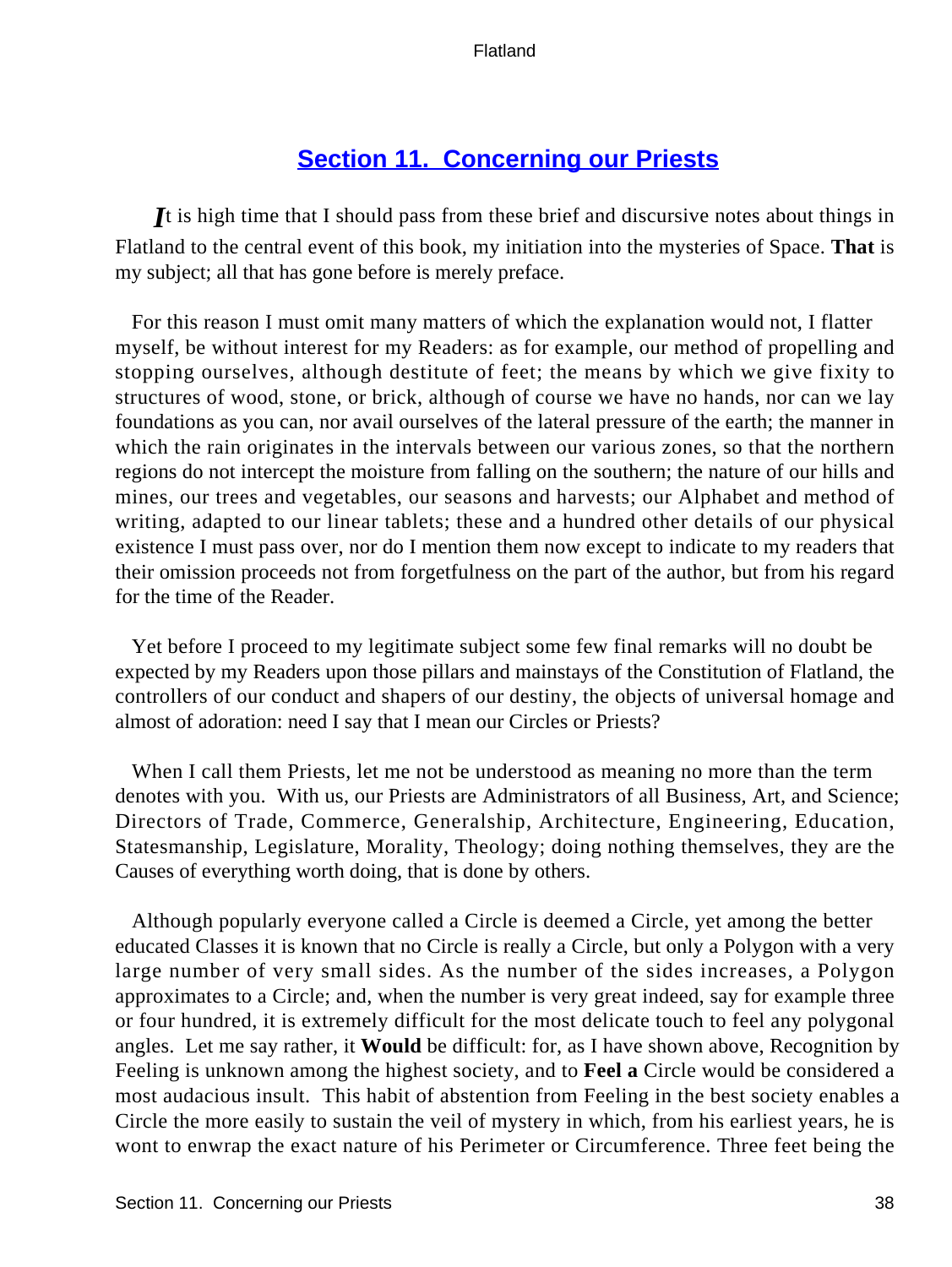## Section 11. Concerning our Priests

*I*t is high time that I should pass from these brief and discursive notes about things in Flatland to the central event of this book, my initiation into the mysteries of Space. **That** is my subject; all that has gone before is merely preface.

For this reason I must omit many matters of which the explanation would not, I flatter myself, be without interest for my Readers: as for example, our method of propelling and stopping ourselves, although destitute of feet; the means by which we give fixity to structures of wood, stone, or brick, although of course we have no hands, nor can we lay foundations as you can, nor avail ourselves of the lateral pressure of the earth; the manner in which the rain originates in the intervals between our various zones, so that the northern regions do not intercept the moisture from falling on the southern; the nature of our hills and mines, our trees and vegetables, our seasons and harvests; our Alphabet and method of writing, adapted to our linear tablets; these and a hundred other details of our physical existence I must pass over, nor do I mention them now except to indicate to my readers that their omission proceeds not from forgetfulness on the part of the author, but from his regard for the time of the Reader.

Yet before I proceed to my legitimate subject some few final remarks will no doubt be expected by my Readers upon those pillars and mainstays of the Constitution of Flatland, the controllers of our conduct and shapers of our destiny, the objects of universal homage and almost of adoration: need I say that I mean our Circles or Priests?

When I call them Priests, let me not be understood as meaning no more than the term denotes with you. With us, our Priests are Administrators of all Business, Art, and Science; Directors of Trade, Commerce, Generalship, Architecture, Engineering, Education, Statesmanship, Legislature, Morality, Theology; doing nothing themselves, they are the Causes of everything worth doing, that is done by others.

Although popularly everyone called a Circle is deemed a Circle, yet among the better educated Classes it is known that no Circle is really a Circle, but only a Polygon with a very large number of very small sides. As the number of the sides increases, a Polygon approximates to a Circle; and, when the number is very great indeed, say for example three or four hundred, it is extremely difficult for the most delicate touch to feel any polygonal angles. Let me say rather, it **Would** be difficult: for, as I have shown above, Recognition by Feeling is unknown among the highest society, and to **Feel a** Circle would be considered a most audacious insult. This habit of abstention from Feeling in the best society enables a Circle the more easily to sustain the veil of mystery in which, from his earliest years, he is wont to enwrap the exact nature of his Perimeter or Circumference. Three feet being the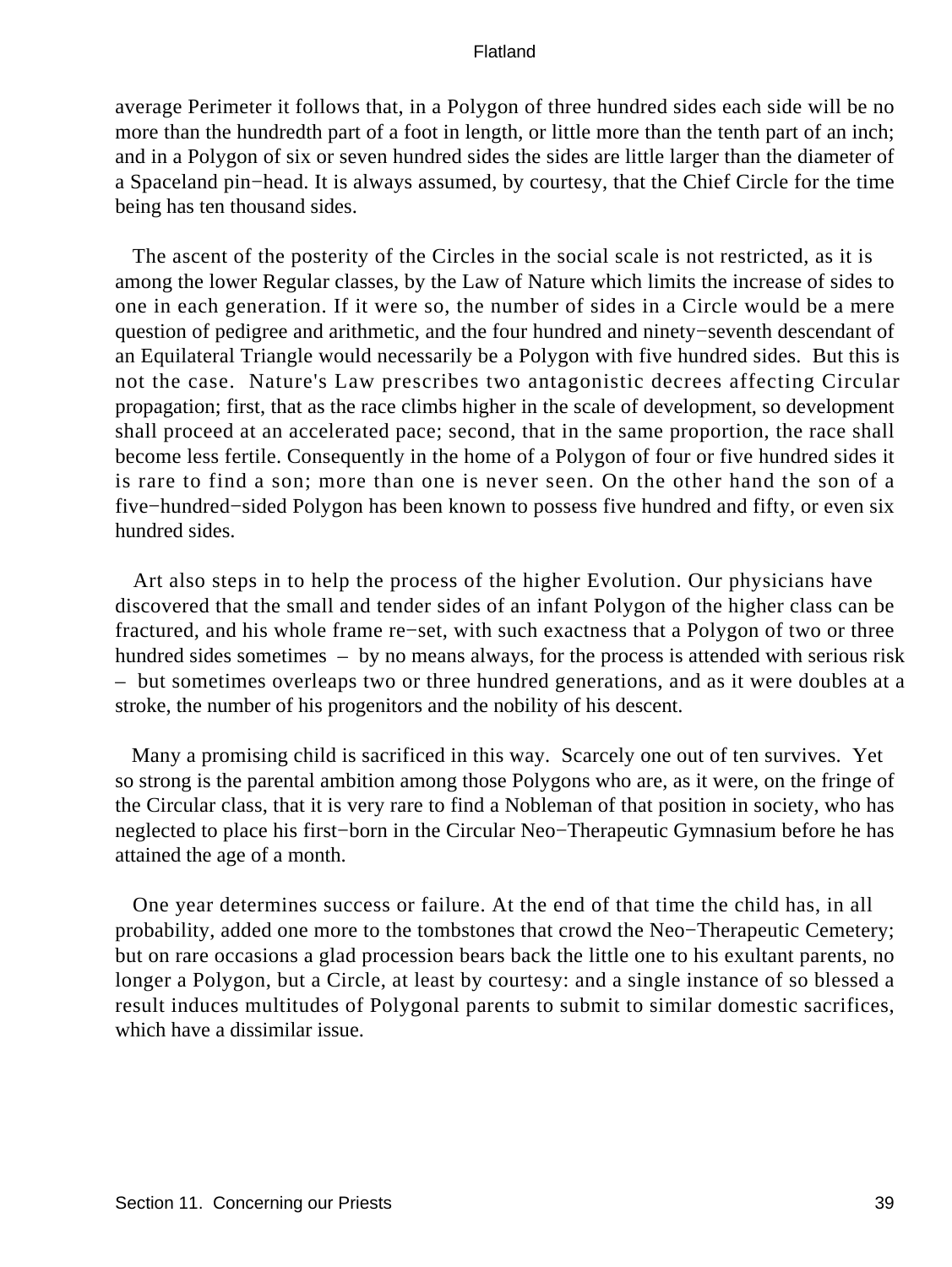average Perimeter it follows that, in a Polygon of three hundred sides each side will be no more than the hundredth part of a foot in length, or little more than the tenth part of an inch; and in a Polygon of six or seven hundred sides the sides are little larger than the diameter of a Spaceland pin−head. It is always assumed, by courtesy, that the Chief Circle for the time being has ten thousand sides.

The ascent of the posterity of the Circles in the social scale is not restricted, as it is among the lower Regular classes, by the Law of Nature which limits the increase of sides to one in each generation. If it were so, the number of sides in a Circle would be a mere question of pedigree and arithmetic, and the four hundred and ninety−seventh descendant of an Equilateral Triangle would necessarily be a Polygon with five hundred sides. But this is not the case. Nature's Law prescribes two antagonistic decrees affecting Circular propagation; first, that as the race climbs higher in the scale of development, so development shall proceed at an accelerated pace; second, that in the same proportion, the race shall become less fertile. Consequently in the home of a Polygon of four or five hundred sides it is rare to find a son; more than one is never seen. On the other hand the son of a five−hundred−sided Polygon has been known to possess five hundred and fifty, or even six hundred sides.

Art also steps in to help the process of the higher Evolution. Our physicians have discovered that the small and tender sides of an infant Polygon of the higher class can be fractured, and his whole frame re−set, with such exactness that a Polygon of two or three hundred sides sometimes – by no means always, for the process is attended with serious risk – but sometimes overleaps two or three hundred generations, and as it were doubles at a stroke, the number of his progenitors and the nobility of his descent.

Many a promising child is sacrificed in this way. Scarcely one out of ten survives. Yet so strong is the parental ambition among those Polygons who are, as it were, on the fringe of the Circular class, that it is very rare to find a Nobleman of that position in society, who has neglected to place his first−born in the Circular Neo−Therapeutic Gymnasium before he has attained the age of a month.

One year determines success or failure. At the end of that time the child has, in all probability, added one more to the tombstones that crowd the Neo−Therapeutic Cemetery; but on rare occasions a glad procession bears back the little one to his exultant parents, no longer a Polygon, but a Circle, at least by courtesy: and a single instance of so blessed a result induces multitudes of Polygonal parents to submit to similar domestic sacrifices, which have a dissimilar issue.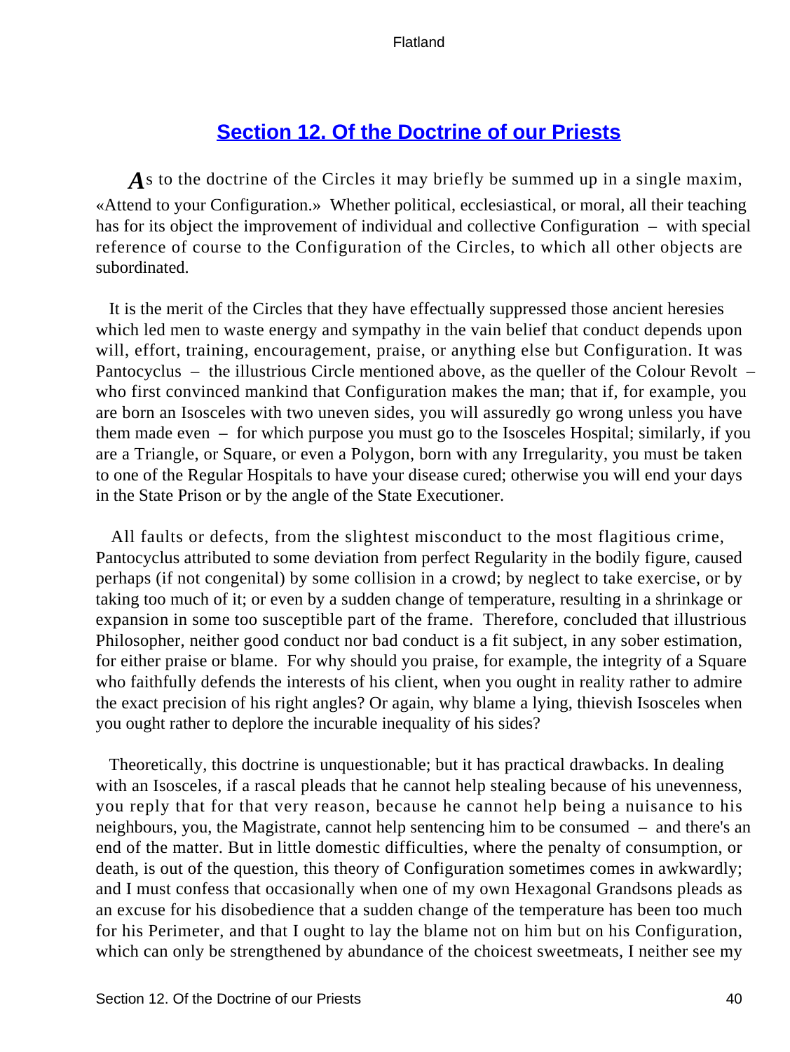## Section 12. Of the Doctrine of our Priests

As to the doctrine of the Circles it may briefly be summed up in a single maxim, «Attend to your Configuration.» Whether political, ecclesiastical, or moral, all their teaching has for its object the improvement of individual and collective Configuration – with special reference of course to the Configuration of the Circles, to which all other objects are subordinated.

It is the merit of the Circles that they have effectually suppressed those ancient heresies which led men to waste energy and sympathy in the vain belief that conduct depends upon will, effort, training, encouragement, praise, or anything else but Configuration. It was Pantocyclus – the illustrious Circle mentioned above, as the queller of the Colour Revolt – who first convinced mankind that Configuration makes the man; that if, for example, you are born an Isosceles with two uneven sides, you will assuredly go wrong unless you have them made even – for which purpose you must go to the Isosceles Hospital; similarly, if you are a Triangle, or Square, or even a Polygon, born with any Irregularity, you must be taken to one of the Regular Hospitals to have your disease cured; otherwise you will end your days in the State Prison or by the angle of the State Executioner.

All faults or defects, from the slightest misconduct to the most flagitious crime, Pantocyclus attributed to some deviation from perfect Regularity in the bodily figure, caused perhaps (if not congenital) by some collision in a crowd; by neglect to take exercise, or by taking too much of it; or even by a sudden change of temperature, resulting in a shrinkage or expansion in some too susceptible part of the frame. Therefore, concluded that illustrious Philosopher, neither good conduct nor bad conduct is a fit subject, in any sober estimation, for either praise or blame. For why should you praise, for example, the integrity of a Square who faithfully defends the interests of his client, when you ought in reality rather to admire the exact precision of his right angles? Or again, why blame a lying, thievish Isosceles when you ought rather to deplore the incurable inequality of his sides?

Theoretically, this doctrine is unquestionable; but it has practical drawbacks. In dealing with an Isosceles, if a rascal pleads that he cannot help stealing because of his unevenness, you reply that for that very reason, because he cannot help being a nuisance to his neighbours, you, the Magistrate, cannot help sentencing him to be consumed – and there's an end of the matter. But in little domestic difficulties, where the penalty of consumption, or death, is out of the question, this theory of Configuration sometimes comes in awkwardly; and I must confess that occasionally when one of my own Hexagonal Grandsons pleads as an excuse for his disobedience that a sudden change of the temperature has been too much for his Perimeter, and that I ought to lay the blame not on him but on his Configuration, which can only be strengthened by abundance of the choicest sweetmeats, I neither see my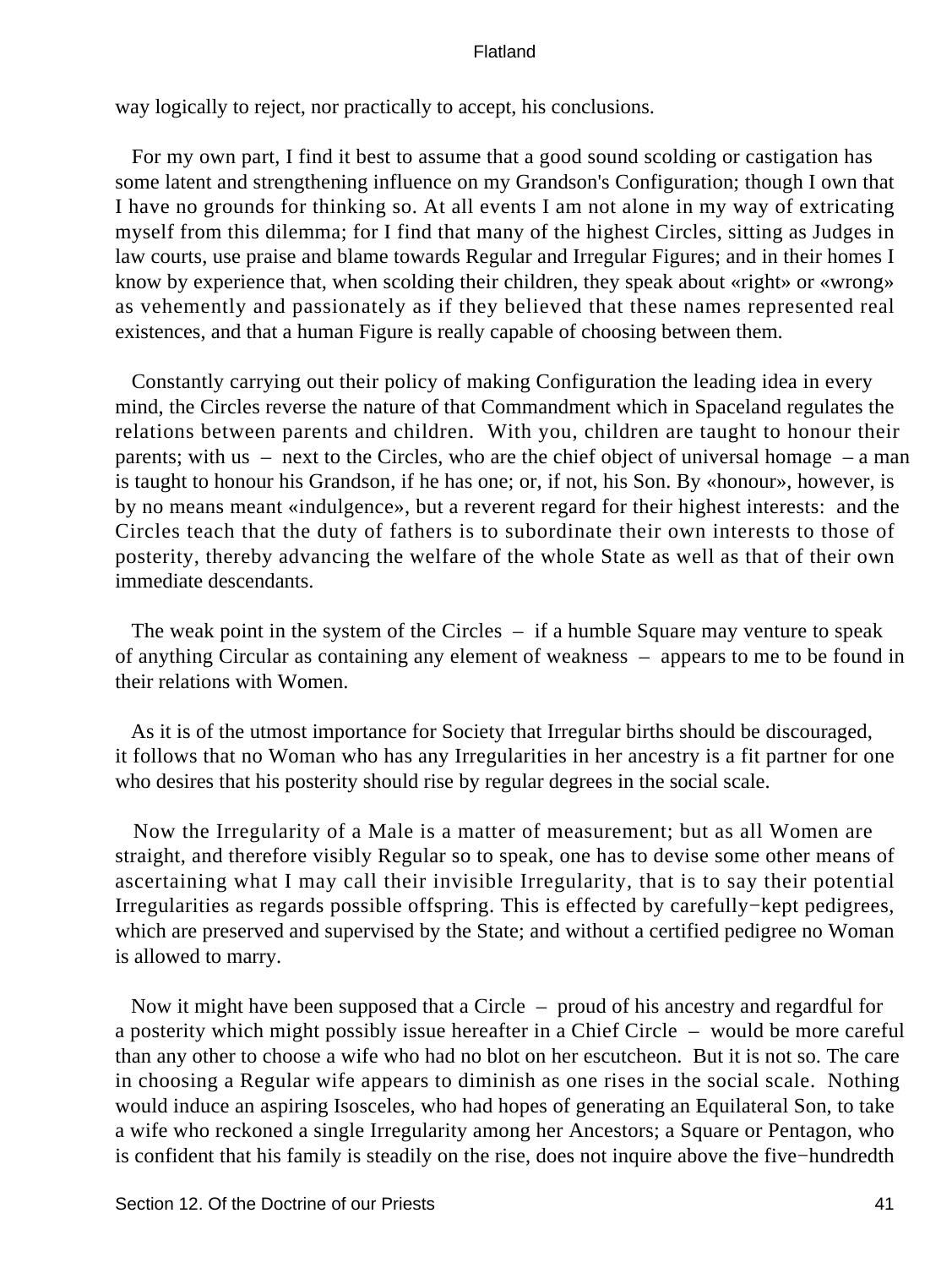way logically to reject, nor practically to accept, his conclusions.

For my own part, I find it best to assume that a good sound scolding or castigation has some latent and strengthening influence on my Grandson's Configuration; though I own that I have no grounds for thinking so. At all events I am not alone in my way of extricating myself from this dilemma; for I find that many of the highest Circles, sitting as Judges in law courts, use praise and blame towards Regular and Irregular Figures; and in their homes I know by experience that, when scolding their children, they speak about «right» or «wrong» as vehemently and passionately as if they believed that these names represented real existences, and that a human Figure is really capable of choosing between them.

Constantly carrying out their policy of making Configuration the leading idea in every mind, the Circles reverse the nature of that Commandment which in Spaceland regulates the relations between parents and children. With you, children are taught to honour their parents; with us – next to the Circles, who are the chief object of universal homage – a man is taught to honour his Grandson, if he has one; or, if not, his Son. By «honour», however, is by no means meant «indulgence», but a reverent regard for their highest interests: and the Circles teach that the duty of fathers is to subordinate their own interests to those of posterity, thereby advancing the welfare of the whole State as well as that of their own immediate descendants.

The weak point in the system of the Circles – if a humble Square may venture to speak of anything Circular as containing any element of weakness – appears to me to be found in their relations with Women.

As it is of the utmost importance for Society that Irregular births should be discouraged, it follows that no Woman who has any Irregularities in her ancestry is a fit partner for one who desires that his posterity should rise by regular degrees in the social scale.

Now the Irregularity of a Male is a matter of measurement; but as all Women are straight, and therefore visibly Regular so to speak, one has to devise some other means of ascertaining what I may call their invisible Irregularity, that is to say their potential Irregularities as regards possible offspring. This is effected by carefully−kept pedigrees, which are preserved and supervised by the State; and without a certified pedigree no Woman is allowed to marry.

Now it might have been supposed that a Circle – proud of his ancestry and regardful for a posterity which might possibly issue hereafter in a Chief Circle – would be more careful than any other to choose a wife who had no blot on her escutcheon. But it is not so. The care in choosing a Regular wife appears to diminish as one rises in the social scale. Nothing would induce an aspiring Isosceles, who had hopes of generating an Equilateral Son, to take a wife who reckoned a single Irregularity among her Ancestors; a Square or Pentagon, who is confident that his family is steadily on the rise, does not inquire above the five−hundredth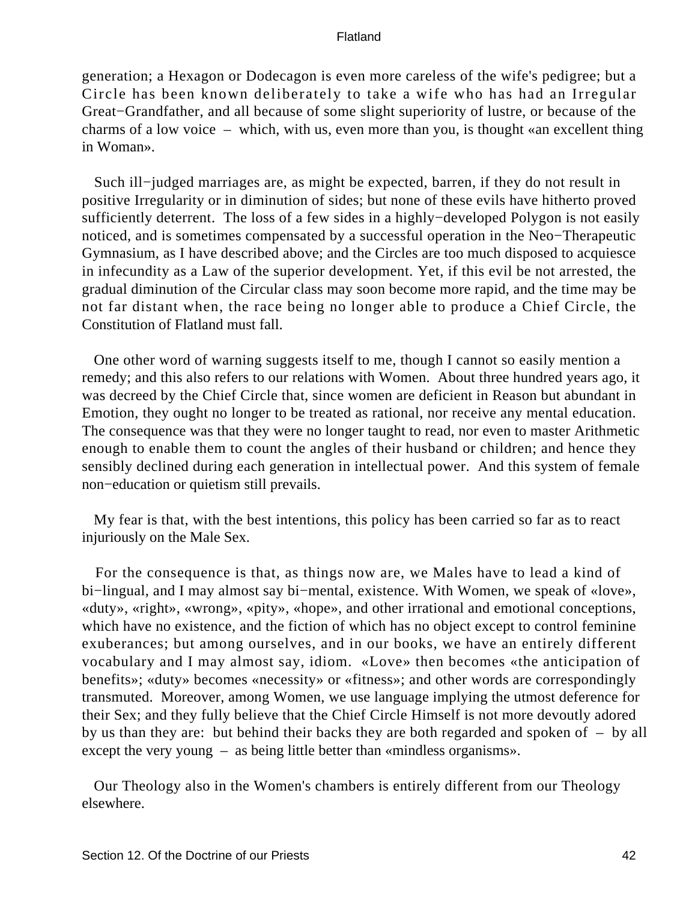generation; a Hexagon or Dodecagon is even more careless of the wife's pedigree; but a Circle has been known deliberately to take a wife who has had an Irregular Great−Grandfather, and all because of some slight superiority of lustre, or because of the charms of a low voice – which, with us, even more than you, is thought «an excellent thing in Woman».

Such ill−judged marriages are, as might be expected, barren, if they do not result in positive Irregularity or in diminution of sides; but none of these evils have hitherto proved sufficiently deterrent. The loss of a few sides in a highly−developed Polygon is not easily noticed, and is sometimes compensated by a successful operation in the Neo−Therapeutic Gymnasium, as I have described above; and the Circles are too much disposed to acquiesce in infecundity as a Law of the superior development. Yet, if this evil be not arrested, the gradual diminution of the Circular class may soon become more rapid, and the time may be not far distant when, the race being no longer able to produce a Chief Circle, the Constitution of Flatland must fall.

One other word of warning suggests itself to me, though I cannot so easily mention a remedy; and this also refers to our relations with Women. About three hundred years ago, it was decreed by the Chief Circle that, since women are deficient in Reason but abundant in Emotion, they ought no longer to be treated as rational, nor receive any mental education. The consequence was that they were no longer taught to read, nor even to master Arithmetic enough to enable them to count the angles of their husband or children; and hence they sensibly declined during each generation in intellectual power. And this system of female non−education or quietism still prevails.

My fear is that, with the best intentions, this policy has been carried so far as to react injuriously on the Male Sex.

For the consequence is that, as things now are, we Males have to lead a kind of bi−lingual, and I may almost say bi−mental, existence. With Women, we speak of «love», «duty», «right», «wrong», «pity», «hope», and other irrational and emotional conceptions, which have no existence, and the fiction of which has no object except to control feminine exuberances; but among ourselves, and in our books, we have an entirely different vocabulary and I may almost say, idiom. «Love» then becomes «the anticipation of benefits»; «duty» becomes «necessity» or «fitness»; and other words are correspondingly transmuted. Moreover, among Women, we use language implying the utmost deference for their Sex; and they fully believe that the Chief Circle Himself is not more devoutly adored by us than they are: but behind their backs they are both regarded and spoken of – by all except the very young – as being little better than «mindless organisms».

Our Theology also in the Women's chambers is entirely different from our Theology elsewhere.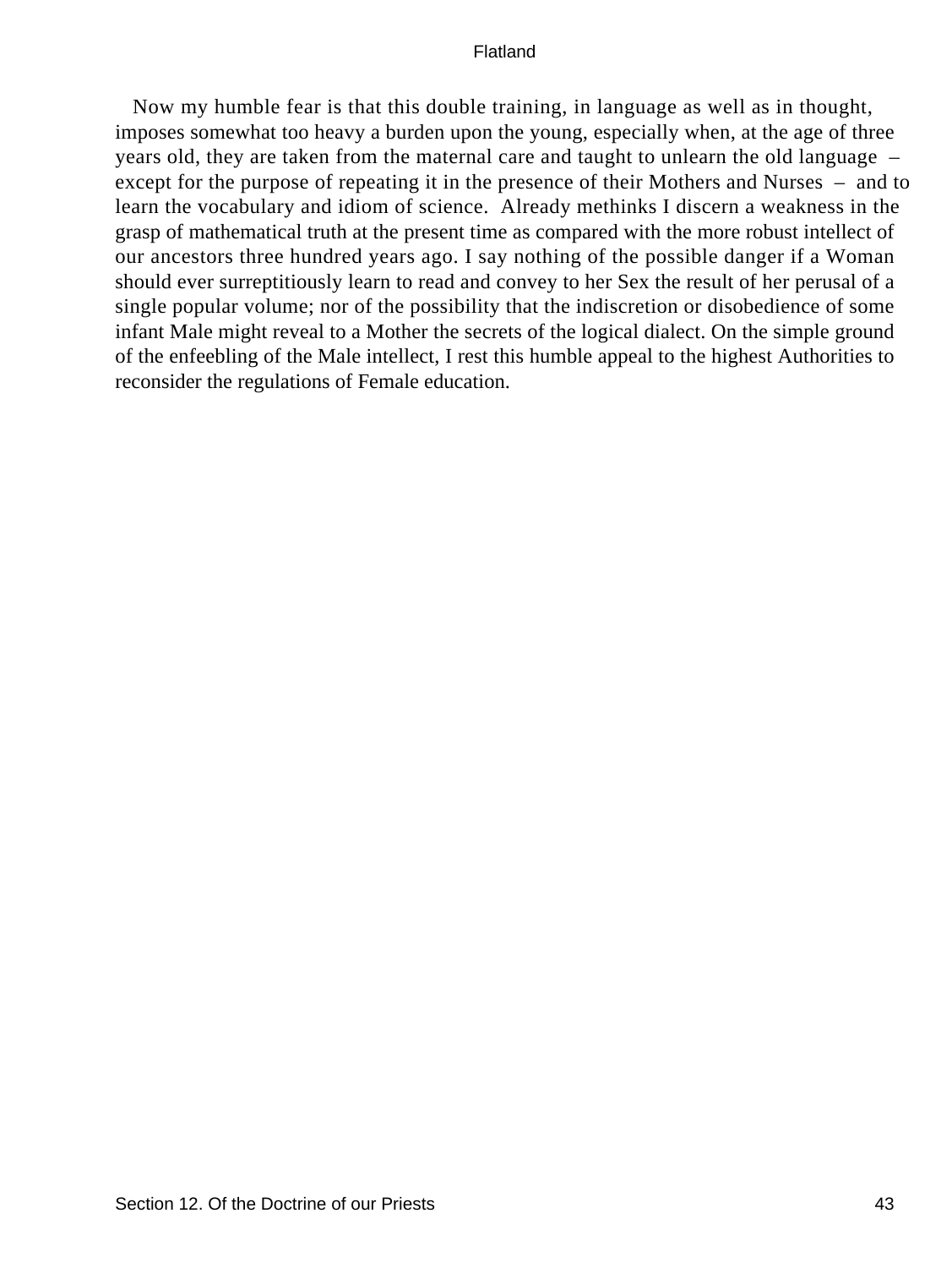Now my humble fear is that this double training, in language as well as in thought, imposes somewhat too heavy a burden upon the young, especially when, at the age of three years old, they are taken from the maternal care and taught to unlearn the old language – except for the purpose of repeating it in the presence of their Mothers and Nurses – and to learn the vocabulary and idiom of science. Already methinks I discern a weakness in the grasp of mathematical truth at the present time as compared with the more robust intellect of our ancestors three hundred years ago. I say nothing of the possible danger if a Woman should ever surreptitiously learn to read and convey to her Sex the result of her perusal of a single popular volume; nor of the possibility that the indiscretion or disobedience of some infant Male might reveal to a Mother the secrets of the logical dialect. On the simple ground of the enfeebling of the Male intellect, I rest this humble appeal to the highest Authorities to reconsider the regulations of Female education.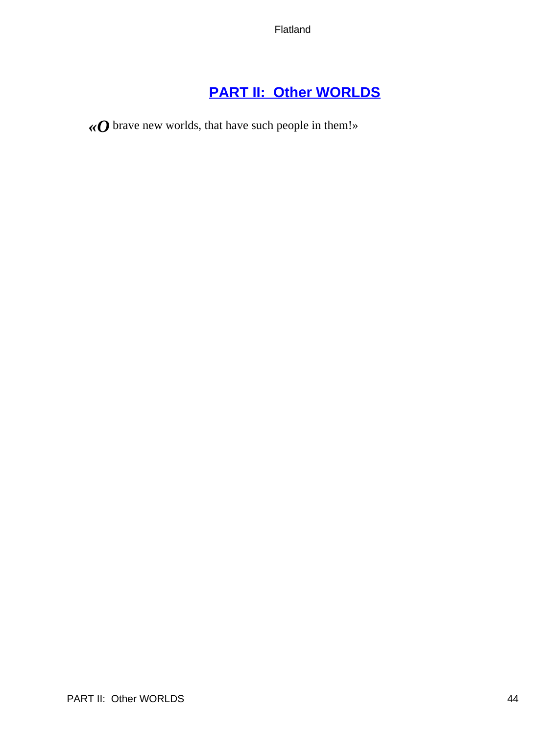## PART II:  Other WORLDS

*«O* brave new worlds, that have such people in them!»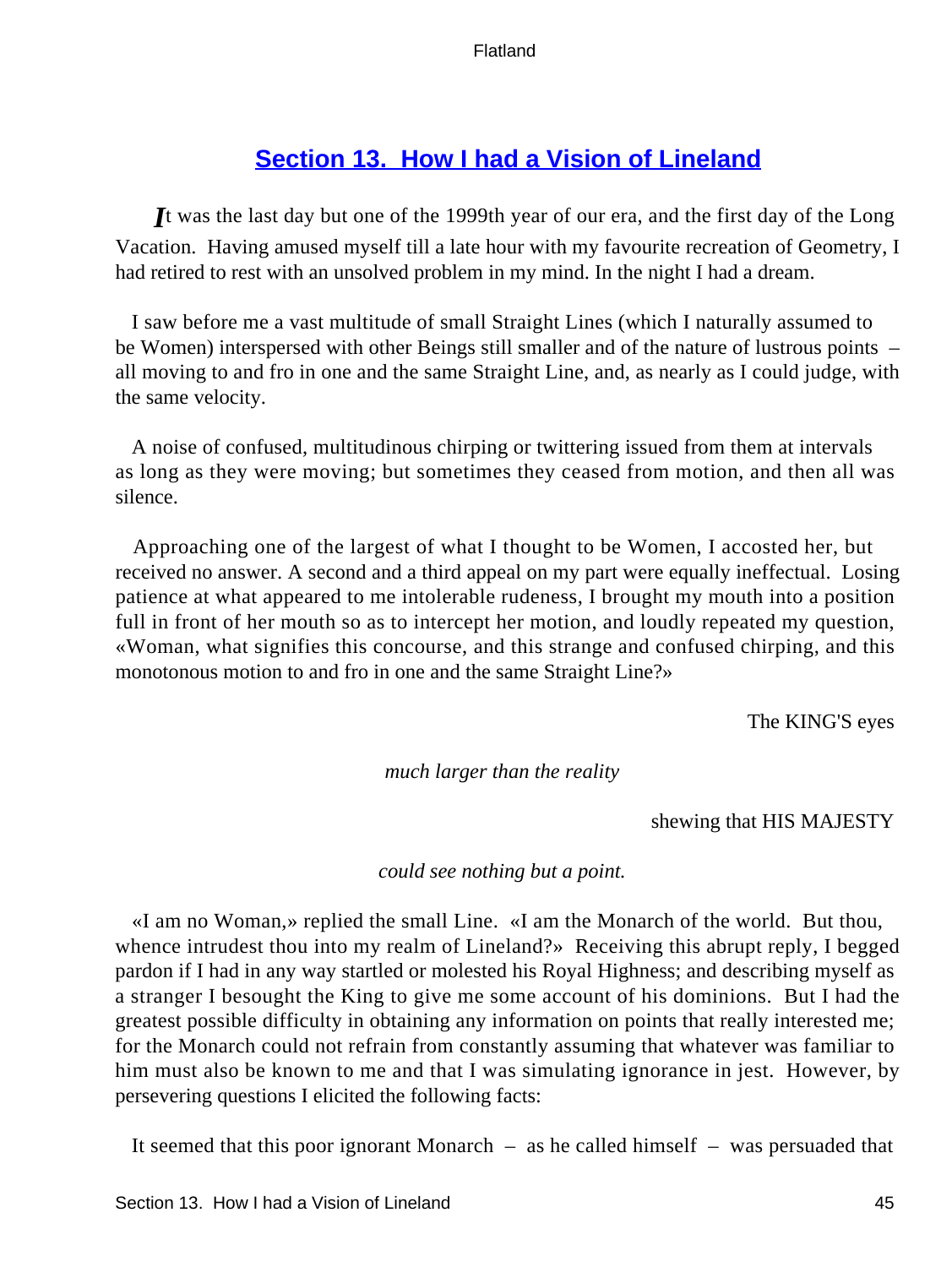## Section 13. How I had a Vision of Lineland

*I*t was the last day but one of the 1999th year of our era, and the first day of the Long Vacation. Having amused myself till a late hour with my favourite recreation of Geometry, I had retired to rest with an unsolved problem in my mind. In the night I had a dream.

I saw before me a vast multitude of small Straight Lines (which I naturally assumed to be Women) interspersed with other Beings still smaller and of the nature of lustrous points – all moving to and fro in one and the same Straight Line, and, as nearly as I could judge, with the same velocity.

A noise of confused, multitudinous chirping or twittering issued from them at intervals as long as they were moving; but sometimes they ceased from motion, and then all was silence.

Approaching one of the largest of what I thought to be Women, I accosted her, but received no answer. A second and a third appeal on my part were equally ineffectual. Losing patience at what appeared to me intolerable rudeness, I brought my mouth into a position full in front of her mouth so as to intercept her motion, and loudly repeated my question, «Woman, what signifies this concourse, and this strange and confused chirping, and this monotonous motion to and fro in one and the same Straight Line?»

The KING'S eyes

*much larger than the reality*

shewing that HIS MAJESTY

*could see nothing but a point.*

«I am no Woman,» replied the small Line. «I am the Monarch of the world. But thou, whence intrudest thou into my realm of Lineland?» Receiving this abrupt reply, I begged pardon if I had in any way startled or molested his Royal Highness; and describing myself as a stranger I besought the King to give me some account of his dominions. But I had the greatest possible difficulty in obtaining any information on points that really interested me; for the Monarch could not refrain from constantly assuming that whatever was familiar to him must also be known to me and that I was simulating ignorance in jest. However, by persevering questions I elicited the following facts:

It seemed that this poor ignorant Monarch – as he called himself – was persuaded that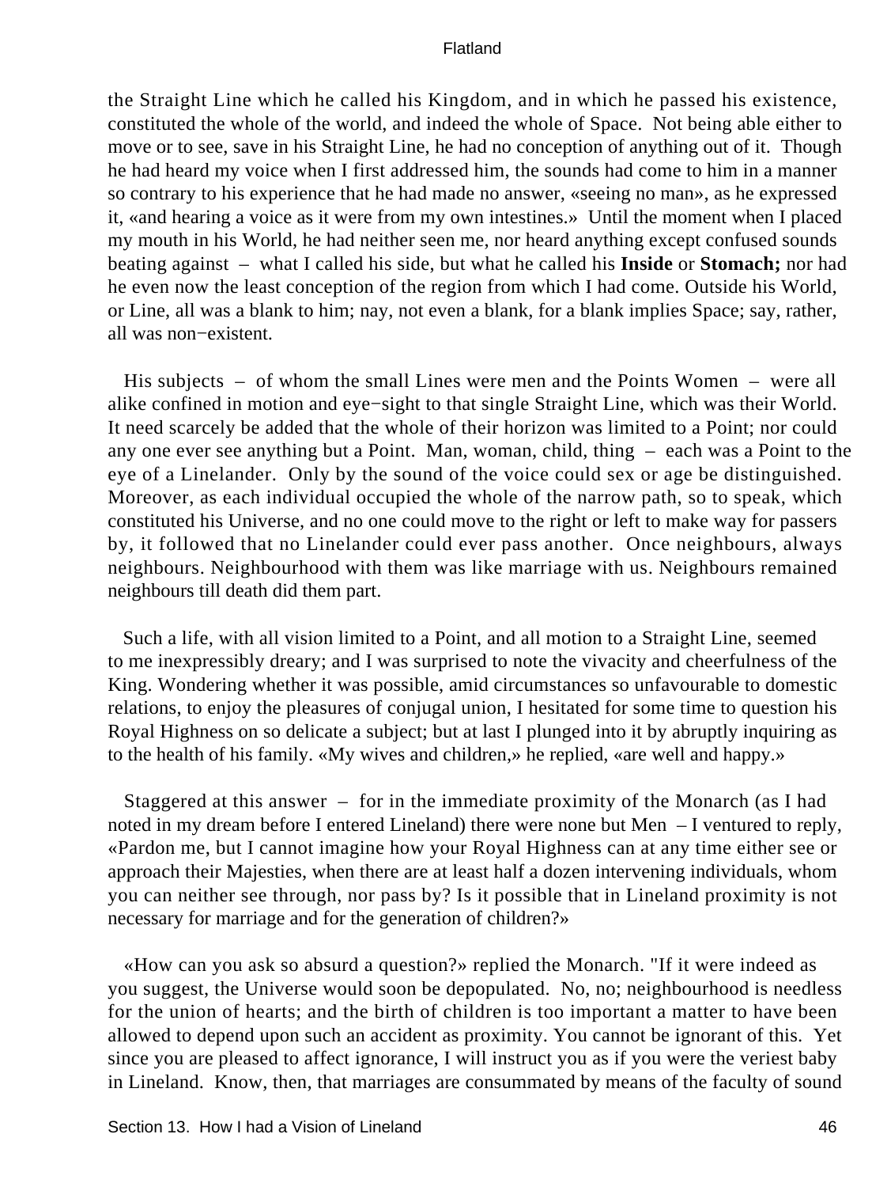the Straight Line which he called his Kingdom, and in which he passed his existence, constituted the whole of the world, and indeed the whole of Space. Not being able either to move or to see, save in his Straight Line, he had no conception of anything out of it. Though he had heard my voice when I first addressed him, the sounds had come to him in a manner so contrary to his experience that he had made no answer, «seeing no man», as he expressed it, «and hearing a voice as it were from my own intestines.» Until the moment when I placed my mouth in his World, he had neither seen me, nor heard anything except confused sounds beating against – what I called his side, but what he called his **Inside** or **Stomach;** nor had he even now the least conception of the region from which I had come. Outside his World, or Line, all was a blank to him; nay, not even a blank, for a blank implies Space; say, rather, all was non−existent.

His subjects – of whom the small Lines were men and the Points Women – were all alike confined in motion and eye−sight to that single Straight Line, which was their World. It need scarcely be added that the whole of their horizon was limited to a Point; nor could any one ever see anything but a Point. Man, woman, child, thing – each was a Point to the eye of a Linelander. Only by the sound of the voice could sex or age be distinguished. Moreover, as each individual occupied the whole of the narrow path, so to speak, which constituted his Universe, and no one could move to the right or left to make way for passers by, it followed that no Linelander could ever pass another. Once neighbours, always neighbours. Neighbourhood with them was like marriage with us. Neighbours remained neighbours till death did them part.

Such a life, with all vision limited to a Point, and all motion to a Straight Line, seemed to me inexpressibly dreary; and I was surprised to note the vivacity and cheerfulness of the King. Wondering whether it was possible, amid circumstances so unfavourable to domestic relations, to enjoy the pleasures of conjugal union, I hesitated for some time to question his Royal Highness on so delicate a subject; but at last I plunged into it by abruptly inquiring as to the health of his family. «My wives and children,» he replied, «are well and happy.»

Staggered at this answer – for in the immediate proximity of the Monarch (as I had noted in my dream before I entered Lineland) there were none but Men – I ventured to reply, «Pardon me, but I cannot imagine how your Royal Highness can at any time either see or approach their Majesties, when there are at least half a dozen intervening individuals, whom you can neither see through, nor pass by? Is it possible that in Lineland proximity is not necessary for marriage and for the generation of children?»

«How can you ask so absurd a question?» replied the Monarch. "If it were indeed as you suggest, the Universe would soon be depopulated. No, no; neighbourhood is needless for the union of hearts; and the birth of children is too important a matter to have been allowed to depend upon such an accident as proximity. You cannot be ignorant of this. Yet since you are pleased to affect ignorance, I will instruct you as if you were the veriest baby in Lineland. Know, then, that marriages are consummated by means of the faculty of sound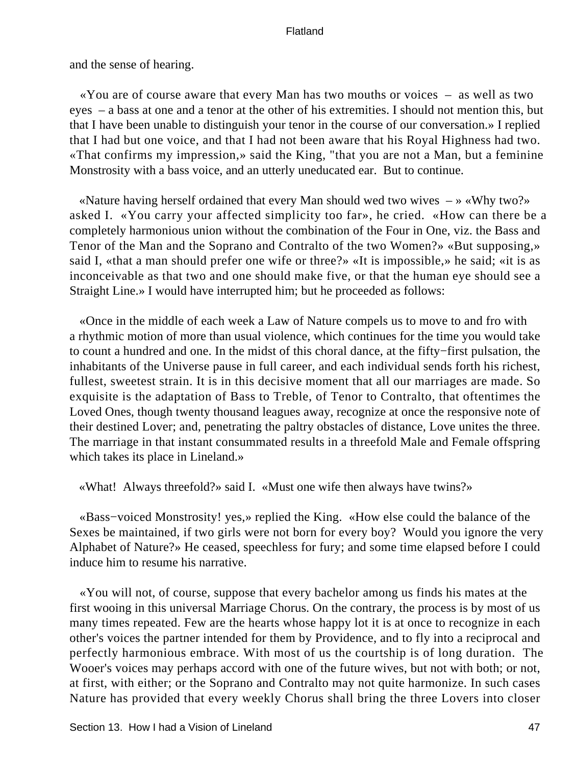and the sense of hearing.

«You are of course aware that every Man has two mouths or voices – as well as two eyes – a bass at one and a tenor at the other of his extremities. I should not mention this, but that I have been unable to distinguish your tenor in the course of our conversation.» I replied that I had but one voice, and that I had not been aware that his Royal Highness had two. «That confirms my impression,» said the King, "that you are not a Man, but a feminine Monstrosity with a bass voice, and an utterly uneducated ear. But to continue.

«Nature having herself ordained that every Man should wed two wives – » «Why two?» asked I. «You carry your affected simplicity too far», he cried. «How can there be a completely harmonious union without the combination of the Four in One, viz. the Bass and Tenor of the Man and the Soprano and Contralto of the two Women?» «But supposing,» said I, «that a man should prefer one wife or three?» «It is impossible,» he said; «it is as inconceivable as that two and one should make five, or that the human eye should see a Straight Line.» I would have interrupted him; but he proceeded as follows:

«Once in the middle of each week a Law of Nature compels us to move to and fro with a rhythmic motion of more than usual violence, which continues for the time you would take to count a hundred and one. In the midst of this choral dance, at the fifty−first pulsation, the inhabitants of the Universe pause in full career, and each individual sends forth his richest, fullest, sweetest strain. It is in this decisive moment that all our marriages are made. So exquisite is the adaptation of Bass to Treble, of Tenor to Contralto, that oftentimes the Loved Ones, though twenty thousand leagues away, recognize at once the responsive note of their destined Lover; and, penetrating the paltry obstacles of distance, Love unites the three. The marriage in that instant consummated results in a threefold Male and Female offspring which takes its place in Lineland.»

«What! Always threefold?» said I. «Must one wife then always have twins?»

«Bass−voiced Monstrosity! yes,» replied the King. «How else could the balance of the Sexes be maintained, if two girls were not born for every boy? Would you ignore the very Alphabet of Nature?» He ceased, speechless for fury; and some time elapsed before I could induce him to resume his narrative.

«You will not, of course, suppose that every bachelor among us finds his mates at the first wooing in this universal Marriage Chorus. On the contrary, the process is by most of us many times repeated. Few are the hearts whose happy lot it is at once to recognize in each other's voices the partner intended for them by Providence, and to fly into a reciprocal and perfectly harmonious embrace. With most of us the courtship is of long duration. The Wooer's voices may perhaps accord with one of the future wives, but not with both; or not, at first, with either; or the Soprano and Contralto may not quite harmonize. In such cases Nature has provided that every weekly Chorus shall bring the three Lovers into closer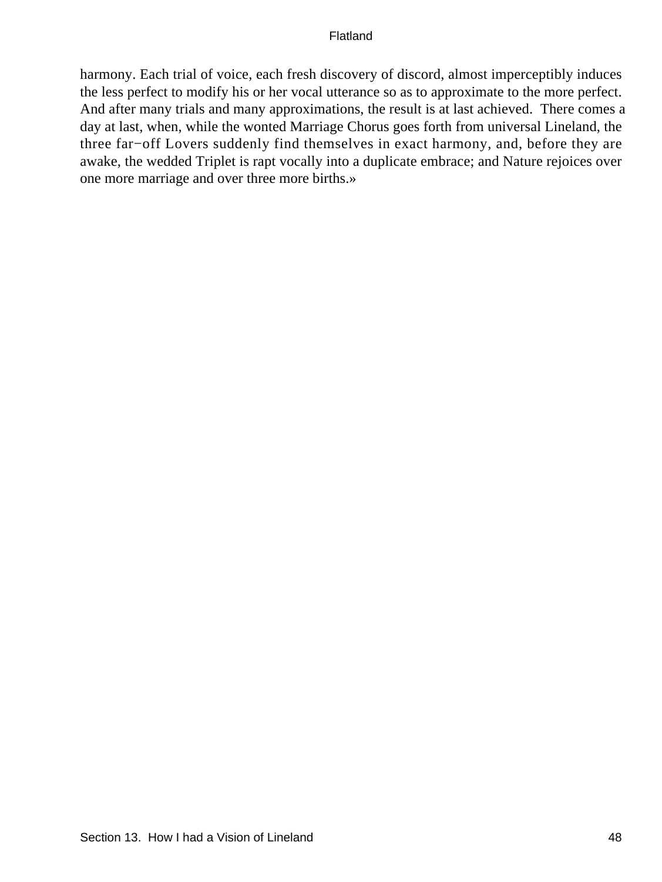harmony. Each trial of voice, each fresh discovery of discord, almost imperceptibly induces the less perfect to modify his or her vocal utterance so as to approximate to the more perfect. And after many trials and many approximations, the result is at last achieved. There comes a day at last, when, while the wonted Marriage Chorus goes forth from universal Lineland, the three far−off Lovers suddenly find themselves in exact harmony, and, before they are awake, the wedded Triplet is rapt vocally into a duplicate embrace; and Nature rejoices over one more marriage and over three more births.»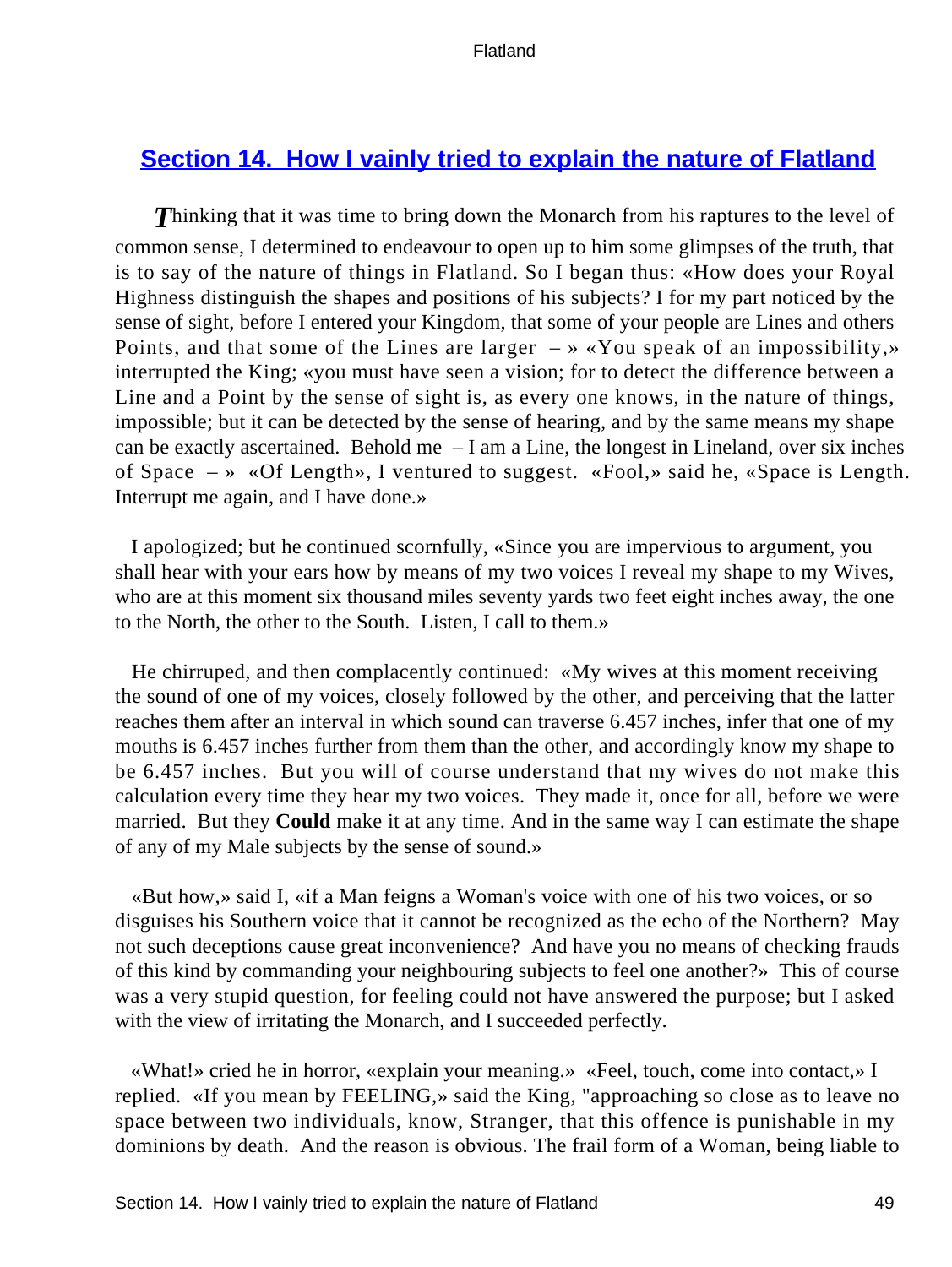## Section 14. How I vainly tried to explain the nature of Flatland

*T*hinking that it was time to bring down the Monarch from his raptures to the level of common sense, I determined to endeavour to open up to him some glimpses of the truth, that is to say of the nature of things in Flatland. So I began thus: «How does your Royal Highness distinguish the shapes and positions of his subjects? I for my part noticed by the sense of sight, before I entered your Kingdom, that some of your people are Lines and others Points, and that some of the Lines are larger – » «You speak of an impossibility,» interrupted the King; «you must have seen a vision; for to detect the difference between a Line and a Point by the sense of sight is, as every one knows, in the nature of things, impossible; but it can be detected by the sense of hearing, and by the same means my shape can be exactly ascertained. Behold me – I am a Line, the longest in Lineland, over six inches of Space – » «Of Length», I ventured to suggest. «Fool,» said he, «Space is Length. Interrupt me again, and I have done.»

I apologized; but he continued scornfully, «Since you are impervious to argument, you shall hear with your ears how by means of my two voices I reveal my shape to my Wives, who are at this moment six thousand miles seventy yards two feet eight inches away, the one to the North, the other to the South. Listen, I call to them.»

He chirruped, and then complacently continued: «My wives at this moment receiving the sound of one of my voices, closely followed by the other, and perceiving that the latter reaches them after an interval in which sound can traverse 6.457 inches, infer that one of my mouths is 6.457 inches further from them than the other, and accordingly know my shape to be 6.457 inches. But you will of course understand that my wives do not make this calculation every time they hear my two voices. They made it, once for all, before we were married. But they **Could** make it at any time. And in the same way I can estimate the shape of any of my Male subjects by the sense of sound.»

«But how,» said I, «if a Man feigns a Woman's voice with one of his two voices, or so disguises his Southern voice that it cannot be recognized as the echo of the Northern? May not such deceptions cause great inconvenience? And have you no means of checking frauds of this kind by commanding your neighbouring subjects to feel one another?» This of course was a very stupid question, for feeling could not have answered the purpose; but I asked with the view of irritating the Monarch, and I succeeded perfectly.

«What!» cried he in horror, «explain your meaning.» «Feel, touch, come into contact,» I replied. «If you mean by FEELING,» said the King, "approaching so close as to leave no space between two individuals, know, Stranger, that this offence is punishable in my dominions by death. And the reason is obvious. The frail form of a Woman, being liable to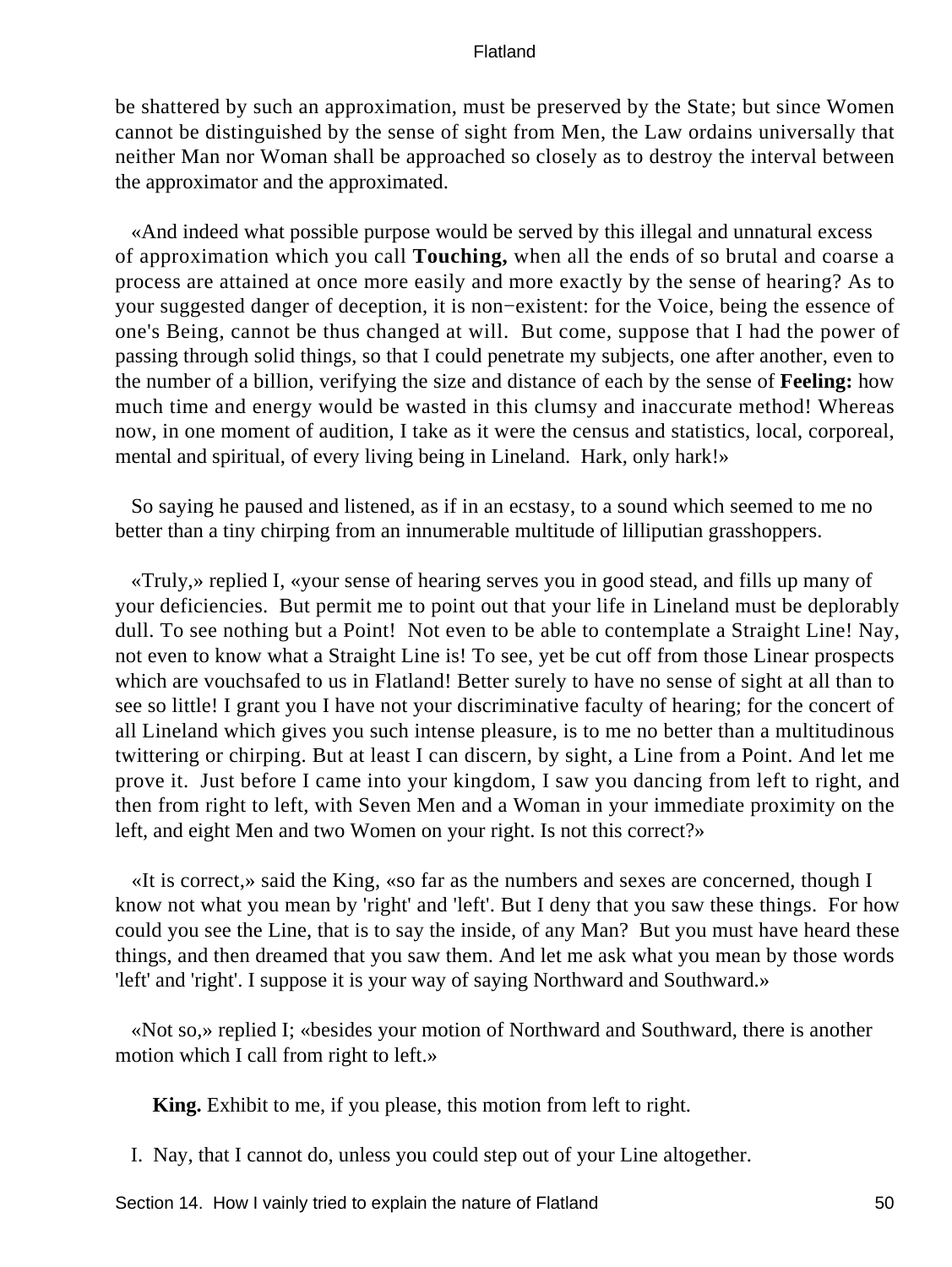be shattered by such an approximation, must be preserved by the State; but since Women cannot be distinguished by the sense of sight from Men, the Law ordains universally that neither Man nor Woman shall be approached so closely as to destroy the interval between the approximator and the approximated.

«And indeed what possible purpose would be served by this illegal and unnatural excess of approximation which you call **Touching,** when all the ends of so brutal and coarse a process are attained at once more easily and more exactly by the sense of hearing? As to your suggested danger of deception, it is non−existent: for the Voice, being the essence of one's Being, cannot be thus changed at will. But come, suppose that I had the power of passing through solid things, so that I could penetrate my subjects, one after another, even to the number of a billion, verifying the size and distance of each by the sense of **Feeling:** how much time and energy would be wasted in this clumsy and inaccurate method! Whereas now, in one moment of audition, I take as it were the census and statistics, local, corporeal, mental and spiritual, of every living being in Lineland. Hark, only hark!»

So saying he paused and listened, as if in an ecstasy, to a sound which seemed to me no better than a tiny chirping from an innumerable multitude of lilliputian grasshoppers.

«Truly,» replied I, «your sense of hearing serves you in good stead, and fills up many of your deficiencies. But permit me to point out that your life in Lineland must be deplorably dull. To see nothing but a Point! Not even to be able to contemplate a Straight Line! Nay, not even to know what a Straight Line is! To see, yet be cut off from those Linear prospects which are vouchsafed to us in Flatland! Better surely to have no sense of sight at all than to see so little! I grant you I have not your discriminative faculty of hearing; for the concert of all Lineland which gives you such intense pleasure, is to me no better than a multitudinous twittering or chirping. But at least I can discern, by sight, a Line from a Point. And let me prove it. Just before I came into your kingdom, I saw you dancing from left to right, and then from right to left, with Seven Men and a Woman in your immediate proximity on the left, and eight Men and two Women on your right. Is not this correct?»

«It is correct,» said the King, «so far as the numbers and sexes are concerned, though I know not what you mean by 'right' and 'left'. But I deny that you saw these things. For how could you see the Line, that is to say the inside, of any Man? But you must have heard these things, and then dreamed that you saw them. And let me ask what you mean by those words 'left' and 'right'. I suppose it is your way of saying Northward and Southward.»

«Not so,» replied I; «besides your motion of Northward and Southward, there is another motion which I call from right to left.»

**King.** Exhibit to me, if you please, this motion from left to right.

I. Nay, that I cannot do, unless you could step out of your Line altogether.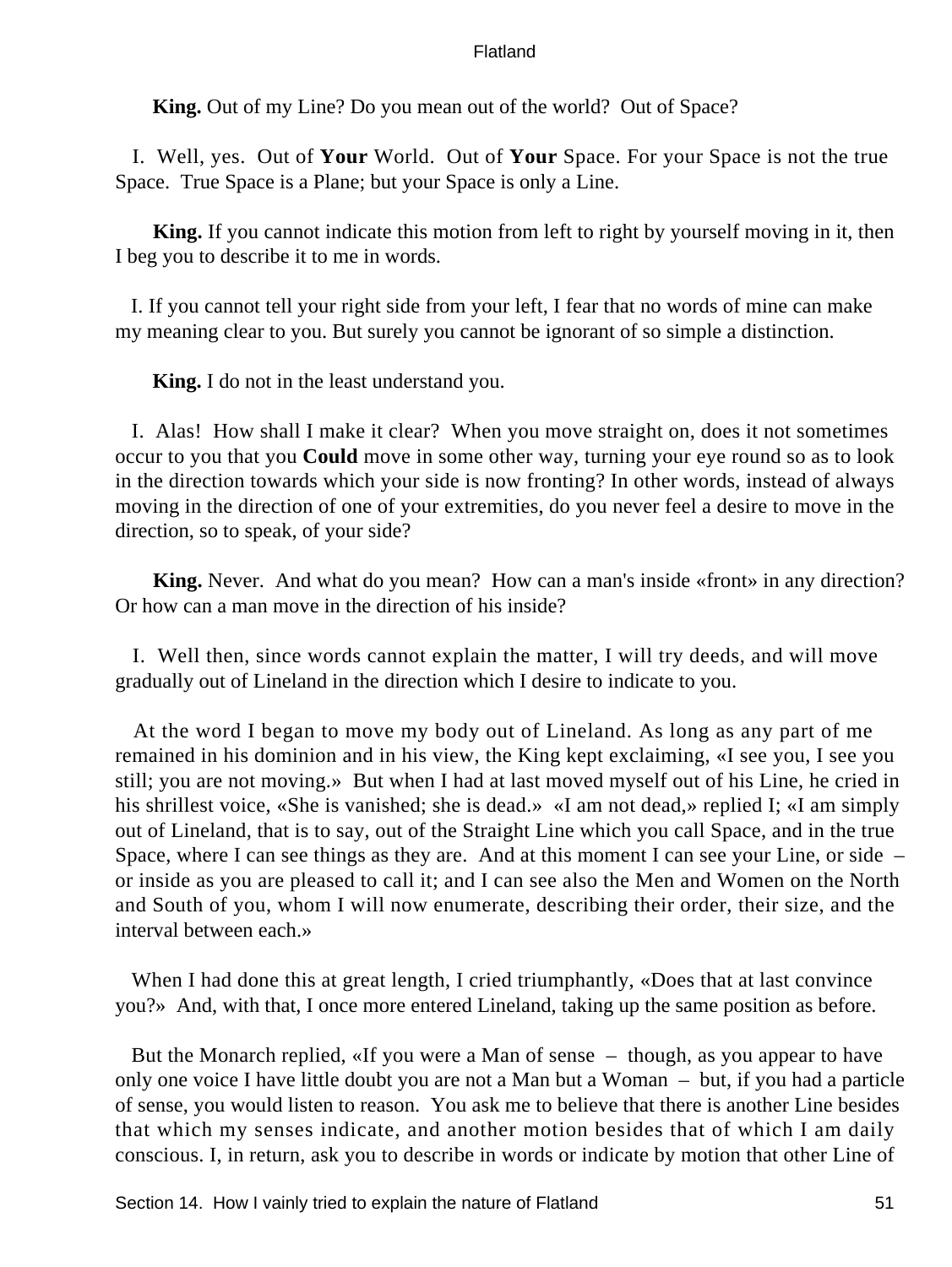**King.** Out of my Line? Do you mean out of the world? Out of Space?

I. Well, yes. Out of **Your** World. Out of **Your** Space. For your Space is not the true Space. True Space is a Plane; but your Space is only a Line.

**King.** If you cannot indicate this motion from left to right by yourself moving in it, then I beg you to describe it to me in words.

I. If you cannot tell your right side from your left, I fear that no words of mine can make my meaning clear to you. But surely you cannot be ignorant of so simple a distinction.

**King.** I do not in the least understand you.

I. Alas! How shall I make it clear? When you move straight on, does it not sometimes occur to you that you **Could** move in some other way, turning your eye round so as to look in the direction towards which your side is now fronting? In other words, instead of always moving in the direction of one of your extremities, do you never feel a desire to move in the direction, so to speak, of your side?

**King.** Never. And what do you mean? How can a man's inside «front» in any direction? Or how can a man move in the direction of his inside?

I. Well then, since words cannot explain the matter, I will try deeds, and will move gradually out of Lineland in the direction which I desire to indicate to you.

At the word I began to move my body out of Lineland. As long as any part of me remained in his dominion and in his view, the King kept exclaiming, «I see you, I see you still; you are not moving.» But when I had at last moved myself out of his Line, he cried in his shrillest voice, «She is vanished; she is dead.» «I am not dead,» replied I; «I am simply out of Lineland, that is to say, out of the Straight Line which you call Space, and in the true Space, where I can see things as they are. And at this moment I can see your Line, or side – or inside as you are pleased to call it; and I can see also the Men and Women on the North and South of you, whom I will now enumerate, describing their order, their size, and the interval between each.»

When I had done this at great length, I cried triumphantly, «Does that at last convince you?» And, with that, I once more entered Lineland, taking up the same position as before.

But the Monarch replied, «If you were a Man of sense – though, as you appear to have only one voice I have little doubt you are not a Man but a Woman – but, if you had a particle of sense, you would listen to reason. You ask me to believe that there is another Line besides that which my senses indicate, and another motion besides that of which I am daily conscious. I, in return, ask you to describe in words or indicate by motion that other Line of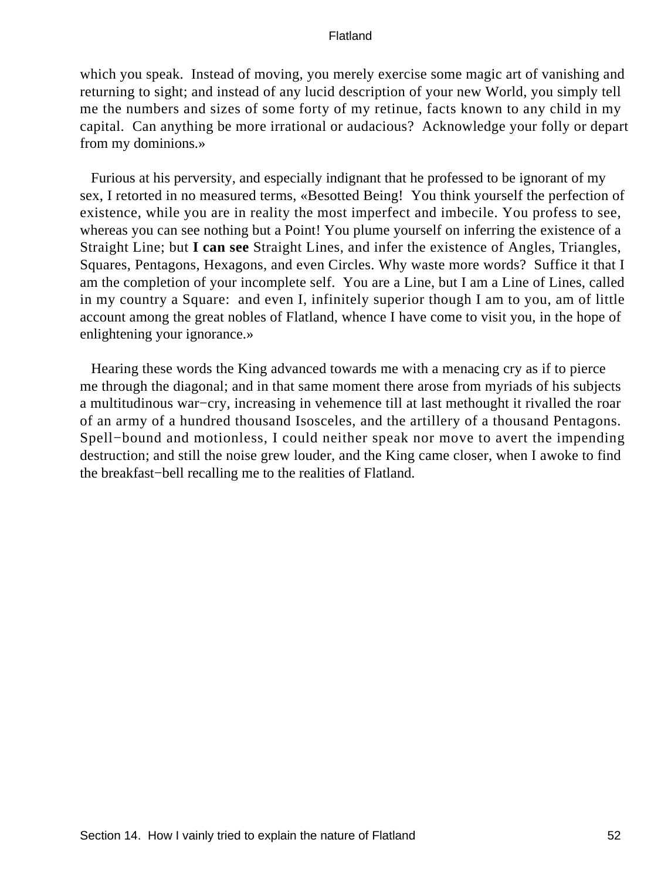which you speak. Instead of moving, you merely exercise some magic art of vanishing and returning to sight; and instead of any lucid description of your new World, you simply tell me the numbers and sizes of some forty of my retinue, facts known to any child in my capital. Can anything be more irrational or audacious? Acknowledge your folly or depart from my dominions.»

Furious at his perversity, and especially indignant that he professed to be ignorant of my sex, I retorted in no measured terms, «Besotted Being! You think yourself the perfection of existence, while you are in reality the most imperfect and imbecile. You profess to see, whereas you can see nothing but a Point! You plume yourself on inferring the existence of a Straight Line; but **I can see** Straight Lines, and infer the existence of Angles, Triangles, Squares, Pentagons, Hexagons, and even Circles. Why waste more words? Suffice it that I am the completion of your incomplete self. You are a Line, but I am a Line of Lines, called in my country a Square: and even I, infinitely superior though I am to you, am of little account among the great nobles of Flatland, whence I have come to visit you, in the hope of enlightening your ignorance.»

Hearing these words the King advanced towards me with a menacing cry as if to pierce me through the diagonal; and in that same moment there arose from myriads of his subjects a multitudinous war−cry, increasing in vehemence till at last methought it rivalled the roar of an army of a hundred thousand Isosceles, and the artillery of a thousand Pentagons. Spell−bound and motionless, I could neither speak nor move to avert the impending destruction; and still the noise grew louder, and the King came closer, when I awoke to find the breakfast−bell recalling me to the realities of Flatland.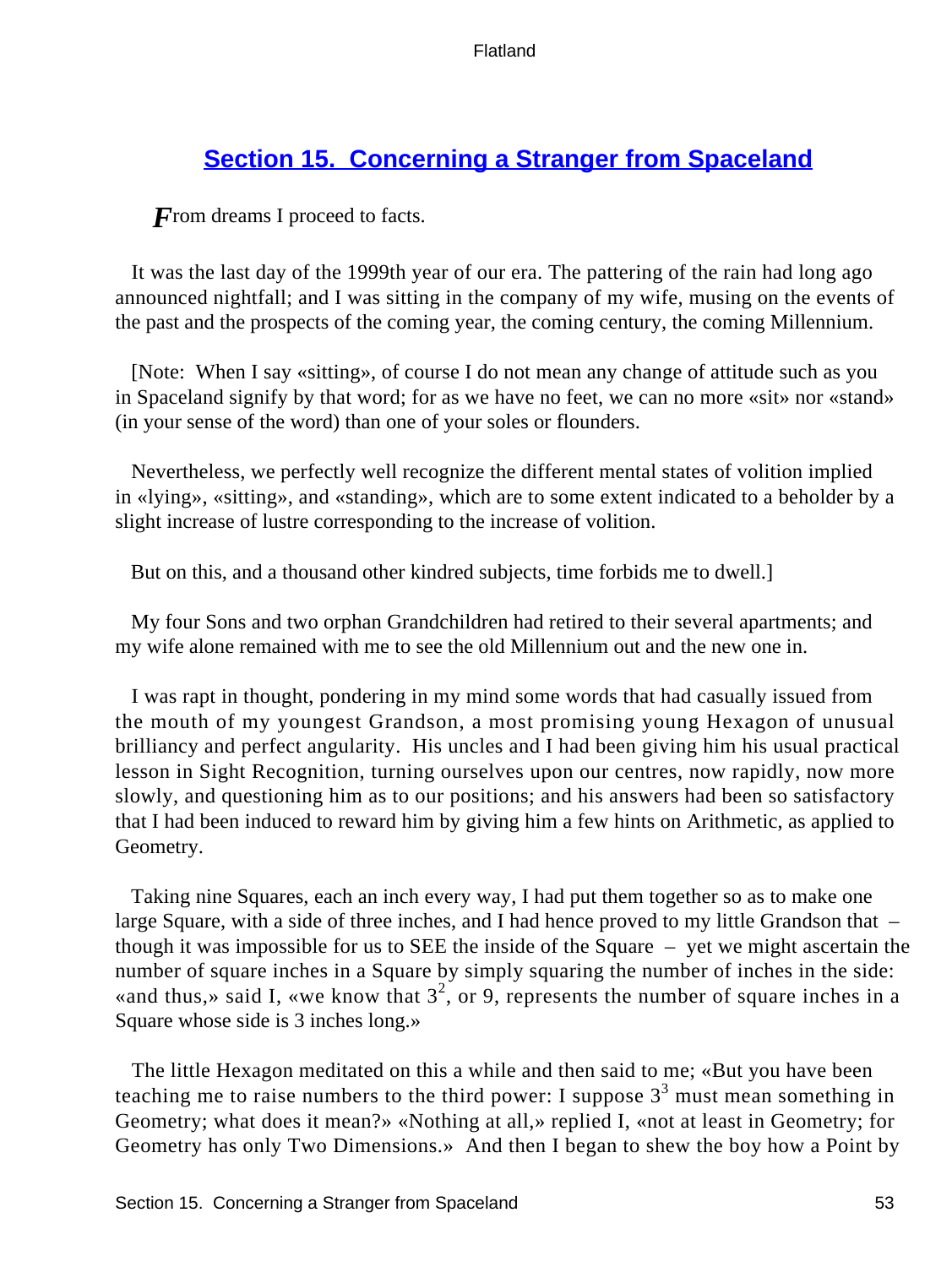## Section 15. Concerning a Stranger from Spaceland

*F*rom dreams I proceed to facts.

It was the last day of the 1999th year of our era. The pattering of the rain had long ago announced nightfall; and I was sitting in the company of my wife, musing on the events of the past and the prospects of the coming year, the coming century, the coming Millennium.

[Note: When I say «sitting», of course I do not mean any change of attitude such as you in Spaceland signify by that word; for as we have no feet, we can no more «sit» nor «stand» (in your sense of the word) than one of your soles or flounders.

Nevertheless, we perfectly well recognize the different mental states of volition implied in «lying», «sitting», and «standing», which are to some extent indicated to a beholder by a slight increase of lustre corresponding to the increase of volition.

But on this, and a thousand other kindred subjects, time forbids me to dwell.]

My four Sons and two orphan Grandchildren had retired to their several apartments; and my wife alone remained with me to see the old Millennium out and the new one in.

I was rapt in thought, pondering in my mind some words that had casually issued from the mouth of my youngest Grandson, a most promising young Hexagon of unusual brilliancy and perfect angularity. His uncles and I had been giving him his usual practical lesson in Sight Recognition, turning ourselves upon our centres, now rapidly, now more slowly, and questioning him as to our positions; and his answers had been so satisfactory that I had been induced to reward him by giving him a few hints on Arithmetic, as applied to Geometry.

Taking nine Squares, each an inch every way, I had put them together so as to make one large Square, with a side of three inches, and I had hence proved to my little Grandson that – though it was impossible for us to SEE the inside of the Square – yet we might ascertain the number of square inches in a Square by simply squaring the number of inches in the side: «and thus,» said I, «we know that $3^2$, or 9, represents the number of square inches in a Square whose side is 3 inches long.»

The little Hexagon meditated on this a while and then said to me; «But you have been teaching me to raise numbers to the third power: I suppose $3^3$ must mean something in Geometry; what does it mean?» «Nothing at all,» replied I, «not at least in Geometry; for Geometry has only Two Dimensions.» And then I began to shew the boy how a Point by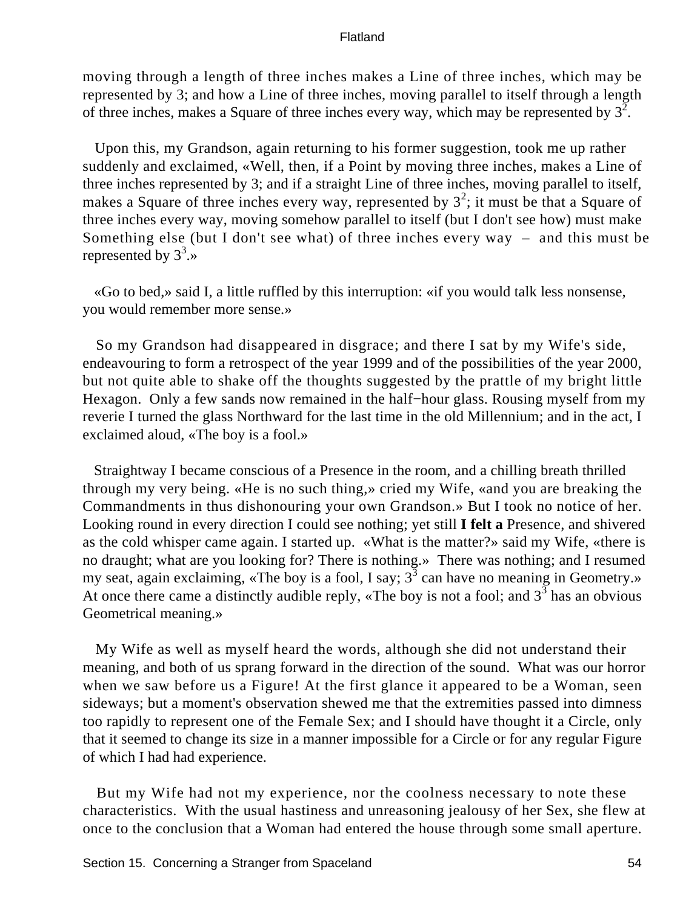moving through a length of three inches makes a Line of three inches, which may be represented by 3; and how a Line of three inches, moving parallel to itself through a length of three inches, makes a Square of three inches every way, which may be represented by $3^2$.

Upon this, my Grandson, again returning to his former suggestion, took me up rather suddenly and exclaimed, «Well, then, if a Point by moving three inches, makes a Line of three inches represented by 3; and if a straight Line of three inches, moving parallel to itself, makes a Square of three inches every way, represented by $3^2$; it must be that a Square of three inches every way, moving somehow parallel to itself (but I don't see how) must make Something else (but I don't see what) of three inches every way – and this must be represented by $3^3$.»

«Go to bed,» said I, a little ruffled by this interruption: «if you would talk less nonsense, you would remember more sense.»

So my Grandson had disappeared in disgrace; and there I sat by my Wife's side, endeavouring to form a retrospect of the year 1999 and of the possibilities of the year 2000, but not quite able to shake off the thoughts suggested by the prattle of my bright little Hexagon. Only a few sands now remained in the half−hour glass. Rousing myself from my reverie I turned the glass Northward for the last time in the old Millennium; and in the act, I exclaimed aloud, «The boy is a fool.»

Straightway I became conscious of a Presence in the room, and a chilling breath thrilled through my very being. «He is no such thing,» cried my Wife, «and you are breaking the Commandments in thus dishonouring your own Grandson.» But I took no notice of her. Looking round in every direction I could see nothing; yet still **I felt a** Presence, and shivered as the cold whisper came again. I started up. «What is the matter?» said my Wife, «there is no draught; what are you looking for? There is nothing.» There was nothing; and I resumed my seat, again exclaiming, «The boy is a fool, I say; $3^3$ can have no meaning in Geometry.» At once there came a distinctly audible reply, «The boy is not a fool; and $3^3$ has an obvious Geometrical meaning.»

My Wife as well as myself heard the words, although she did not understand their meaning, and both of us sprang forward in the direction of the sound. What was our horror when we saw before us a Figure! At the first glance it appeared to be a Woman, seen sideways; but a moment's observation shewed me that the extremities passed into dimness too rapidly to represent one of the Female Sex; and I should have thought it a Circle, only that it seemed to change its size in a manner impossible for a Circle or for any regular Figure of which I had had experience.

But my Wife had not my experience, nor the coolness necessary to note these characteristics. With the usual hastiness and unreasoning jealousy of her Sex, she flew at once to the conclusion that a Woman had entered the house through some small aperture.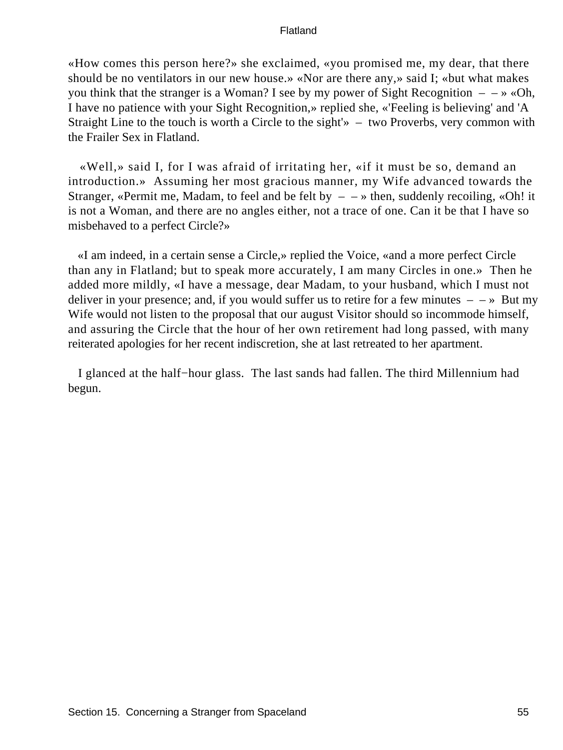«How comes this person here?» she exclaimed, «you promised me, my dear, that there should be no ventilators in our new house.» «Nor are there any,» said I; «but what makes you think that the stranger is a Woman? I see by my power of Sight Recognition – – » «Oh, I have no patience with your Sight Recognition,» replied she, «'Feeling is believing' and 'A Straight Line to the touch is worth a Circle to the sight'» – two Proverbs, very common with the Frailer Sex in Flatland.

«Well,» said I, for I was afraid of irritating her, «if it must be so, demand an introduction.» Assuming her most gracious manner, my Wife advanced towards the Stranger, «Permit me, Madam, to feel and be felt by – – » then, suddenly recoiling, «Oh! it is not a Woman, and there are no angles either, not a trace of one. Can it be that I have so misbehaved to a perfect Circle?»

«I am indeed, in a certain sense a Circle,» replied the Voice, «and a more perfect Circle than any in Flatland; but to speak more accurately, I am many Circles in one.» Then he added more mildly, «I have a message, dear Madam, to your husband, which I must not deliver in your presence; and, if you would suffer us to retire for a few minutes – – » But my Wife would not listen to the proposal that our august Visitor should so incommode himself, and assuring the Circle that the hour of her own retirement had long passed, with many reiterated apologies for her recent indiscretion, she at last retreated to her apartment.

I glanced at the half−hour glass. The last sands had fallen. The third Millennium had begun.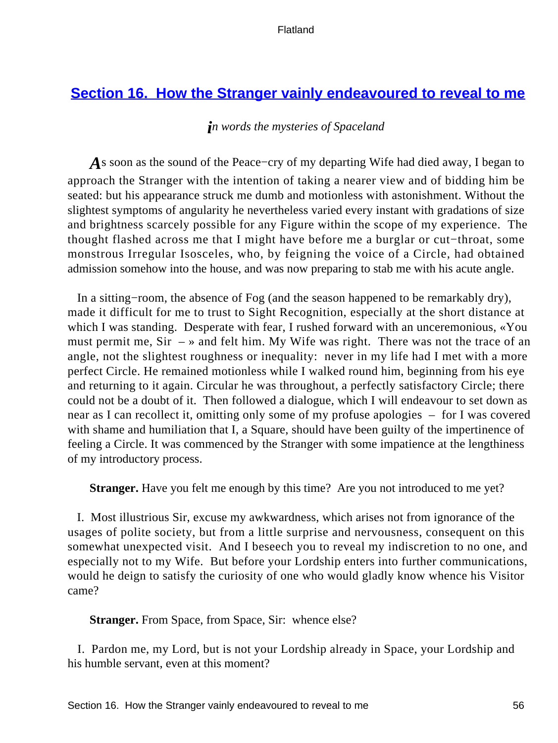## Section 16. How the Stranger vainly endeavoured to reveal to me

*in words the mysteries of Spaceland*

As soon as the sound of the Peace−cry of my departing Wife had died away, I began to approach the Stranger with the intention of taking a nearer view and of bidding him be seated: but his appearance struck me dumb and motionless with astonishment. Without the slightest symptoms of angularity he nevertheless varied every instant with gradations of size and brightness scarcely possible for any Figure within the scope of my experience. The thought flashed across me that I might have before me a burglar or cut−throat, some monstrous Irregular Isosceles, who, by feigning the voice of a Circle, had obtained admission somehow into the house, and was now preparing to stab me with his acute angle.

In a sitting−room, the absence of Fog (and the season happened to be remarkably dry), made it difficult for me to trust to Sight Recognition, especially at the short distance at which I was standing. Desperate with fear, I rushed forward with an unceremonious, «You must permit me, Sir – » and felt him. My Wife was right. There was not the trace of an angle, not the slightest roughness or inequality: never in my life had I met with a more perfect Circle. He remained motionless while I walked round him, beginning from his eye and returning to it again. Circular he was throughout, a perfectly satisfactory Circle; there could not be a doubt of it. Then followed a dialogue, which I will endeavour to set down as near as I can recollect it, omitting only some of my profuse apologies – for I was covered with shame and humiliation that I, a Square, should have been guilty of the impertinence of feeling a Circle. It was commenced by the Stranger with some impatience at the lengthiness of my introductory process.

**Stranger.** Have you felt me enough by this time? Are you not introduced to me yet?

I. Most illustrious Sir, excuse my awkwardness, which arises not from ignorance of the usages of polite society, but from a little surprise and nervousness, consequent on this somewhat unexpected visit. And I beseech you to reveal my indiscretion to no one, and especially not to my Wife. But before your Lordship enters into further communications, would he deign to satisfy the curiosity of one who would gladly know whence his Visitor came?

**Stranger.** From Space, from Space, Sir: whence else?

I. Pardon me, my Lord, but is not your Lordship already in Space, your Lordship and his humble servant, even at this moment?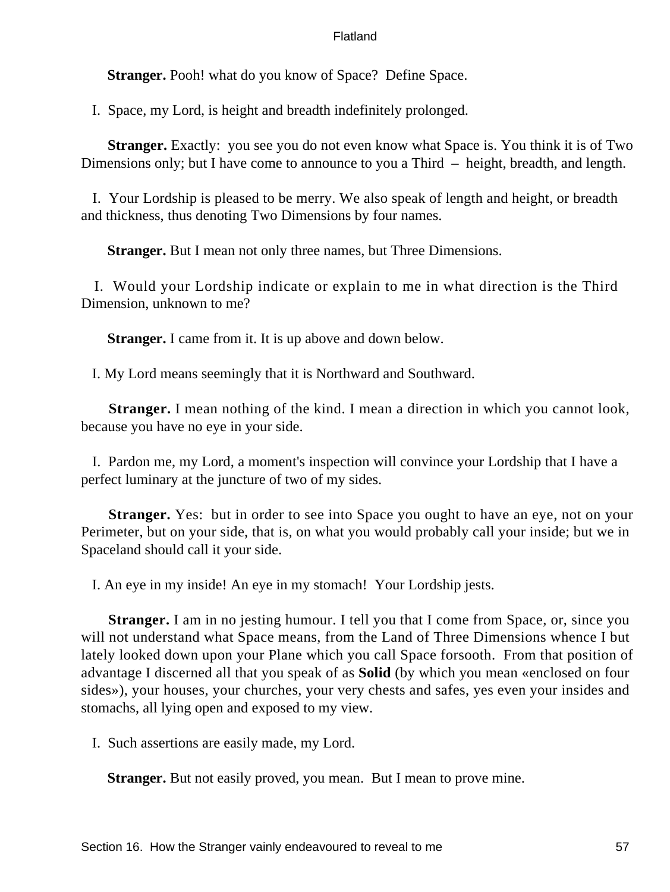**Stranger.** Pooh! what do you know of Space? Define Space.

I. Space, my Lord, is height and breadth indefinitely prolonged.

**Stranger.** Exactly: you see you do not even know what Space is. You think it is of Two Dimensions only; but I have come to announce to you a Third – height, breadth, and length.

I. Your Lordship is pleased to be merry. We also speak of length and height, or breadth and thickness, thus denoting Two Dimensions by four names.

**Stranger.** But I mean not only three names, but Three Dimensions.

I. Would your Lordship indicate or explain to me in what direction is the Third Dimension, unknown to me?

**Stranger.** I came from it. It is up above and down below.

I. My Lord means seemingly that it is Northward and Southward.

**Stranger.** I mean nothing of the kind. I mean a direction in which you cannot look, because you have no eye in your side.

I. Pardon me, my Lord, a moment's inspection will convince your Lordship that I have a perfect luminary at the juncture of two of my sides.

**Stranger.** Yes: but in order to see into Space you ought to have an eye, not on your Perimeter, but on your side, that is, on what you would probably call your inside; but we in Spaceland should call it your side.

I. An eye in my inside! An eye in my stomach! Your Lordship jests.

**Stranger.** I am in no jesting humour. I tell you that I come from Space, or, since you will not understand what Space means, from the Land of Three Dimensions whence I but lately looked down upon your Plane which you call Space forsooth. From that position of advantage I discerned all that you speak of as **Solid** (by which you mean «enclosed on four sides»), your houses, your churches, your very chests and safes, yes even your insides and stomachs, all lying open and exposed to my view.

I. Such assertions are easily made, my Lord.

**Stranger.** But not easily proved, you mean. But I mean to prove mine.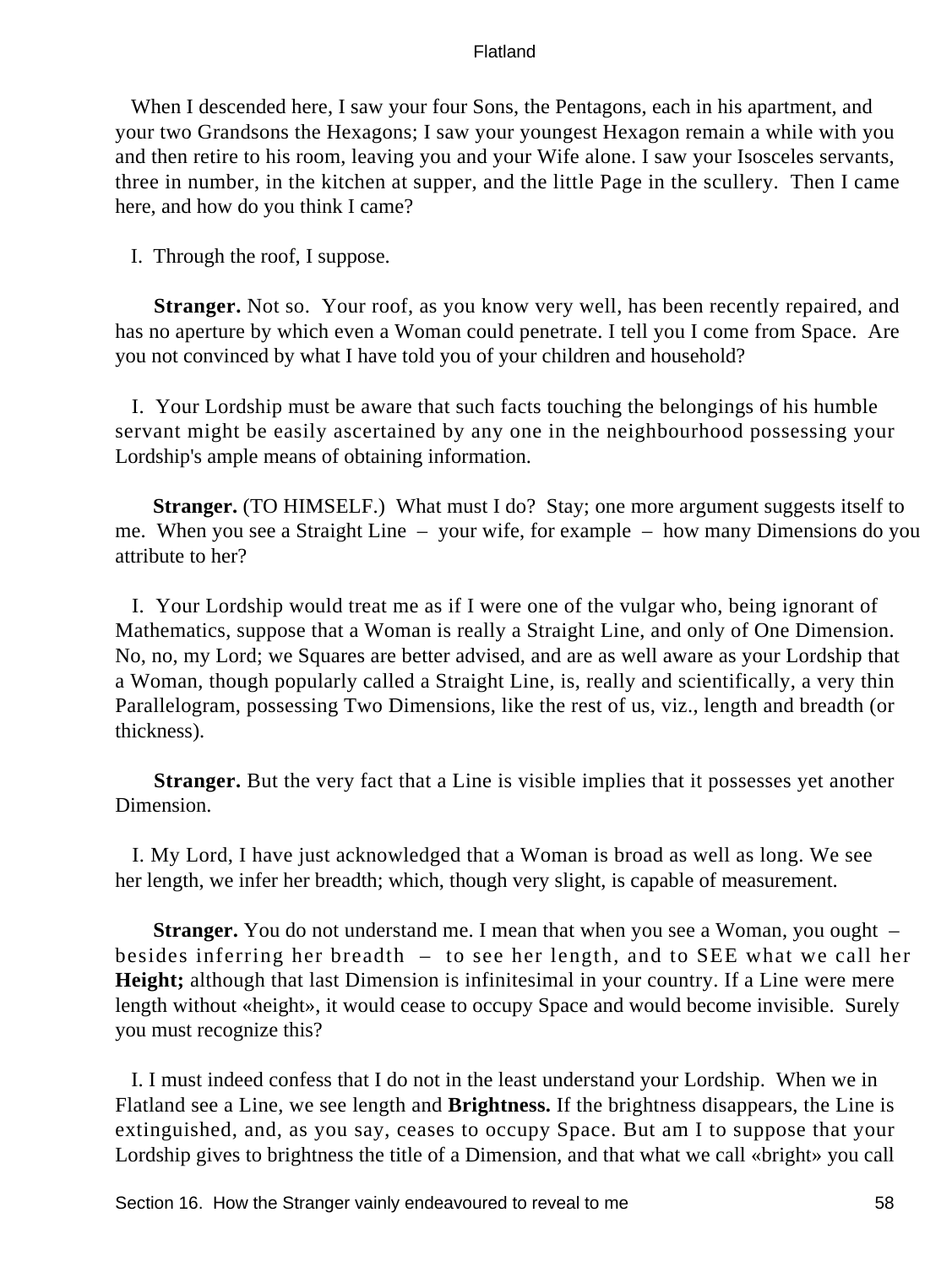When I descended here, I saw your four Sons, the Pentagons, each in his apartment, and your two Grandsons the Hexagons; I saw your youngest Hexagon remain a while with you and then retire to his room, leaving you and your Wife alone. I saw your Isosceles servants, three in number, in the kitchen at supper, and the little Page in the scullery. Then I came here, and how do you think I came?

I. Through the roof, I suppose.

**Stranger.** Not so. Your roof, as you know very well, has been recently repaired, and has no aperture by which even a Woman could penetrate. I tell you I come from Space. Are you not convinced by what I have told you of your children and household?

I. Your Lordship must be aware that such facts touching the belongings of his humble servant might be easily ascertained by any one in the neighbourhood possessing your Lordship's ample means of obtaining information.

**Stranger.** (TO HIMSELF.) What must I do? Stay; one more argument suggests itself to me. When you see a Straight Line – your wife, for example – how many Dimensions do you attribute to her?

I. Your Lordship would treat me as if I were one of the vulgar who, being ignorant of Mathematics, suppose that a Woman is really a Straight Line, and only of One Dimension. No, no, my Lord; we Squares are better advised, and are as well aware as your Lordship that a Woman, though popularly called a Straight Line, is, really and scientifically, a very thin Parallelogram, possessing Two Dimensions, like the rest of us, viz., length and breadth (or thickness).

**Stranger.** But the very fact that a Line is visible implies that it possesses yet another Dimension.

I. My Lord, I have just acknowledged that a Woman is broad as well as long. We see her length, we infer her breadth; which, though very slight, is capable of measurement.

**Stranger.** You do not understand me. I mean that when you see a Woman, you ought – besides inferring her breadth – to see her length, and to SEE what we call her **Height;** although that last Dimension is infinitesimal in your country. If a Line were mere length without «height», it would cease to occupy Space and would become invisible. Surely you must recognize this?

I. I must indeed confess that I do not in the least understand your Lordship. When we in Flatland see a Line, we see length and **Brightness.** If the brightness disappears, the Line is extinguished, and, as you say, ceases to occupy Space. But am I to suppose that your Lordship gives to brightness the title of a Dimension, and that what we call «bright» you call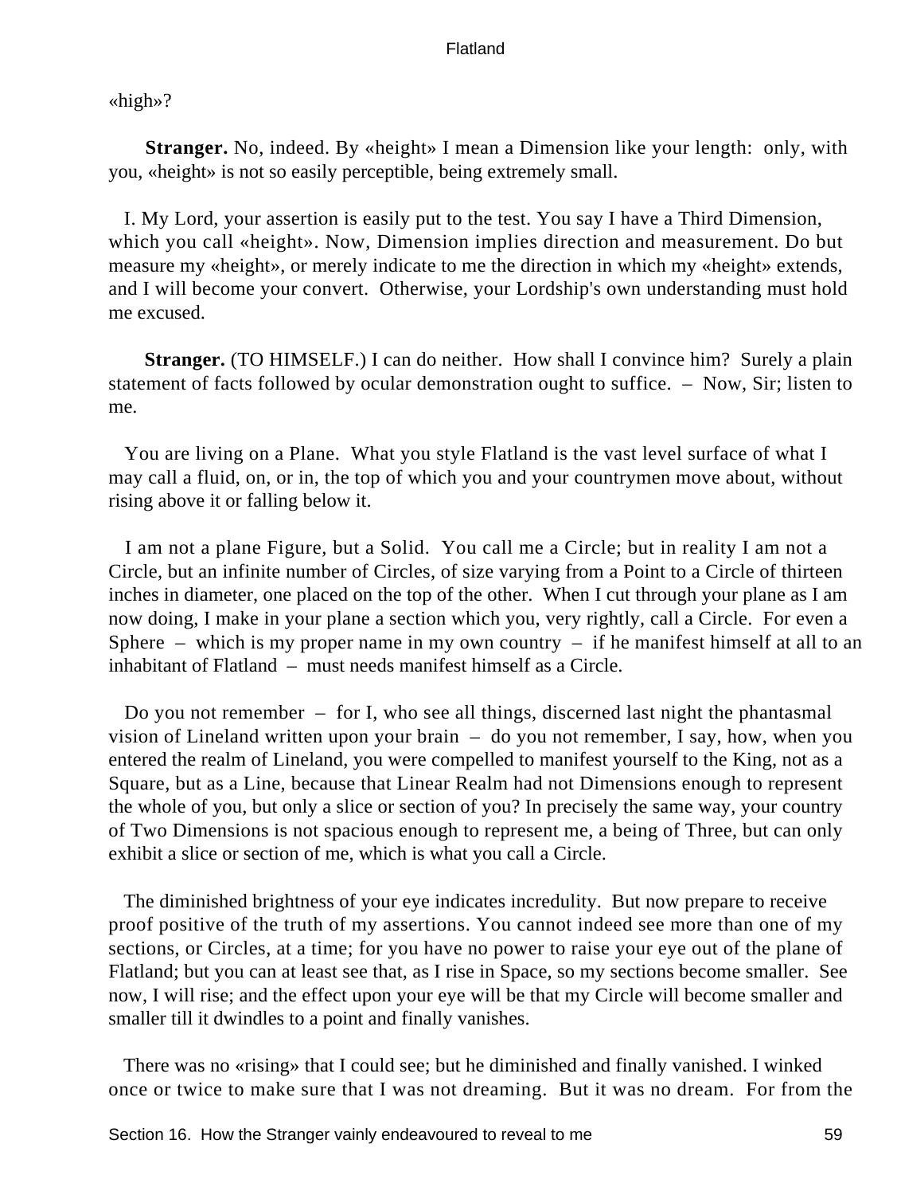«high»?

**Stranger.** No, indeed. By «height» I mean a Dimension like your length: only, with you, «height» is not so easily perceptible, being extremely small.

I. My Lord, your assertion is easily put to the test. You say I have a Third Dimension, which you call «height». Now, Dimension implies direction and measurement. Do but measure my «height», or merely indicate to me the direction in which my «height» extends, and I will become your convert. Otherwise, your Lordship's own understanding must hold me excused.

**Stranger.** (TO HIMSELF.) I can do neither. How shall I convince him? Surely a plain statement of facts followed by ocular demonstration ought to suffice. – Now, Sir; listen to me.

You are living on a Plane. What you style Flatland is the vast level surface of what I may call a fluid, on, or in, the top of which you and your countrymen move about, without rising above it or falling below it.

I am not a plane Figure, but a Solid. You call me a Circle; but in reality I am not a Circle, but an infinite number of Circles, of size varying from a Point to a Circle of thirteen inches in diameter, one placed on the top of the other. When I cut through your plane as I am now doing, I make in your plane a section which you, very rightly, call a Circle. For even a Sphere – which is my proper name in my own country – if he manifest himself at all to an inhabitant of Flatland – must needs manifest himself as a Circle.

Do you not remember – for I, who see all things, discerned last night the phantasmal vision of Lineland written upon your brain – do you not remember, I say, how, when you entered the realm of Lineland, you were compelled to manifest yourself to the King, not as a Square, but as a Line, because that Linear Realm had not Dimensions enough to represent the whole of you, but only a slice or section of you? In precisely the same way, your country of Two Dimensions is not spacious enough to represent me, a being of Three, but can only exhibit a slice or section of me, which is what you call a Circle.

The diminished brightness of your eye indicates incredulity. But now prepare to receive proof positive of the truth of my assertions. You cannot indeed see more than one of my sections, or Circles, at a time; for you have no power to raise your eye out of the plane of Flatland; but you can at least see that, as I rise in Space, so my sections become smaller. See now, I will rise; and the effect upon your eye will be that my Circle will become smaller and smaller till it dwindles to a point and finally vanishes.

There was no «rising» that I could see; but he diminished and finally vanished. I winked once or twice to make sure that I was not dreaming. But it was no dream. For from the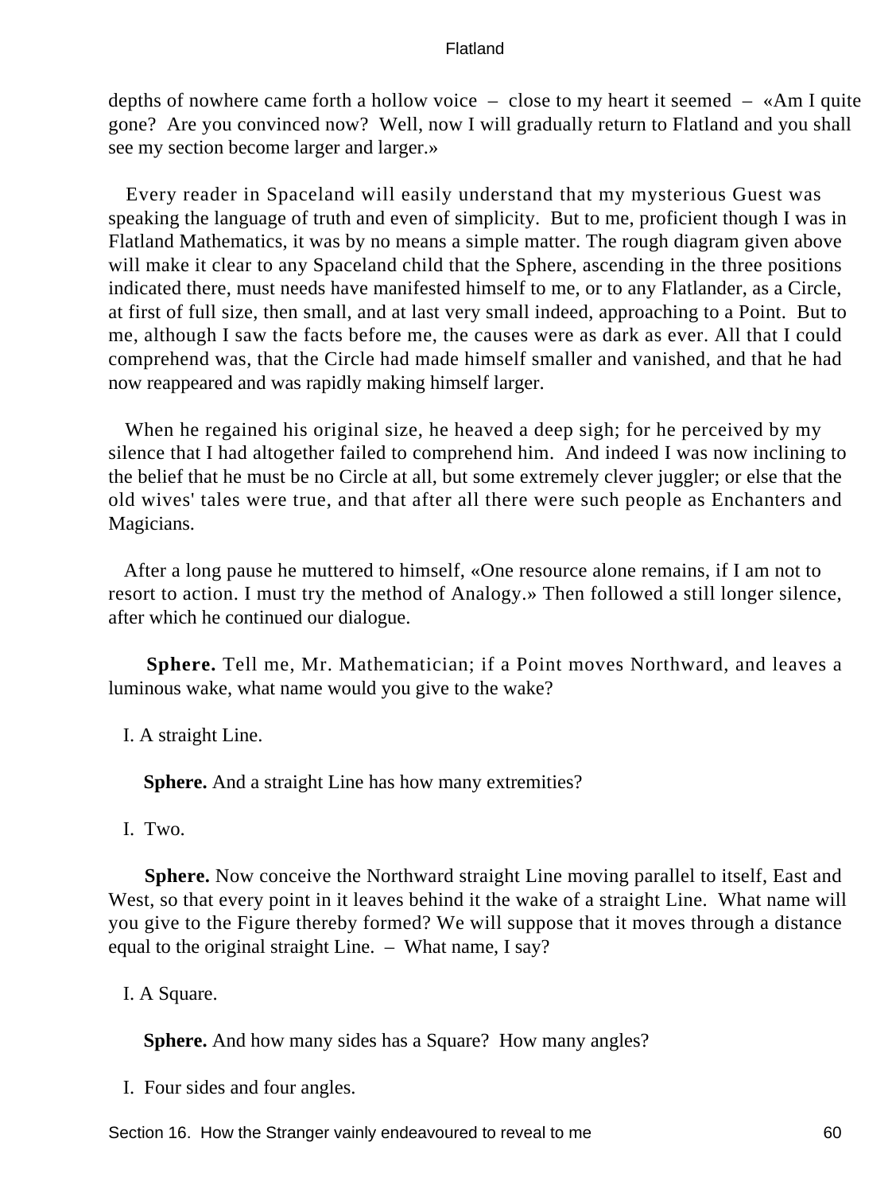depths of nowhere came forth a hollow voice – close to my heart it seemed – «Am I quite gone? Are you convinced now? Well, now I will gradually return to Flatland and you shall see my section become larger and larger.»

Every reader in Spaceland will easily understand that my mysterious Guest was speaking the language of truth and even of simplicity. But to me, proficient though I was in Flatland Mathematics, it was by no means a simple matter. The rough diagram given above will make it clear to any Spaceland child that the Sphere, ascending in the three positions indicated there, must needs have manifested himself to me, or to any Flatlander, as a Circle, at first of full size, then small, and at last very small indeed, approaching to a Point. But to me, although I saw the facts before me, the causes were as dark as ever. All that I could comprehend was, that the Circle had made himself smaller and vanished, and that he had now reappeared and was rapidly making himself larger.

When he regained his original size, he heaved a deep sigh; for he perceived by my silence that I had altogether failed to comprehend him. And indeed I was now inclining to the belief that he must be no Circle at all, but some extremely clever juggler; or else that the old wives' tales were true, and that after all there were such people as Enchanters and Magicians.

After a long pause he muttered to himself, «One resource alone remains, if I am not to resort to action. I must try the method of Analogy.» Then followed a still longer silence, after which he continued our dialogue.

**Sphere.** Tell me, Mr. Mathematician; if a Point moves Northward, and leaves a luminous wake, what name would you give to the wake?

I. A straight Line.

**Sphere.** And a straight Line has how many extremities?

I. Two.

**Sphere.** Now conceive the Northward straight Line moving parallel to itself, East and West, so that every point in it leaves behind it the wake of a straight Line. What name will you give to the Figure thereby formed? We will suppose that it moves through a distance equal to the original straight Line. – What name, I say?

I. A Square.

**Sphere.** And how many sides has a Square? How many angles?

I. Four sides and four angles.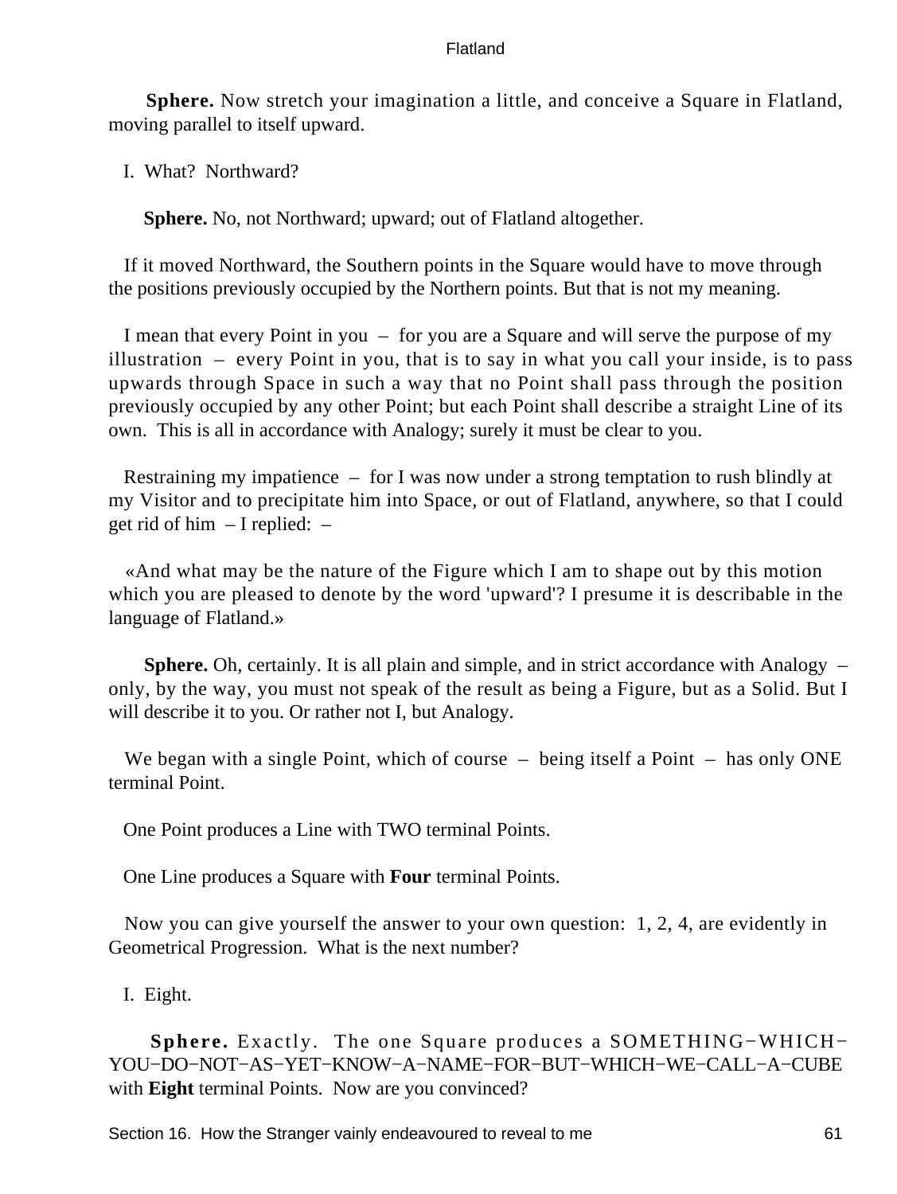**Sphere.** Now stretch your imagination a little, and conceive a Square in Flatland, moving parallel to itself upward.

I. What? Northward?

**Sphere.** No, not Northward; upward; out of Flatland altogether.

If it moved Northward, the Southern points in the Square would have to move through the positions previously occupied by the Northern points. But that is not my meaning.

I mean that every Point in you – for you are a Square and will serve the purpose of my illustration – every Point in you, that is to say in what you call your inside, is to pass upwards through Space in such a way that no Point shall pass through the position previously occupied by any other Point; but each Point shall describe a straight Line of its own. This is all in accordance with Analogy; surely it must be clear to you.

Restraining my impatience – for I was now under a strong temptation to rush blindly at my Visitor and to precipitate him into Space, or out of Flatland, anywhere, so that I could get rid of him – I replied: –

«And what may be the nature of the Figure which I am to shape out by this motion which you are pleased to denote by the word 'upward'? I presume it is describable in the language of Flatland.»

**Sphere.** Oh, certainly. It is all plain and simple, and in strict accordance with Analogy – only, by the way, you must not speak of the result as being a Figure, but as a Solid. But I will describe it to you. Or rather not I, but Analogy.

We began with a single Point, which of course – being itself a Point – has only ONE terminal Point.

One Point produces a Line with TWO terminal Points.

One Line produces a Square with **Four** terminal Points.

Now you can give yourself the answer to your own question: 1, 2, 4, are evidently in Geometrical Progression. What is the next number?

I. Eight.

**Sphere.** Exactly. The one Square produces a SOMETHING−WHICH−YOU−DO−NOT−AS−YET−KNOW−A−NAME−FOR−BUT−WHICH−WE−CALL−A−CUBE with **Eight** terminal Points. Now are you convinced?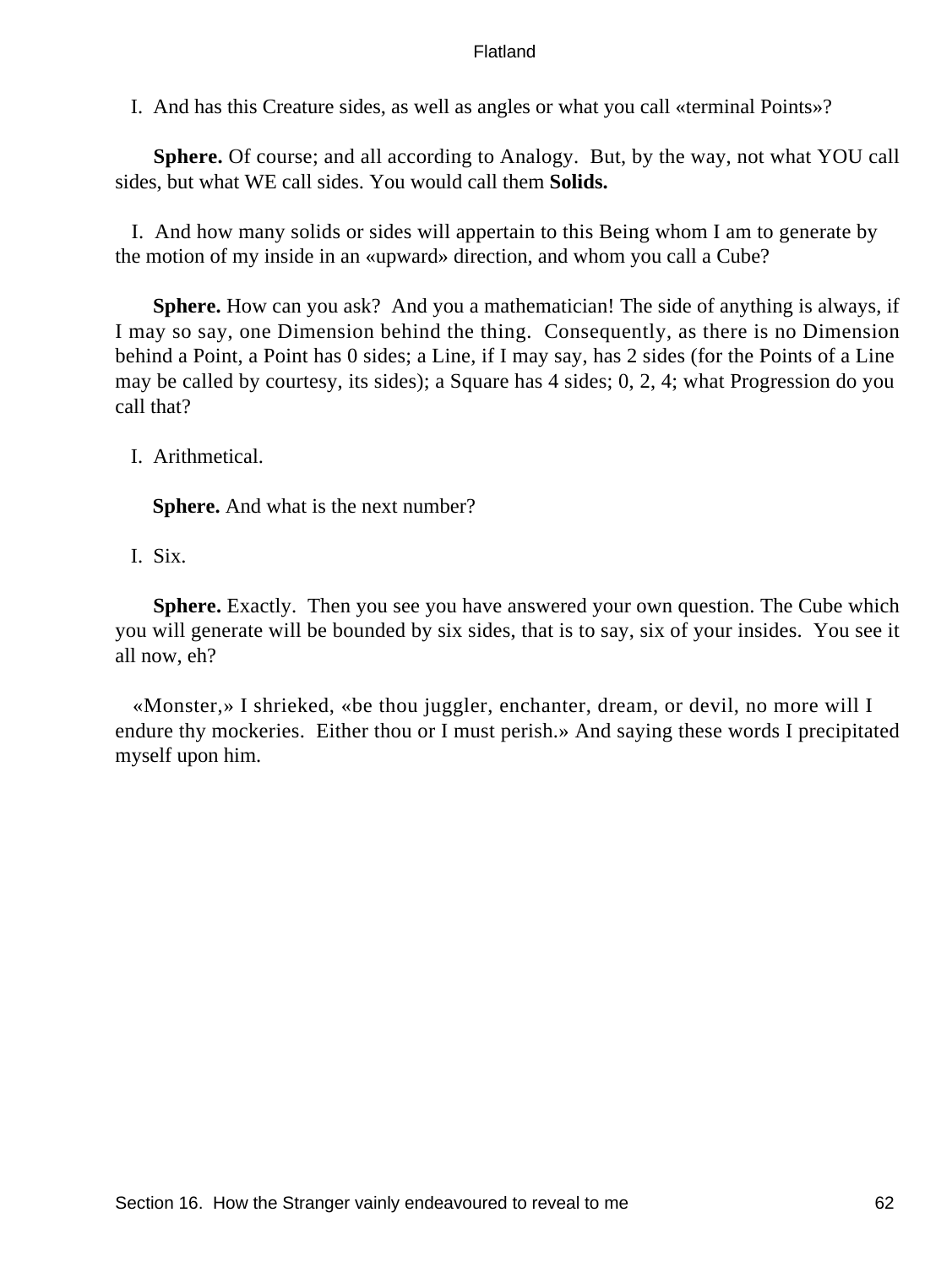I. And has this Creature sides, as well as angles or what you call «terminal Points»?

**Sphere.** Of course; and all according to Analogy. But, by the way, not what YOU call sides, but what WE call sides. You would call them **Solids.**

I. And how many solids or sides will appertain to this Being whom I am to generate by the motion of my inside in an «upward» direction, and whom you call a Cube?

**Sphere.** How can you ask? And you a mathematician! The side of anything is always, if I may so say, one Dimension behind the thing. Consequently, as there is no Dimension behind a Point, a Point has 0 sides; a Line, if I may say, has 2 sides (for the Points of a Line may be called by courtesy, its sides); a Square has 4 sides; 0, 2, 4; what Progression do you call that?

I. Arithmetical.

**Sphere.** And what is the next number?

I. Six.

**Sphere.** Exactly. Then you see you have answered your own question. The Cube which you will generate will be bounded by six sides, that is to say, six of your insides. You see it all now, eh?

«Monster,» I shrieked, «be thou juggler, enchanter, dream, or devil, no more will I endure thy mockeries. Either thou or I must perish.» And saying these words I precipitated myself upon him.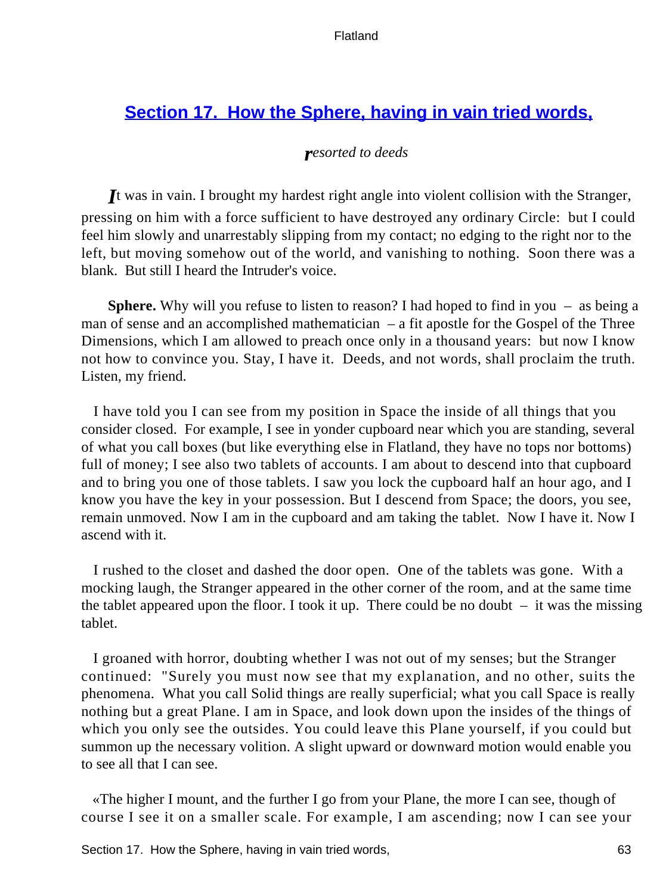## Section 17. How the Sphere, having in vain tried words,

*resorted to deeds*

*I*t was in vain. I brought my hardest right angle into violent collision with the Stranger, pressing on him with a force sufficient to have destroyed any ordinary Circle: but I could feel him slowly and unarrestably slipping from my contact; no edging to the right nor to the left, but moving somehow out of the world, and vanishing to nothing. Soon there was a blank. But still I heard the Intruder's voice.

**Sphere.** Why will you refuse to listen to reason? I had hoped to find in you – as being a man of sense and an accomplished mathematician – a fit apostle for the Gospel of the Three Dimensions, which I am allowed to preach once only in a thousand years: but now I know not how to convince you. Stay, I have it. Deeds, and not words, shall proclaim the truth. Listen, my friend.

I have told you I can see from my position in Space the inside of all things that you consider closed. For example, I see in yonder cupboard near which you are standing, several of what you call boxes (but like everything else in Flatland, they have no tops nor bottoms) full of money; I see also two tablets of accounts. I am about to descend into that cupboard and to bring you one of those tablets. I saw you lock the cupboard half an hour ago, and I know you have the key in your possession. But I descend from Space; the doors, you see, remain unmoved. Now I am in the cupboard and am taking the tablet. Now I have it. Now I ascend with it.

I rushed to the closet and dashed the door open. One of the tablets was gone. With a mocking laugh, the Stranger appeared in the other corner of the room, and at the same time the tablet appeared upon the floor. I took it up. There could be no doubt – it was the missing tablet.

I groaned with horror, doubting whether I was not out of my senses; but the Stranger continued: "Surely you must now see that my explanation, and no other, suits the phenomena. What you call Solid things are really superficial; what you call Space is really nothing but a great Plane. I am in Space, and look down upon the insides of the things of which you only see the outsides. You could leave this Plane yourself, if you could but summon up the necessary volition. A slight upward or downward motion would enable you to see all that I can see.

«The higher I mount, and the further I go from your Plane, the more I can see, though of course I see it on a smaller scale. For example, I am ascending; now I can see your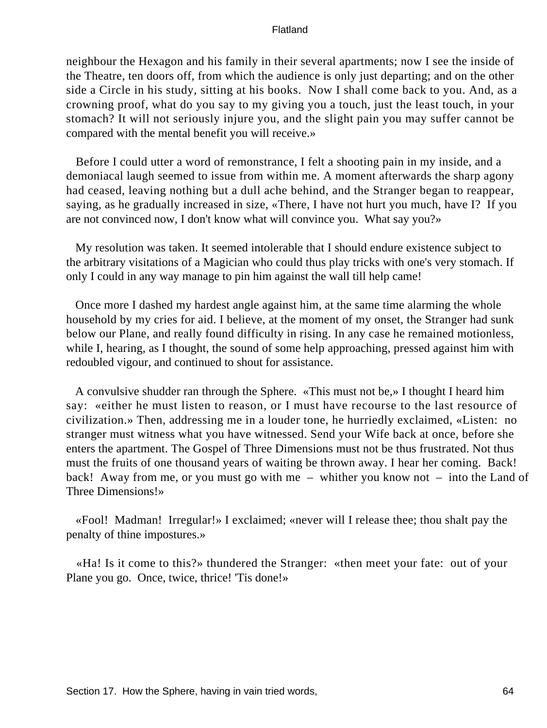neighbour the Hexagon and his family in their several apartments; now I see the inside of the Theatre, ten doors off, from which the audience is only just departing; and on the other side a Circle in his study, sitting at his books. Now I shall come back to you. And, as a crowning proof, what do you say to my giving you a touch, just the least touch, in your stomach? It will not seriously injure you, and the slight pain you may suffer cannot be compared with the mental benefit you will receive.»

Before I could utter a word of remonstrance, I felt a shooting pain in my inside, and a demoniacal laugh seemed to issue from within me. A moment afterwards the sharp agony had ceased, leaving nothing but a dull ache behind, and the Stranger began to reappear, saying, as he gradually increased in size, «There, I have not hurt you much, have I? If you are not convinced now, I don't know what will convince you. What say you?»

My resolution was taken. It seemed intolerable that I should endure existence subject to the arbitrary visitations of a Magician who could thus play tricks with one's very stomach. If only I could in any way manage to pin him against the wall till help came!

Once more I dashed my hardest angle against him, at the same time alarming the whole household by my cries for aid. I believe, at the moment of my onset, the Stranger had sunk below our Plane, and really found difficulty in rising. In any case he remained motionless, while I, hearing, as I thought, the sound of some help approaching, pressed against him with redoubled vigour, and continued to shout for assistance.

A convulsive shudder ran through the Sphere. «This must not be,» I thought I heard him say: «either he must listen to reason, or I must have recourse to the last resource of civilization.» Then, addressing me in a louder tone, he hurriedly exclaimed, «Listen: no stranger must witness what you have witnessed. Send your Wife back at once, before she enters the apartment. The Gospel of Three Dimensions must not be thus frustrated. Not thus must the fruits of one thousand years of waiting be thrown away. I hear her coming. Back! back! Away from me, or you must go with me – whither you know not – into the Land of Three Dimensions!»

«Fool! Madman! Irregular!» I exclaimed; «never will I release thee; thou shalt pay the penalty of thine impostures.»

«Ha! Is it come to this?» thundered the Stranger: «then meet your fate: out of your Plane you go. Once, twice, thrice! 'Tis done!»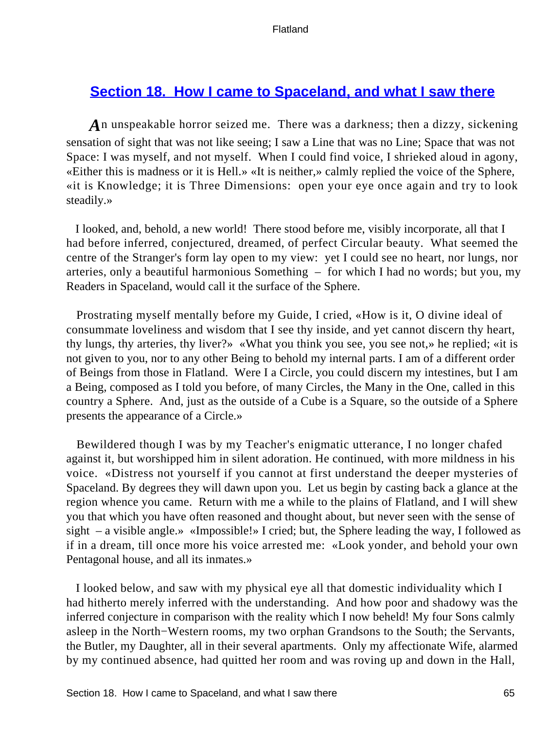## Section 18. How I came to Spaceland, and what I saw there

*A*n unspeakable horror seized me. There was a darkness; then a dizzy, sickening sensation of sight that was not like seeing; I saw a Line that was no Line; Space that was not Space: I was myself, and not myself. When I could find voice, I shrieked aloud in agony, «Either this is madness or it is Hell.» «It is neither,» calmly replied the voice of the Sphere, «it is Knowledge; it is Three Dimensions: open your eye once again and try to look steadily.»

I looked, and, behold, a new world! There stood before me, visibly incorporate, all that I had before inferred, conjectured, dreamed, of perfect Circular beauty. What seemed the centre of the Stranger's form lay open to my view: yet I could see no heart, nor lungs, nor arteries, only a beautiful harmonious Something – for which I had no words; but you, my Readers in Spaceland, would call it the surface of the Sphere.

Prostrating myself mentally before my Guide, I cried, «How is it, O divine ideal of consummate loveliness and wisdom that I see thy inside, and yet cannot discern thy heart, thy lungs, thy arteries, thy liver?» «What you think you see, you see not,» he replied; «it is not given to you, nor to any other Being to behold my internal parts. I am of a different order of Beings from those in Flatland. Were I a Circle, you could discern my intestines, but I am a Being, composed as I told you before, of many Circles, the Many in the One, called in this country a Sphere. And, just as the outside of a Cube is a Square, so the outside of a Sphere presents the appearance of a Circle.»

Bewildered though I was by my Teacher's enigmatic utterance, I no longer chafed against it, but worshipped him in silent adoration. He continued, with more mildness in his voice. «Distress not yourself if you cannot at first understand the deeper mysteries of Spaceland. By degrees they will dawn upon you. Let us begin by casting back a glance at the region whence you came. Return with me a while to the plains of Flatland, and I will shew you that which you have often reasoned and thought about, but never seen with the sense of sight – a visible angle.» «Impossible!» I cried; but, the Sphere leading the way, I followed as if in a dream, till once more his voice arrested me: «Look yonder, and behold your own Pentagonal house, and all its inmates.»

I looked below, and saw with my physical eye all that domestic individuality which I had hitherto merely inferred with the understanding. And how poor and shadowy was the inferred conjecture in comparison with the reality which I now beheld! My four Sons calmly asleep in the North−Western rooms, my two orphan Grandsons to the South; the Servants, the Butler, my Daughter, all in their several apartments. Only my affectionate Wife, alarmed by my continued absence, had quitted her room and was roving up and down in the Hall,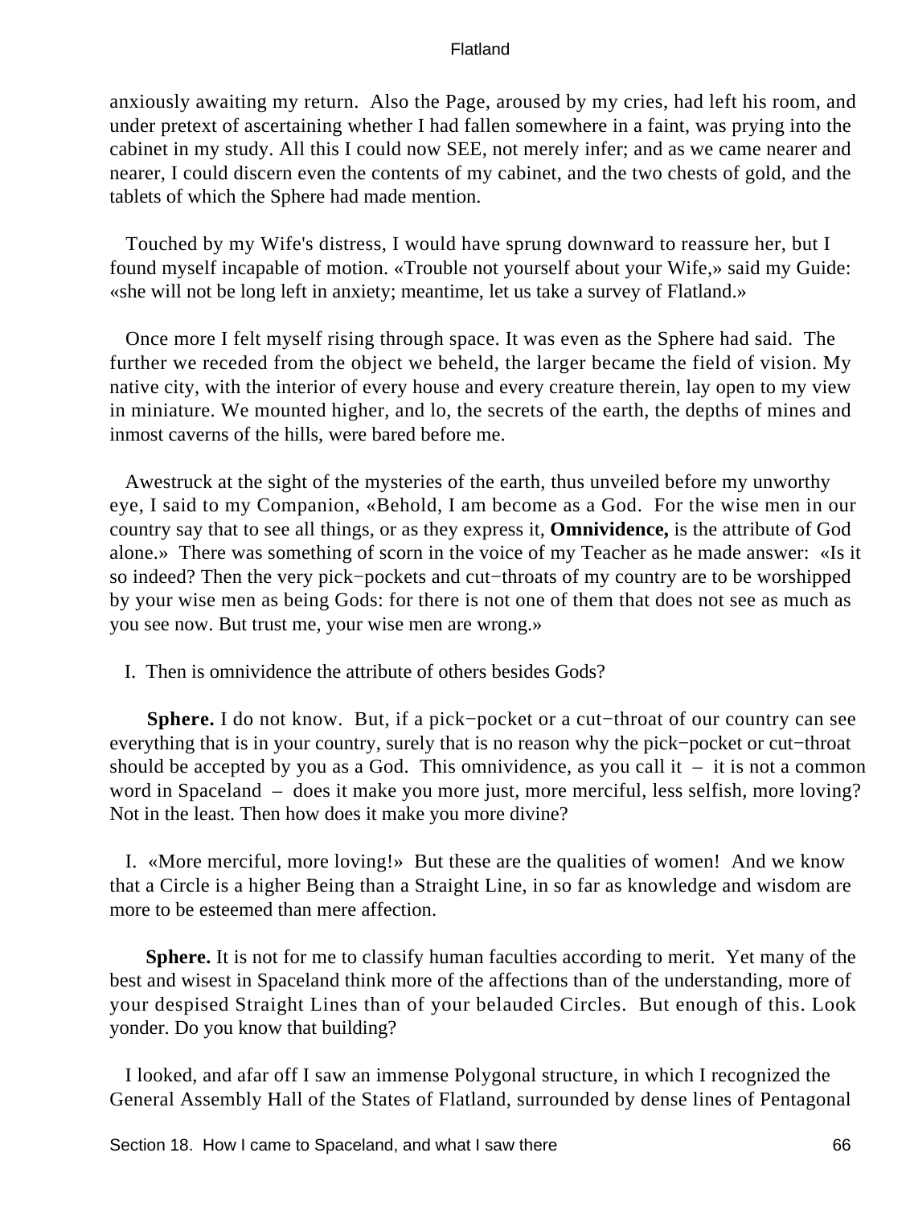anxiously awaiting my return. Also the Page, aroused by my cries, had left his room, and under pretext of ascertaining whether I had fallen somewhere in a faint, was prying into the cabinet in my study. All this I could now SEE, not merely infer; and as we came nearer and nearer, I could discern even the contents of my cabinet, and the two chests of gold, and the tablets of which the Sphere had made mention.

Touched by my Wife's distress, I would have sprung downward to reassure her, but I found myself incapable of motion. «Trouble not yourself about your Wife,» said my Guide: «she will not be long left in anxiety; meantime, let us take a survey of Flatland.»

Once more I felt myself rising through space. It was even as the Sphere had said. The further we receded from the object we beheld, the larger became the field of vision. My native city, with the interior of every house and every creature therein, lay open to my view in miniature. We mounted higher, and lo, the secrets of the earth, the depths of mines and inmost caverns of the hills, were bared before me.

Awestruck at the sight of the mysteries of the earth, thus unveiled before my unworthy eye, I said to my Companion, «Behold, I am become as a God. For the wise men in our country say that to see all things, or as they express it, **Omnividence,** is the attribute of God alone.» There was something of scorn in the voice of my Teacher as he made answer: «Is it so indeed? Then the very pick−pockets and cut−throats of my country are to be worshipped by your wise men as being Gods: for there is not one of them that does not see as much as you see now. But trust me, your wise men are wrong.»

I. Then is omnividence the attribute of others besides Gods?

**Sphere.** I do not know. But, if a pick−pocket or a cut−throat of our country can see everything that is in your country, surely that is no reason why the pick−pocket or cut−throat should be accepted by you as a God. This omnividence, as you call it – it is not a common word in Spaceland – does it make you more just, more merciful, less selfish, more loving? Not in the least. Then how does it make you more divine?

I. «More merciful, more loving!» But these are the qualities of women! And we know that a Circle is a higher Being than a Straight Line, in so far as knowledge and wisdom are more to be esteemed than mere affection.

**Sphere.** It is not for me to classify human faculties according to merit. Yet many of the best and wisest in Spaceland think more of the affections than of the understanding, more of your despised Straight Lines than of your belauded Circles. But enough of this. Look yonder. Do you know that building?

I looked, and afar off I saw an immense Polygonal structure, in which I recognized the General Assembly Hall of the States of Flatland, surrounded by dense lines of Pentagonal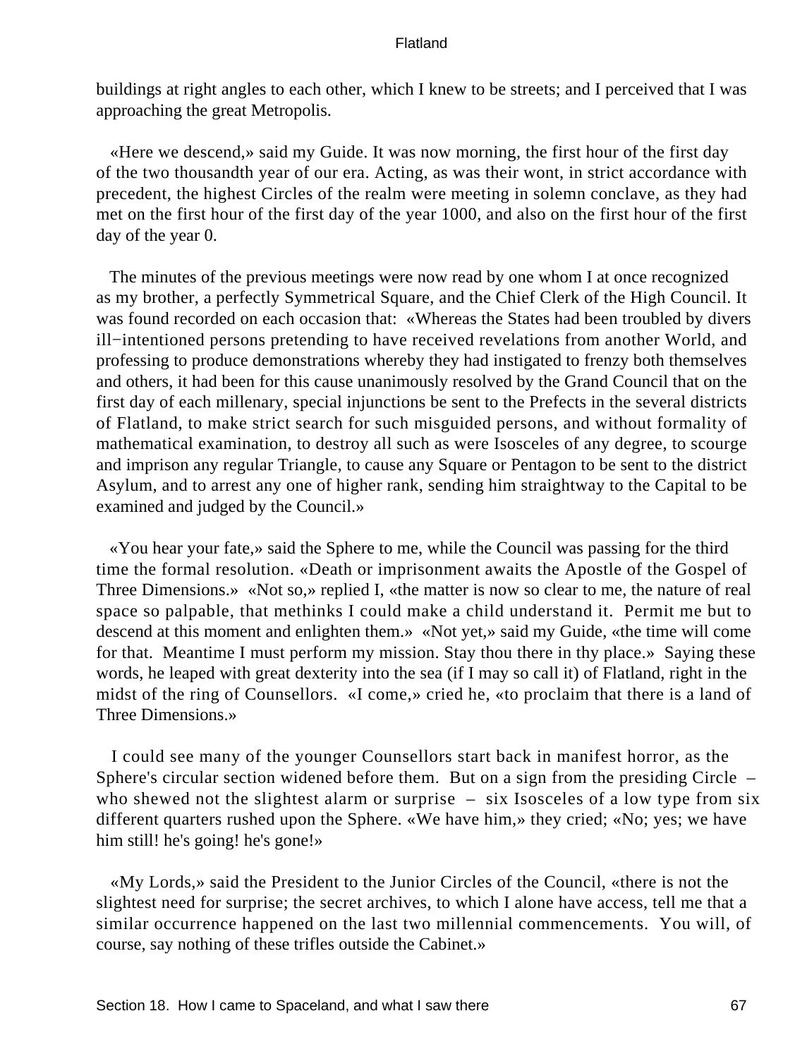buildings at right angles to each other, which I knew to be streets; and I perceived that I was approaching the great Metropolis.

«Here we descend,» said my Guide. It was now morning, the first hour of the first day of the two thousandth year of our era. Acting, as was their wont, in strict accordance with precedent, the highest Circles of the realm were meeting in solemn conclave, as they had met on the first hour of the first day of the year 1000, and also on the first hour of the first day of the year 0.

The minutes of the previous meetings were now read by one whom I at once recognized as my brother, a perfectly Symmetrical Square, and the Chief Clerk of the High Council. It was found recorded on each occasion that: «Whereas the States had been troubled by divers ill−intentioned persons pretending to have received revelations from another World, and professing to produce demonstrations whereby they had instigated to frenzy both themselves and others, it had been for this cause unanimously resolved by the Grand Council that on the first day of each millenary, special injunctions be sent to the Prefects in the several districts of Flatland, to make strict search for such misguided persons, and without formality of mathematical examination, to destroy all such as were Isosceles of any degree, to scourge and imprison any regular Triangle, to cause any Square or Pentagon to be sent to the district Asylum, and to arrest any one of higher rank, sending him straightway to the Capital to be examined and judged by the Council.»

«You hear your fate,» said the Sphere to me, while the Council was passing for the third time the formal resolution. «Death or imprisonment awaits the Apostle of the Gospel of Three Dimensions.» «Not so,» replied I, «the matter is now so clear to me, the nature of real space so palpable, that methinks I could make a child understand it. Permit me but to descend at this moment and enlighten them.» «Not yet,» said my Guide, «the time will come for that. Meantime I must perform my mission. Stay thou there in thy place.» Saying these words, he leaped with great dexterity into the sea (if I may so call it) of Flatland, right in the midst of the ring of Counsellors. «I come,» cried he, «to proclaim that there is a land of Three Dimensions.»

I could see many of the younger Counsellors start back in manifest horror, as the Sphere's circular section widened before them. But on a sign from the presiding Circle – who shewed not the slightest alarm or surprise – six Isosceles of a low type from six different quarters rushed upon the Sphere. «We have him,» they cried; «No; yes; we have him still! he's going! he's gone!»

«My Lords,» said the President to the Junior Circles of the Council, «there is not the slightest need for surprise; the secret archives, to which I alone have access, tell me that a similar occurrence happened on the last two millennial commencements. You will, of course, say nothing of these trifles outside the Cabinet.»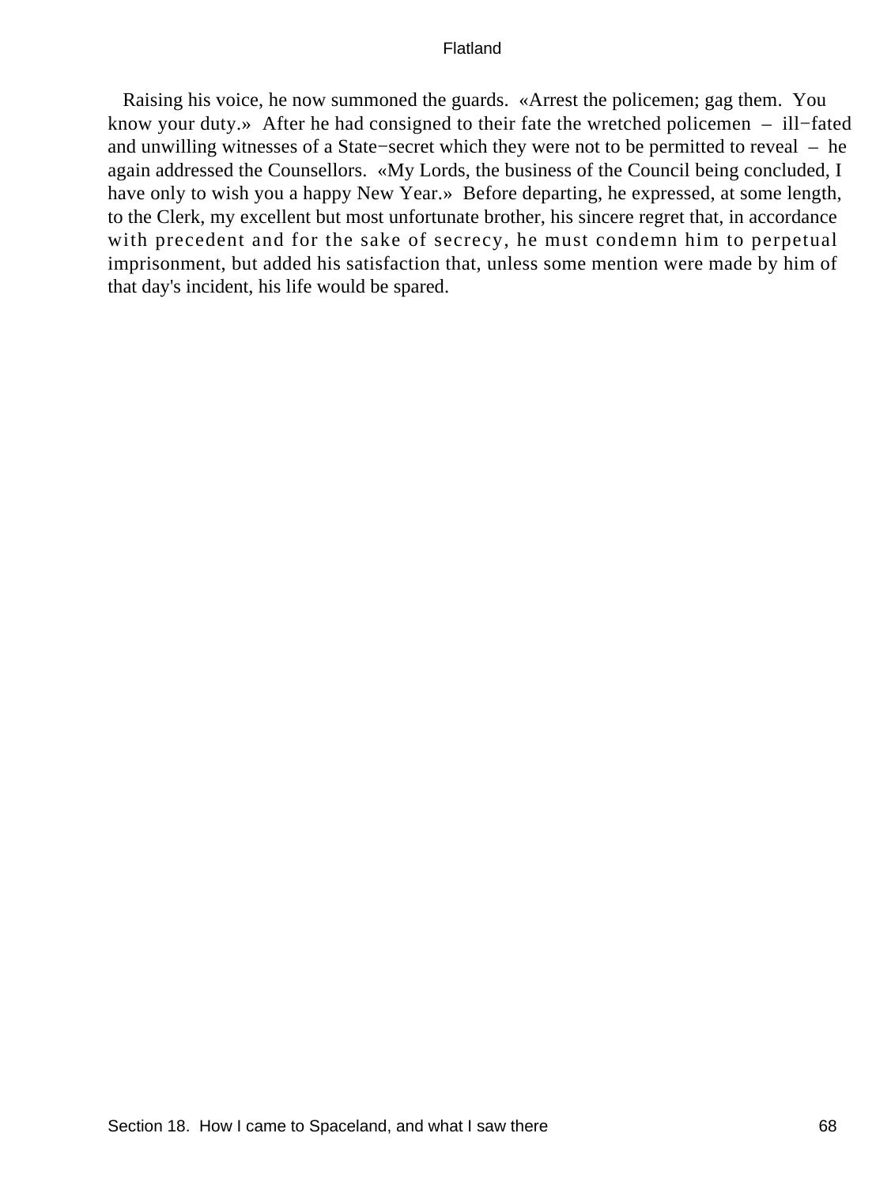Raising his voice, he now summoned the guards. «Arrest the policemen; gag them. You know your duty.» After he had consigned to their fate the wretched policemen – ill−fated and unwilling witnesses of a State−secret which they were not to be permitted to reveal – he again addressed the Counsellors. «My Lords, the business of the Council being concluded, I have only to wish you a happy New Year.» Before departing, he expressed, at some length, to the Clerk, my excellent but most unfortunate brother, his sincere regret that, in accordance with precedent and for the sake of secrecy, he must condemn him to perpetual imprisonment, but added his satisfaction that, unless some mention were made by him of that day's incident, his life would be spared.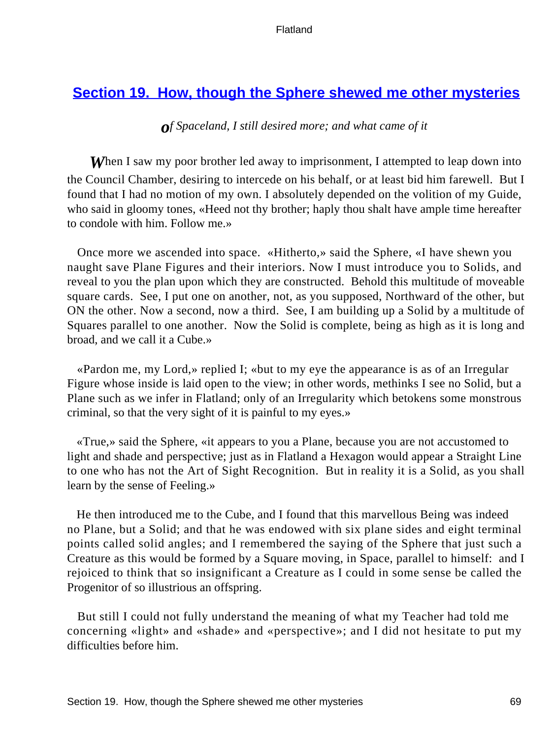## Section 19. How, though the Sphere shewed me other mysteries

*of Spaceland, I still desired more; and what came of it*

When I saw my poor brother led away to imprisonment, I attempted to leap down into the Council Chamber, desiring to intercede on his behalf, or at least bid him farewell. But I found that I had no motion of my own. I absolutely depended on the volition of my Guide, who said in gloomy tones, «Heed not thy brother; haply thou shalt have ample time hereafter to condole with him. Follow me.»

Once more we ascended into space. «Hitherto,» said the Sphere, «I have shewn you naught save Plane Figures and their interiors. Now I must introduce you to Solids, and reveal to you the plan upon which they are constructed. Behold this multitude of moveable square cards. See, I put one on another, not, as you supposed, Northward of the other, but ON the other. Now a second, now a third. See, I am building up a Solid by a multitude of Squares parallel to one another. Now the Solid is complete, being as high as it is long and broad, and we call it a Cube.»

«Pardon me, my Lord,» replied I; «but to my eye the appearance is as of an Irregular Figure whose inside is laid open to the view; in other words, methinks I see no Solid, but a Plane such as we infer in Flatland; only of an Irregularity which betokens some monstrous criminal, so that the very sight of it is painful to my eyes.»

«True,» said the Sphere, «it appears to you a Plane, because you are not accustomed to light and shade and perspective; just as in Flatland a Hexagon would appear a Straight Line to one who has not the Art of Sight Recognition. But in reality it is a Solid, as you shall learn by the sense of Feeling.»

He then introduced me to the Cube, and I found that this marvellous Being was indeed no Plane, but a Solid; and that he was endowed with six plane sides and eight terminal points called solid angles; and I remembered the saying of the Sphere that just such a Creature as this would be formed by a Square moving, in Space, parallel to himself: and I rejoiced to think that so insignificant a Creature as I could in some sense be called the Progenitor of so illustrious an offspring.

But still I could not fully understand the meaning of what my Teacher had told me concerning «light» and «shade» and «perspective»; and I did not hesitate to put my difficulties before him.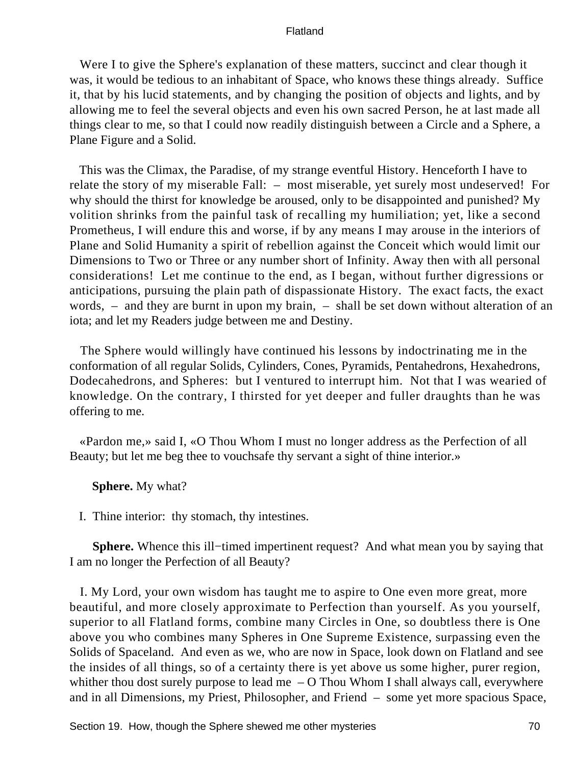Were I to give the Sphere's explanation of these matters, succinct and clear though it was, it would be tedious to an inhabitant of Space, who knows these things already. Suffice it, that by his lucid statements, and by changing the position of objects and lights, and by allowing me to feel the several objects and even his own sacred Person, he at last made all things clear to me, so that I could now readily distinguish between a Circle and a Sphere, a Plane Figure and a Solid.

This was the Climax, the Paradise, of my strange eventful History. Henceforth I have to relate the story of my miserable Fall: – most miserable, yet surely most undeserved! For why should the thirst for knowledge be aroused, only to be disappointed and punished? My volition shrinks from the painful task of recalling my humiliation; yet, like a second Prometheus, I will endure this and worse, if by any means I may arouse in the interiors of Plane and Solid Humanity a spirit of rebellion against the Conceit which would limit our Dimensions to Two or Three or any number short of Infinity. Away then with all personal considerations! Let me continue to the end, as I began, without further digressions or anticipations, pursuing the plain path of dispassionate History. The exact facts, the exact words, – and they are burnt in upon my brain, – shall be set down without alteration of an iota; and let my Readers judge between me and Destiny.

The Sphere would willingly have continued his lessons by indoctrinating me in the conformation of all regular Solids, Cylinders, Cones, Pyramids, Pentahedrons, Hexahedrons, Dodecahedrons, and Spheres: but I ventured to interrupt him. Not that I was wearied of knowledge. On the contrary, I thirsted for yet deeper and fuller draughts than he was offering to me.

«Pardon me,» said I, «O Thou Whom I must no longer address as the Perfection of all Beauty; but let me beg thee to vouchsafe thy servant a sight of thine interior.»

**Sphere.** My what?

I. Thine interior: thy stomach, thy intestines.

**Sphere.** Whence this ill−timed impertinent request? And what mean you by saying that I am no longer the Perfection of all Beauty?

I. My Lord, your own wisdom has taught me to aspire to One even more great, more beautiful, and more closely approximate to Perfection than yourself. As you yourself, superior to all Flatland forms, combine many Circles in One, so doubtless there is One above you who combines many Spheres in One Supreme Existence, surpassing even the Solids of Spaceland. And even as we, who are now in Space, look down on Flatland and see the insides of all things, so of a certainty there is yet above us some higher, purer region, whither thou dost surely purpose to lead me – O Thou Whom I shall always call, everywhere and in all Dimensions, my Priest, Philosopher, and Friend – some yet more spacious Space,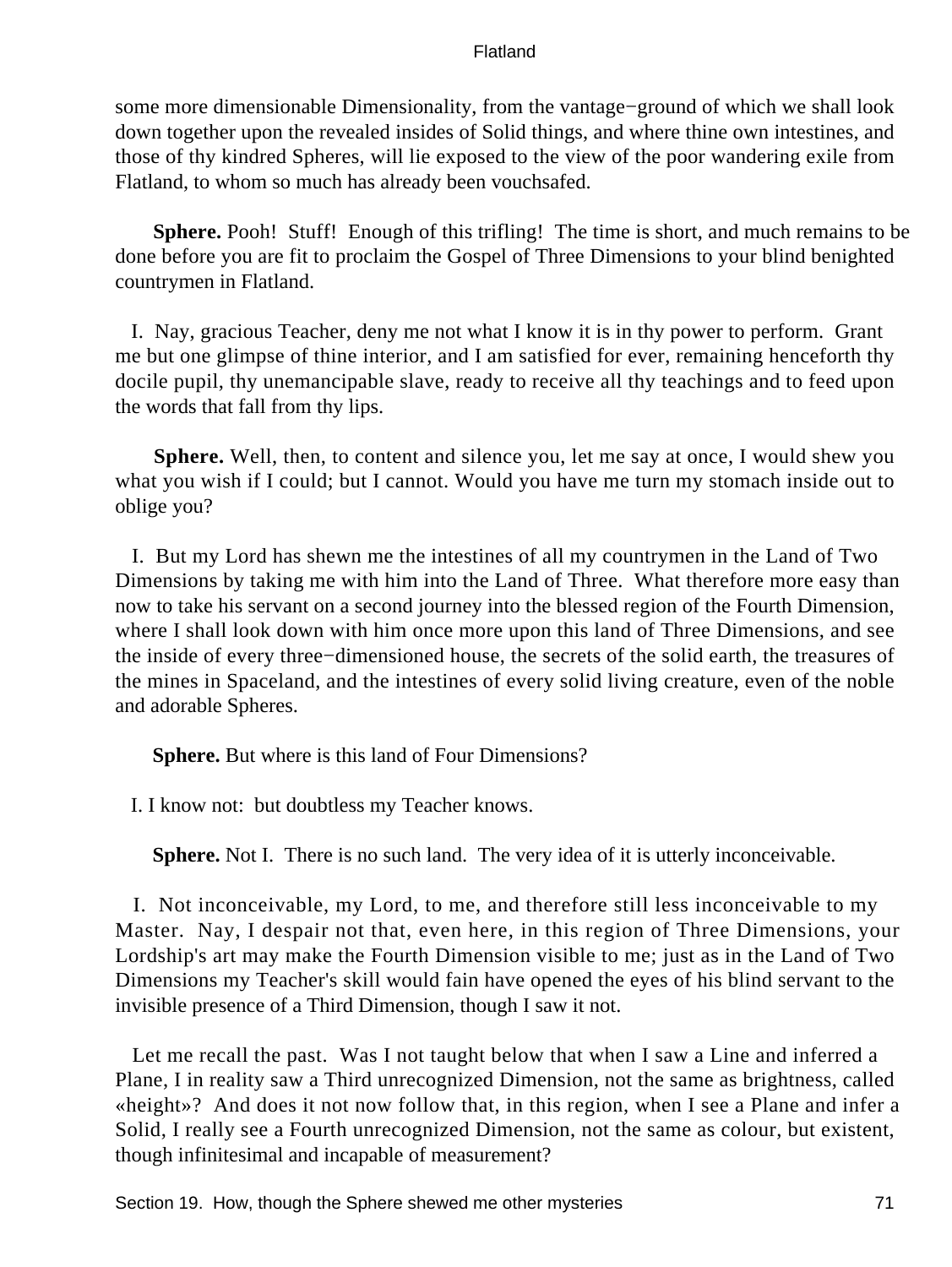some more dimensionable Dimensionality, from the vantage−ground of which we shall look down together upon the revealed insides of Solid things, and where thine own intestines, and those of thy kindred Spheres, will lie exposed to the view of the poor wandering exile from Flatland, to whom so much has already been vouchsafed.

**Sphere.** Pooh! Stuff! Enough of this trifling! The time is short, and much remains to be done before you are fit to proclaim the Gospel of Three Dimensions to your blind benighted countrymen in Flatland.

I. Nay, gracious Teacher, deny me not what I know it is in thy power to perform. Grant me but one glimpse of thine interior, and I am satisfied for ever, remaining henceforth thy docile pupil, thy unemancipable slave, ready to receive all thy teachings and to feed upon the words that fall from thy lips.

**Sphere.** Well, then, to content and silence you, let me say at once, I would shew you what you wish if I could; but I cannot. Would you have me turn my stomach inside out to oblige you?

I. But my Lord has shewn me the intestines of all my countrymen in the Land of Two Dimensions by taking me with him into the Land of Three. What therefore more easy than now to take his servant on a second journey into the blessed region of the Fourth Dimension, where I shall look down with him once more upon this land of Three Dimensions, and see the inside of every three−dimensioned house, the secrets of the solid earth, the treasures of the mines in Spaceland, and the intestines of every solid living creature, even of the noble and adorable Spheres.

**Sphere.** But where is this land of Four Dimensions?

I. I know not: but doubtless my Teacher knows.

**Sphere.** Not I. There is no such land. The very idea of it is utterly inconceivable.

I. Not inconceivable, my Lord, to me, and therefore still less inconceivable to my Master. Nay, I despair not that, even here, in this region of Three Dimensions, your Lordship's art may make the Fourth Dimension visible to me; just as in the Land of Two Dimensions my Teacher's skill would fain have opened the eyes of his blind servant to the invisible presence of a Third Dimension, though I saw it not.

Let me recall the past. Was I not taught below that when I saw a Line and inferred a Plane, I in reality saw a Third unrecognized Dimension, not the same as brightness, called «height»? And does it not now follow that, in this region, when I see a Plane and infer a Solid, I really see a Fourth unrecognized Dimension, not the same as colour, but existent, though infinitesimal and incapable of measurement?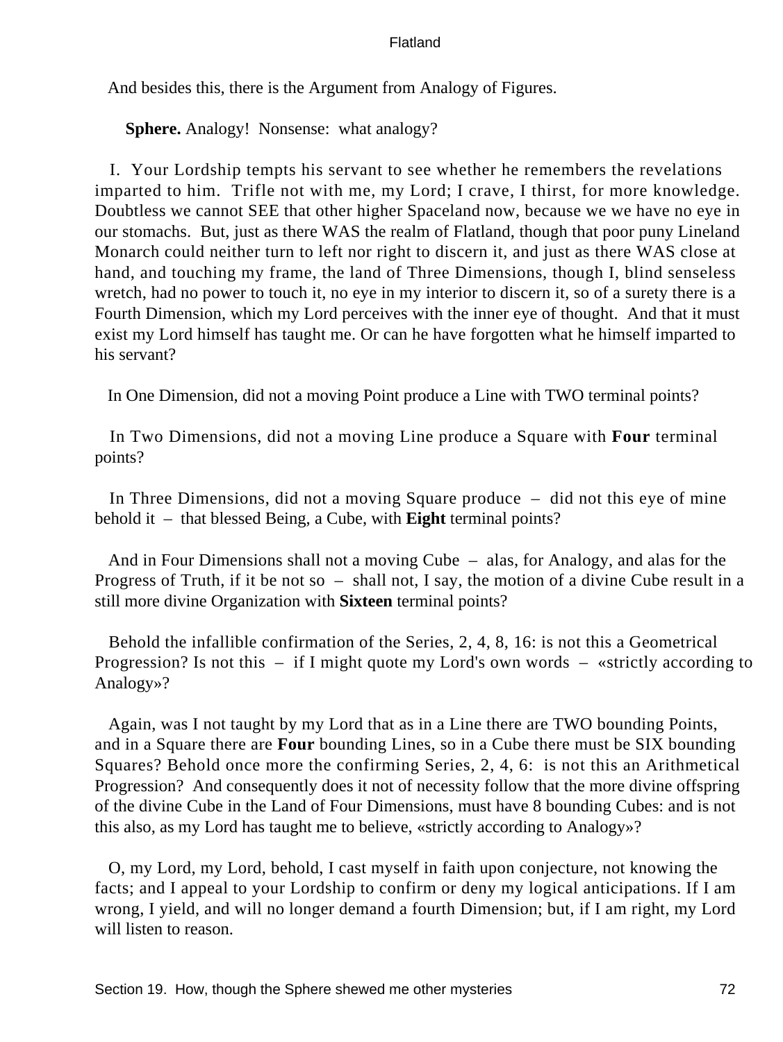And besides this, there is the Argument from Analogy of Figures.

**Sphere.** Analogy! Nonsense: what analogy?

I. Your Lordship tempts his servant to see whether he remembers the revelations imparted to him. Trifle not with me, my Lord; I crave, I thirst, for more knowledge. Doubtless we cannot SEE that other higher Spaceland now, because we we have no eye in our stomachs. But, just as there WAS the realm of Flatland, though that poor puny Lineland Monarch could neither turn to left nor right to discern it, and just as there WAS close at hand, and touching my frame, the land of Three Dimensions, though I, blind senseless wretch, had no power to touch it, no eye in my interior to discern it, so of a surety there is a Fourth Dimension, which my Lord perceives with the inner eye of thought. And that it must exist my Lord himself has taught me. Or can he have forgotten what he himself imparted to his servant?

In One Dimension, did not a moving Point produce a Line with TWO terminal points?

In Two Dimensions, did not a moving Line produce a Square with **Four** terminal points?

In Three Dimensions, did not a moving Square produce – did not this eye of mine behold it – that blessed Being, a Cube, with **Eight** terminal points?

And in Four Dimensions shall not a moving Cube – alas, for Analogy, and alas for the Progress of Truth, if it be not so – shall not, I say, the motion of a divine Cube result in a still more divine Organization with **Sixteen** terminal points?

Behold the infallible confirmation of the Series, 2, 4, 8, 16: is not this a Geometrical Progression? Is not this – if I might quote my Lord's own words – «strictly according to Analogy»?

Again, was I not taught by my Lord that as in a Line there are TWO bounding Points, and in a Square there are **Four** bounding Lines, so in a Cube there must be SIX bounding Squares? Behold once more the confirming Series, 2, 4, 6: is not this an Arithmetical Progression? And consequently does it not of necessity follow that the more divine offspring of the divine Cube in the Land of Four Dimensions, must have 8 bounding Cubes: and is not this also, as my Lord has taught me to believe, «strictly according to Analogy»?

O, my Lord, my Lord, behold, I cast myself in faith upon conjecture, not knowing the facts; and I appeal to your Lordship to confirm or deny my logical anticipations. If I am wrong, I yield, and will no longer demand a fourth Dimension; but, if I am right, my Lord will listen to reason.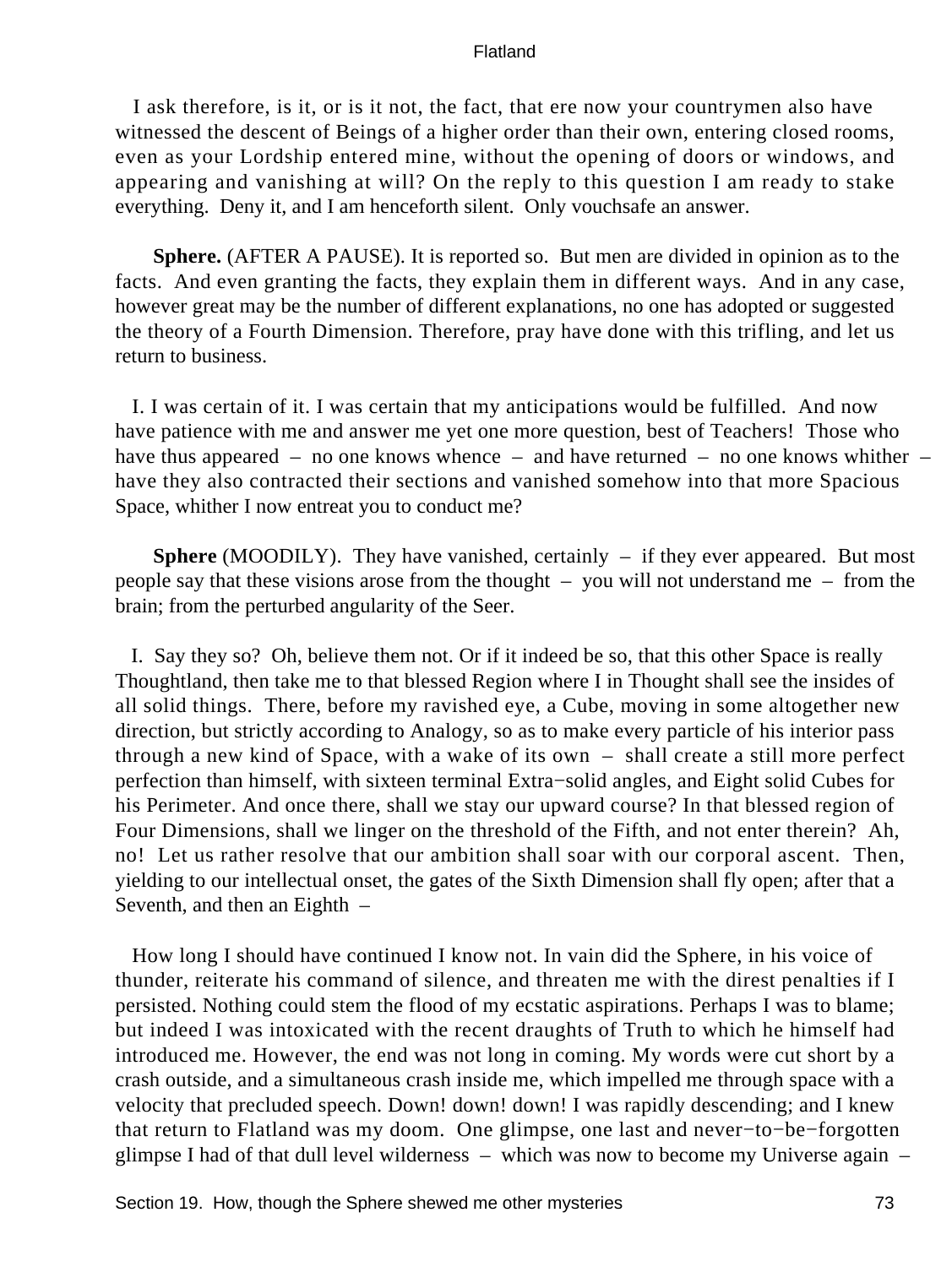I ask therefore, is it, or is it not, the fact, that ere now your countrymen also have witnessed the descent of Beings of a higher order than their own, entering closed rooms, even as your Lordship entered mine, without the opening of doors or windows, and appearing and vanishing at will? On the reply to this question I am ready to stake everything. Deny it, and I am henceforth silent. Only vouchsafe an answer.

**Sphere.** (AFTER A PAUSE). It is reported so. But men are divided in opinion as to the facts. And even granting the facts, they explain them in different ways. And in any case, however great may be the number of different explanations, no one has adopted or suggested the theory of a Fourth Dimension. Therefore, pray have done with this trifling, and let us return to business.

I. I was certain of it. I was certain that my anticipations would be fulfilled. And now have patience with me and answer me yet one more question, best of Teachers! Those who have thus appeared – no one knows whence – and have returned – no one knows whither – have they also contracted their sections and vanished somehow into that more Spacious Space, whither I now entreat you to conduct me?

**Sphere** (MOODILY). They have vanished, certainly – if they ever appeared. But most people say that these visions arose from the thought – you will not understand me – from the brain; from the perturbed angularity of the Seer.

I. Say they so? Oh, believe them not. Or if it indeed be so, that this other Space is really Thoughtland, then take me to that blessed Region where I in Thought shall see the insides of all solid things. There, before my ravished eye, a Cube, moving in some altogether new direction, but strictly according to Analogy, so as to make every particle of his interior pass through a new kind of Space, with a wake of its own – shall create a still more perfect perfection than himself, with sixteen terminal Extra−solid angles, and Eight solid Cubes for his Perimeter. And once there, shall we stay our upward course? In that blessed region of Four Dimensions, shall we linger on the threshold of the Fifth, and not enter therein? Ah, no! Let us rather resolve that our ambition shall soar with our corporal ascent. Then, yielding to our intellectual onset, the gates of the Sixth Dimension shall fly open; after that a Seventh, and then an Eighth –

How long I should have continued I know not. In vain did the Sphere, in his voice of thunder, reiterate his command of silence, and threaten me with the direst penalties if I persisted. Nothing could stem the flood of my ecstatic aspirations. Perhaps I was to blame; but indeed I was intoxicated with the recent draughts of Truth to which he himself had introduced me. However, the end was not long in coming. My words were cut short by a crash outside, and a simultaneous crash inside me, which impelled me through space with a velocity that precluded speech. Down! down! down! I was rapidly descending; and I knew that return to Flatland was my doom. One glimpse, one last and never−to−be−forgotten glimpse I had of that dull level wilderness – which was now to become my Universe again –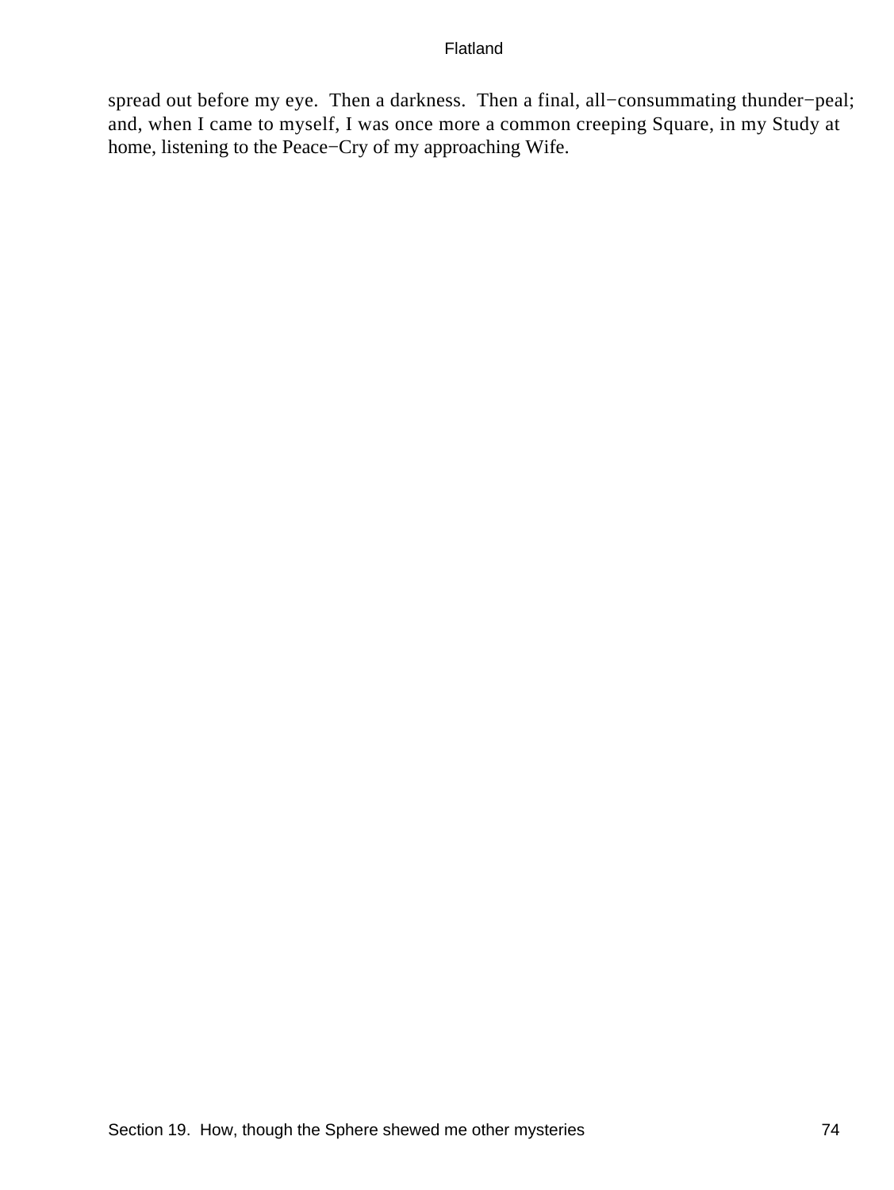spread out before my eye. Then a darkness. Then a final, all−consummating thunder−peal; and, when I came to myself, I was once more a common creeping Square, in my Study at home, listening to the Peace−Cry of my approaching Wife.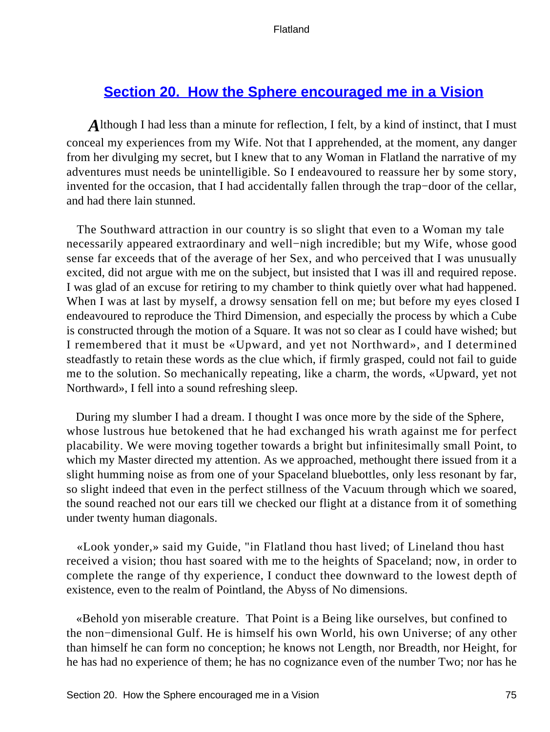## Section 20. How the Sphere encouraged me in a Vision

*A*lthough I had less than a minute for reflection, I felt, by a kind of instinct, that I must conceal my experiences from my Wife. Not that I apprehended, at the moment, any danger from her divulging my secret, but I knew that to any Woman in Flatland the narrative of my adventures must needs be unintelligible. So I endeavoured to reassure her by some story, invented for the occasion, that I had accidentally fallen through the trap−door of the cellar, and had there lain stunned.

The Southward attraction in our country is so slight that even to a Woman my tale necessarily appeared extraordinary and well−nigh incredible; but my Wife, whose good sense far exceeds that of the average of her Sex, and who perceived that I was unusually excited, did not argue with me on the subject, but insisted that I was ill and required repose. I was glad of an excuse for retiring to my chamber to think quietly over what had happened. When I was at last by myself, a drowsy sensation fell on me; but before my eyes closed I endeavoured to reproduce the Third Dimension, and especially the process by which a Cube is constructed through the motion of a Square. It was not so clear as I could have wished; but I remembered that it must be «Upward, and yet not Northward», and I determined steadfastly to retain these words as the clue which, if firmly grasped, could not fail to guide me to the solution. So mechanically repeating, like a charm, the words, «Upward, yet not Northward», I fell into a sound refreshing sleep.

During my slumber I had a dream. I thought I was once more by the side of the Sphere, whose lustrous hue betokened that he had exchanged his wrath against me for perfect placability. We were moving together towards a bright but infinitesimally small Point, to which my Master directed my attention. As we approached, methought there issued from it a slight humming noise as from one of your Spaceland bluebottles, only less resonant by far, so slight indeed that even in the perfect stillness of the Vacuum through which we soared, the sound reached not our ears till we checked our flight at a distance from it of something under twenty human diagonals.

«Look yonder,» said my Guide, "in Flatland thou hast lived; of Lineland thou hast received a vision; thou hast soared with me to the heights of Spaceland; now, in order to complete the range of thy experience, I conduct thee downward to the lowest depth of existence, even to the realm of Pointland, the Abyss of No dimensions.

«Behold yon miserable creature. That Point is a Being like ourselves, but confined to the non−dimensional Gulf. He is himself his own World, his own Universe; of any other than himself he can form no conception; he knows not Length, nor Breadth, nor Height, for he has had no experience of them; he has no cognizance even of the number Two; nor has he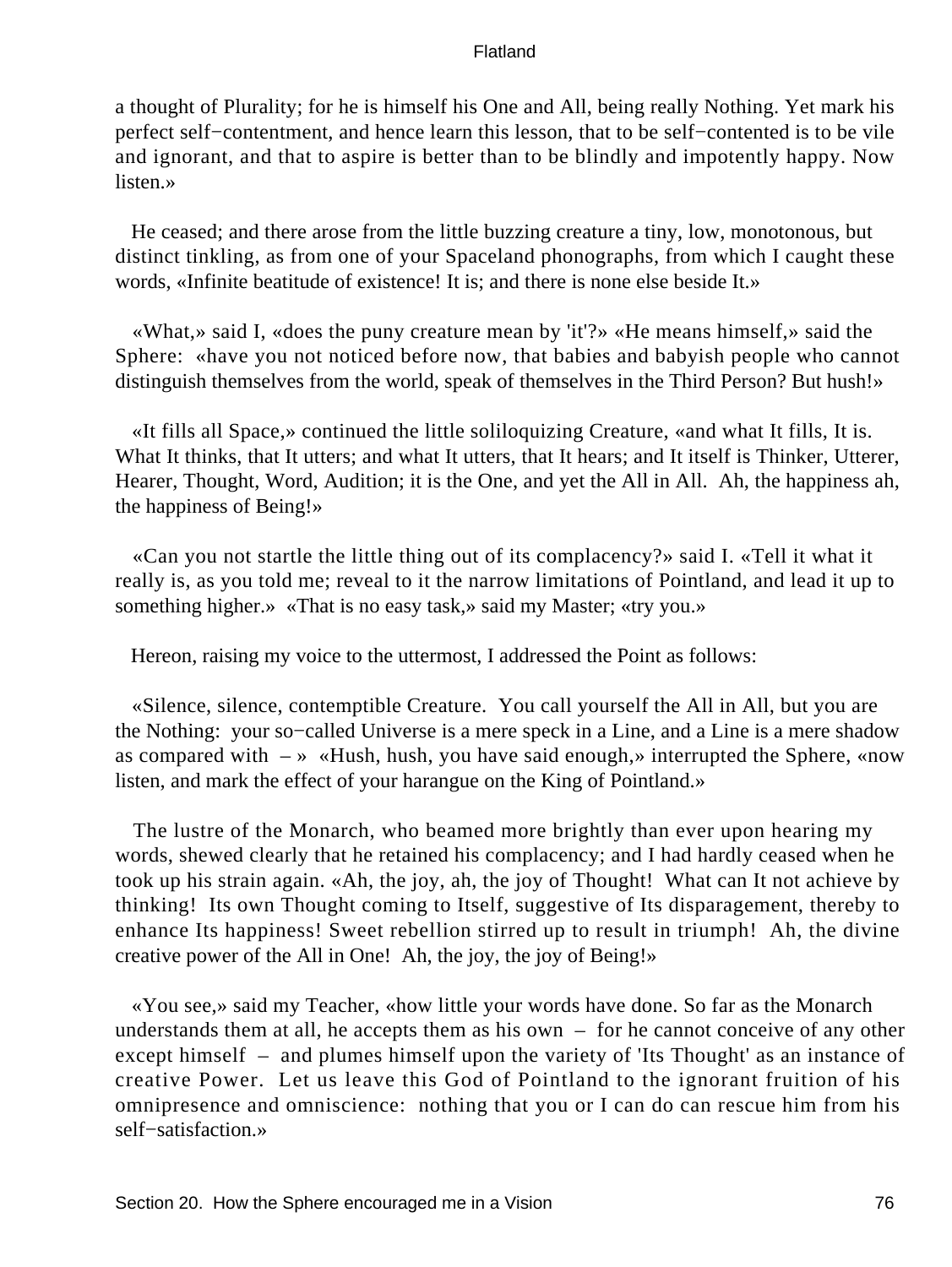a thought of Plurality; for he is himself his One and All, being really Nothing. Yet mark his perfect self−contentment, and hence learn this lesson, that to be self−contented is to be vile and ignorant, and that to aspire is better than to be blindly and impotently happy. Now listen.»

He ceased; and there arose from the little buzzing creature a tiny, low, monotonous, but distinct tinkling, as from one of your Spaceland phonographs, from which I caught these words, «Infinite beatitude of existence! It is; and there is none else beside It.»

«What,» said I, «does the puny creature mean by 'it'?» «He means himself,» said the Sphere: «have you not noticed before now, that babies and babyish people who cannot distinguish themselves from the world, speak of themselves in the Third Person? But hush!»

«It fills all Space,» continued the little soliloquizing Creature, «and what It fills, It is. What It thinks, that It utters; and what It utters, that It hears; and It itself is Thinker, Utterer, Hearer, Thought, Word, Audition; it is the One, and yet the All in All. Ah, the happiness ah, the happiness of Being!»

«Can you not startle the little thing out of its complacency?» said I. «Tell it what it really is, as you told me; reveal to it the narrow limitations of Pointland, and lead it up to something higher.» «That is no easy task,» said my Master; «try you.»

Hereon, raising my voice to the uttermost, I addressed the Point as follows:

«Silence, silence, contemptible Creature. You call yourself the All in All, but you are the Nothing: your so−called Universe is a mere speck in a Line, and a Line is a mere shadow as compared with – » «Hush, hush, you have said enough,» interrupted the Sphere, «now listen, and mark the effect of your harangue on the King of Pointland.»

The lustre of the Monarch, who beamed more brightly than ever upon hearing my words, shewed clearly that he retained his complacency; and I had hardly ceased when he took up his strain again. «Ah, the joy, ah, the joy of Thought! What can It not achieve by thinking! Its own Thought coming to Itself, suggestive of Its disparagement, thereby to enhance Its happiness! Sweet rebellion stirred up to result in triumph! Ah, the divine creative power of the All in One! Ah, the joy, the joy of Being!»

«You see,» said my Teacher, «how little your words have done. So far as the Monarch understands them at all, he accepts them as his own – for he cannot conceive of any other except himself – and plumes himself upon the variety of 'Its Thought' as an instance of creative Power. Let us leave this God of Pointland to the ignorant fruition of his omnipresence and omniscience: nothing that you or I can do can rescue him from his self−satisfaction.»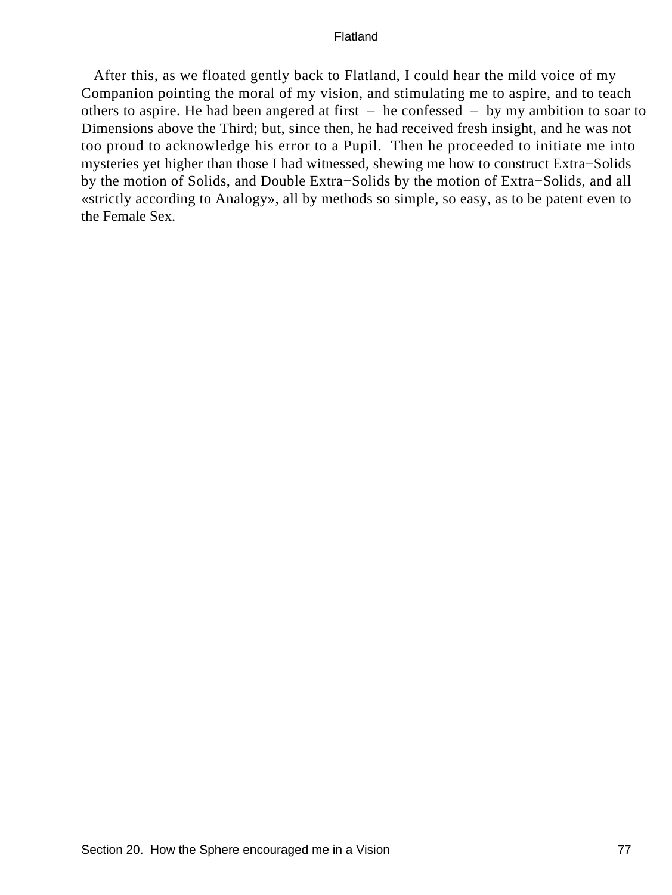After this, as we floated gently back to Flatland, I could hear the mild voice of my Companion pointing the moral of my vision, and stimulating me to aspire, and to teach others to aspire. He had been angered at first – he confessed – by my ambition to soar to Dimensions above the Third; but, since then, he had received fresh insight, and he was not too proud to acknowledge his error to a Pupil. Then he proceeded to initiate me into mysteries yet higher than those I had witnessed, shewing me how to construct Extra−Solids by the motion of Solids, and Double Extra−Solids by the motion of Extra−Solids, and all «strictly according to Analogy», all by methods so simple, so easy, as to be patent even to the Female Sex.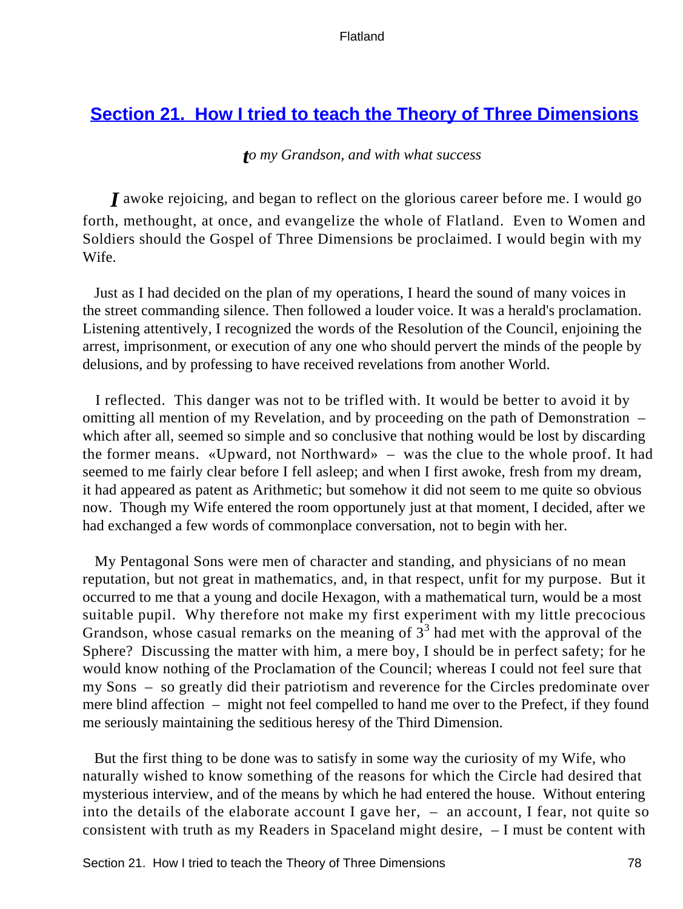## Section 21. How I tried to teach the Theory of Three Dimensions

*to my Grandson, and with what success*

I awoke rejoicing, and began to reflect on the glorious career before me. I would go forth, methought, at once, and evangelize the whole of Flatland. Even to Women and Soldiers should the Gospel of Three Dimensions be proclaimed. I would begin with my Wife.

Just as I had decided on the plan of my operations, I heard the sound of many voices in the street commanding silence. Then followed a louder voice. It was a herald's proclamation. Listening attentively, I recognized the words of the Resolution of the Council, enjoining the arrest, imprisonment, or execution of any one who should pervert the minds of the people by delusions, and by professing to have received revelations from another World.

I reflected. This danger was not to be trifled with. It would be better to avoid it by omitting all mention of my Revelation, and by proceeding on the path of Demonstration – which after all, seemed so simple and so conclusive that nothing would be lost by discarding the former means. «Upward, not Northward» – was the clue to the whole proof. It had seemed to me fairly clear before I fell asleep; and when I first awoke, fresh from my dream, it had appeared as patent as Arithmetic; but somehow it did not seem to me quite so obvious now. Though my Wife entered the room opportunely just at that moment, I decided, after we had exchanged a few words of commonplace conversation, not to begin with her.

My Pentagonal Sons were men of character and standing, and physicians of no mean reputation, but not great in mathematics, and, in that respect, unfit for my purpose. But it occurred to me that a young and docile Hexagon, with a mathematical turn, would be a most suitable pupil. Why therefore not make my first experiment with my little precocious Grandson, whose casual remarks on the meaning of $3^3$ had met with the approval of the Sphere? Discussing the matter with him, a mere boy, I should be in perfect safety; for he would know nothing of the Proclamation of the Council; whereas I could not feel sure that my Sons – so greatly did their patriotism and reverence for the Circles predominate over mere blind affection – might not feel compelled to hand me over to the Prefect, if they found me seriously maintaining the seditious heresy of the Third Dimension.

But the first thing to be done was to satisfy in some way the curiosity of my Wife, who naturally wished to know something of the reasons for which the Circle had desired that mysterious interview, and of the means by which he had entered the house. Without entering into the details of the elaborate account I gave her, – an account, I fear, not quite so consistent with truth as my Readers in Spaceland might desire, – I must be content with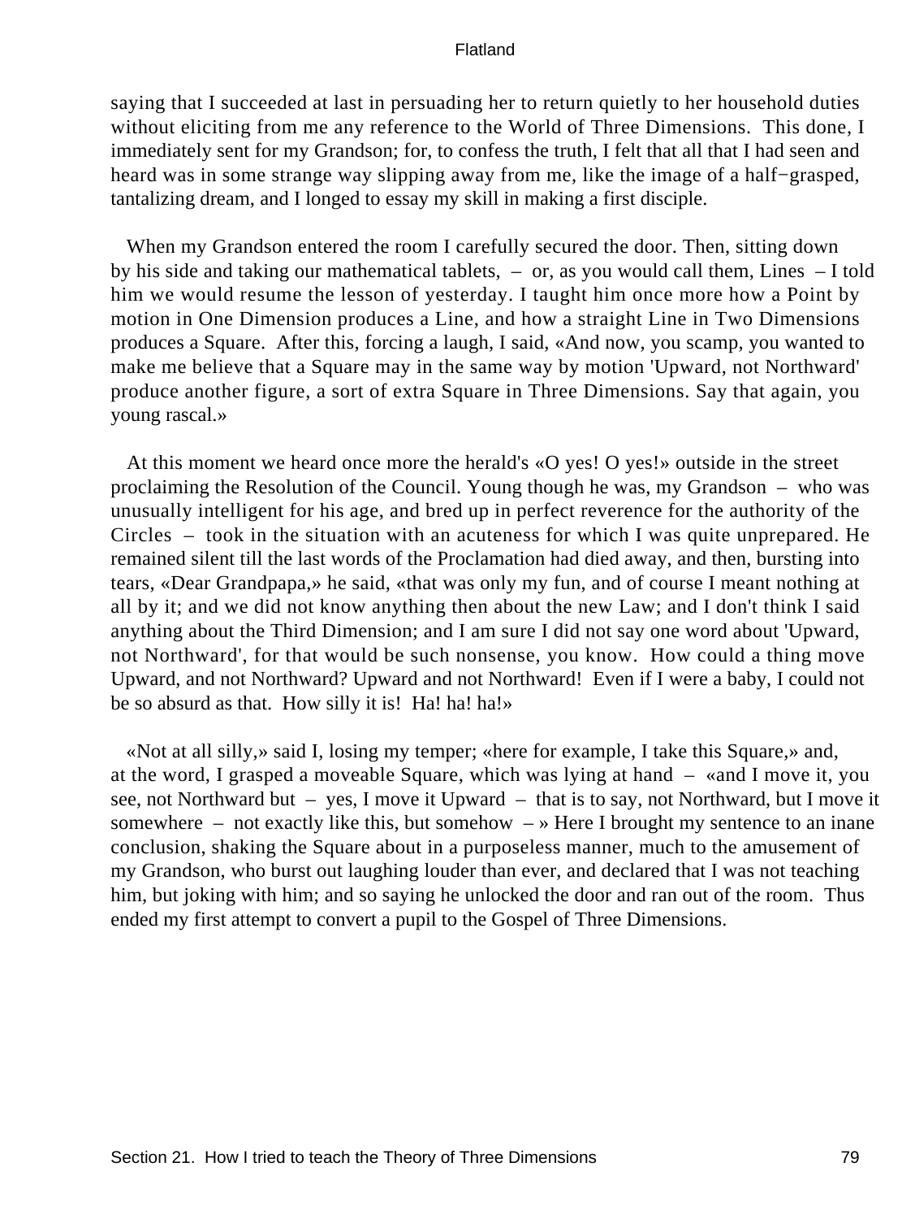saying that I succeeded at last in persuading her to return quietly to her household duties without eliciting from me any reference to the World of Three Dimensions. This done, I immediately sent for my Grandson; for, to confess the truth, I felt that all that I had seen and heard was in some strange way slipping away from me, like the image of a half−grasped, tantalizing dream, and I longed to essay my skill in making a first disciple.

When my Grandson entered the room I carefully secured the door. Then, sitting down by his side and taking our mathematical tablets, – or, as you would call them, Lines – I told him we would resume the lesson of yesterday. I taught him once more how a Point by motion in One Dimension produces a Line, and how a straight Line in Two Dimensions produces a Square. After this, forcing a laugh, I said, «And now, you scamp, you wanted to make me believe that a Square may in the same way by motion 'Upward, not Northward' produce another figure, a sort of extra Square in Three Dimensions. Say that again, you young rascal.»

At this moment we heard once more the herald's «O yes! O yes!» outside in the street proclaiming the Resolution of the Council. Young though he was, my Grandson – who was unusually intelligent for his age, and bred up in perfect reverence for the authority of the Circles – took in the situation with an acuteness for which I was quite unprepared. He remained silent till the last words of the Proclamation had died away, and then, bursting into tears, «Dear Grandpapa,» he said, «that was only my fun, and of course I meant nothing at all by it; and we did not know anything then about the new Law; and I don't think I said anything about the Third Dimension; and I am sure I did not say one word about 'Upward, not Northward', for that would be such nonsense, you know. How could a thing move Upward, and not Northward? Upward and not Northward! Even if I were a baby, I could not be so absurd as that. How silly it is! Ha! ha! ha!»

«Not at all silly,» said I, losing my temper; «here for example, I take this Square,» and, at the word, I grasped a moveable Square, which was lying at hand – «and I move it, you see, not Northward but – yes, I move it Upward – that is to say, not Northward, but I move it somewhere – not exactly like this, but somehow – » Here I brought my sentence to an inane conclusion, shaking the Square about in a purposeless manner, much to the amusement of my Grandson, who burst out laughing louder than ever, and declared that I was not teaching him, but joking with him; and so saying he unlocked the door and ran out of the room. Thus ended my first attempt to convert a pupil to the Gospel of Three Dimensions.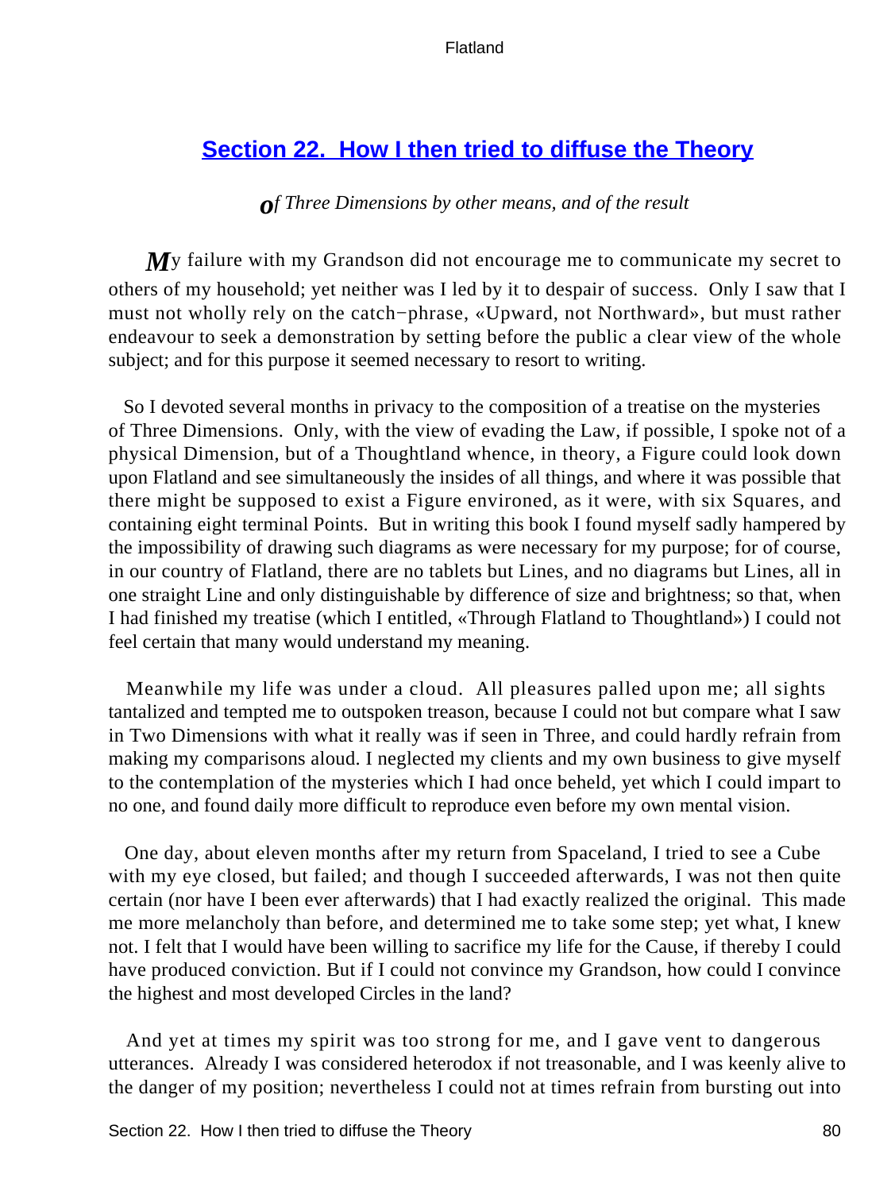## Section 22. How I then tried to diffuse the Theory

*of Three Dimensions by other means, and of the result*

My failure with my Grandson did not encourage me to communicate my secret to others of my household; yet neither was I led by it to despair of success. Only I saw that I must not wholly rely on the catch−phrase, «Upward, not Northward», but must rather endeavour to seek a demonstration by setting before the public a clear view of the whole subject; and for this purpose it seemed necessary to resort to writing.

So I devoted several months in privacy to the composition of a treatise on the mysteries of Three Dimensions. Only, with the view of evading the Law, if possible, I spoke not of a physical Dimension, but of a Thoughtland whence, in theory, a Figure could look down upon Flatland and see simultaneously the insides of all things, and where it was possible that there might be supposed to exist a Figure environed, as it were, with six Squares, and containing eight terminal Points. But in writing this book I found myself sadly hampered by the impossibility of drawing such diagrams as were necessary for my purpose; for of course, in our country of Flatland, there are no tablets but Lines, and no diagrams but Lines, all in one straight Line and only distinguishable by difference of size and brightness; so that, when I had finished my treatise (which I entitled, «Through Flatland to Thoughtland») I could not feel certain that many would understand my meaning.

Meanwhile my life was under a cloud. All pleasures palled upon me; all sights tantalized and tempted me to outspoken treason, because I could not but compare what I saw in Two Dimensions with what it really was if seen in Three, and could hardly refrain from making my comparisons aloud. I neglected my clients and my own business to give myself to the contemplation of the mysteries which I had once beheld, yet which I could impart to no one, and found daily more difficult to reproduce even before my own mental vision.

One day, about eleven months after my return from Spaceland, I tried to see a Cube with my eye closed, but failed; and though I succeeded afterwards, I was not then quite certain (nor have I been ever afterwards) that I had exactly realized the original. This made me more melancholy than before, and determined me to take some step; yet what, I knew not. I felt that I would have been willing to sacrifice my life for the Cause, if thereby I could have produced conviction. But if I could not convince my Grandson, how could I convince the highest and most developed Circles in the land?

And yet at times my spirit was too strong for me, and I gave vent to dangerous utterances. Already I was considered heterodox if not treasonable, and I was keenly alive to the danger of my position; nevertheless I could not at times refrain from bursting out into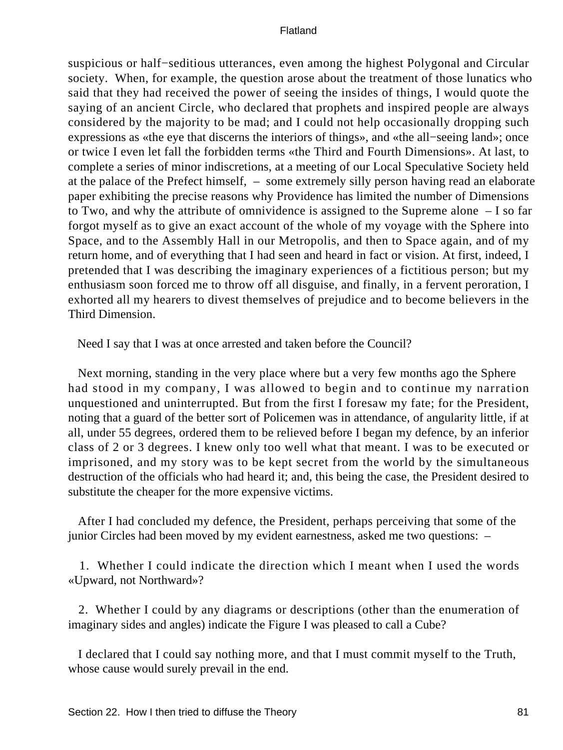suspicious or half−seditious utterances, even among the highest Polygonal and Circular society. When, for example, the question arose about the treatment of those lunatics who said that they had received the power of seeing the insides of things, I would quote the saying of an ancient Circle, who declared that prophets and inspired people are always considered by the majority to be mad; and I could not help occasionally dropping such expressions as «the eye that discerns the interiors of things», and «the all−seeing land»; once or twice I even let fall the forbidden terms «the Third and Fourth Dimensions». At last, to complete a series of minor indiscretions, at a meeting of our Local Speculative Society held at the palace of the Prefect himself, – some extremely silly person having read an elaborate paper exhibiting the precise reasons why Providence has limited the number of Dimensions to Two, and why the attribute of omnividence is assigned to the Supreme alone – I so far forgot myself as to give an exact account of the whole of my voyage with the Sphere into Space, and to the Assembly Hall in our Metropolis, and then to Space again, and of my return home, and of everything that I had seen and heard in fact or vision. At first, indeed, I pretended that I was describing the imaginary experiences of a fictitious person; but my enthusiasm soon forced me to throw off all disguise, and finally, in a fervent peroration, I exhorted all my hearers to divest themselves of prejudice and to become believers in the Third Dimension.

Need I say that I was at once arrested and taken before the Council?

Next morning, standing in the very place where but a very few months ago the Sphere had stood in my company, I was allowed to begin and to continue my narration unquestioned and uninterrupted. But from the first I foresaw my fate; for the President, noting that a guard of the better sort of Policemen was in attendance, of angularity little, if at all, under 55 degrees, ordered them to be relieved before I began my defence, by an inferior class of 2 or 3 degrees. I knew only too well what that meant. I was to be executed or imprisoned, and my story was to be kept secret from the world by the simultaneous destruction of the officials who had heard it; and, this being the case, the President desired to substitute the cheaper for the more expensive victims.

After I had concluded my defence, the President, perhaps perceiving that some of the junior Circles had been moved by my evident earnestness, asked me two questions: –

1. Whether I could indicate the direction which I meant when I used the words «Upward, not Northward»?

2. Whether I could by any diagrams or descriptions (other than the enumeration of imaginary sides and angles) indicate the Figure I was pleased to call a Cube?

I declared that I could say nothing more, and that I must commit myself to the Truth, whose cause would surely prevail in the end.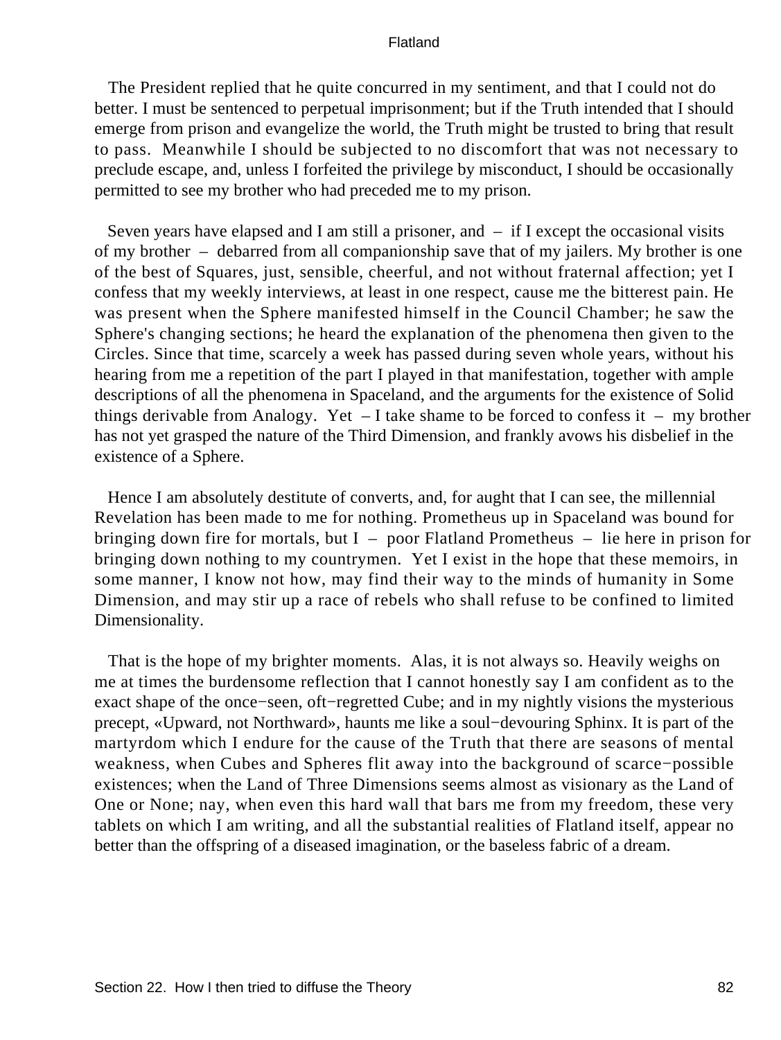The President replied that he quite concurred in my sentiment, and that I could not do better. I must be sentenced to perpetual imprisonment; but if the Truth intended that I should emerge from prison and evangelize the world, the Truth might be trusted to bring that result to pass. Meanwhile I should be subjected to no discomfort that was not necessary to preclude escape, and, unless I forfeited the privilege by misconduct, I should be occasionally permitted to see my brother who had preceded me to my prison.

Seven years have elapsed and I am still a prisoner, and – if I except the occasional visits of my brother – debarred from all companionship save that of my jailers. My brother is one of the best of Squares, just, sensible, cheerful, and not without fraternal affection; yet I confess that my weekly interviews, at least in one respect, cause me the bitterest pain. He was present when the Sphere manifested himself in the Council Chamber; he saw the Sphere's changing sections; he heard the explanation of the phenomena then given to the Circles. Since that time, scarcely a week has passed during seven whole years, without his hearing from me a repetition of the part I played in that manifestation, together with ample descriptions of all the phenomena in Spaceland, and the arguments for the existence of Solid things derivable from Analogy. Yet – I take shame to be forced to confess it – my brother has not yet grasped the nature of the Third Dimension, and frankly avows his disbelief in the existence of a Sphere.

Hence I am absolutely destitute of converts, and, for aught that I can see, the millennial Revelation has been made to me for nothing. Prometheus up in Spaceland was bound for bringing down fire for mortals, but I – poor Flatland Prometheus – lie here in prison for bringing down nothing to my countrymen. Yet I exist in the hope that these memoirs, in some manner, I know not how, may find their way to the minds of humanity in Some Dimension, and may stir up a race of rebels who shall refuse to be confined to limited Dimensionality.

That is the hope of my brighter moments. Alas, it is not always so. Heavily weighs on me at times the burdensome reflection that I cannot honestly say I am confident as to the exact shape of the once−seen, oft−regretted Cube; and in my nightly visions the mysterious precept, «Upward, not Northward», haunts me like a soul−devouring Sphinx. It is part of the martyrdom which I endure for the cause of the Truth that there are seasons of mental weakness, when Cubes and Spheres flit away into the background of scarce−possible existences; when the Land of Three Dimensions seems almost as visionary as the Land of One or None; nay, when even this hard wall that bars me from my freedom, these very tablets on which I am writing, and all the substantial realities of Flatland itself, appear no better than the offspring of a diseased imagination, or the baseless fabric of a dream.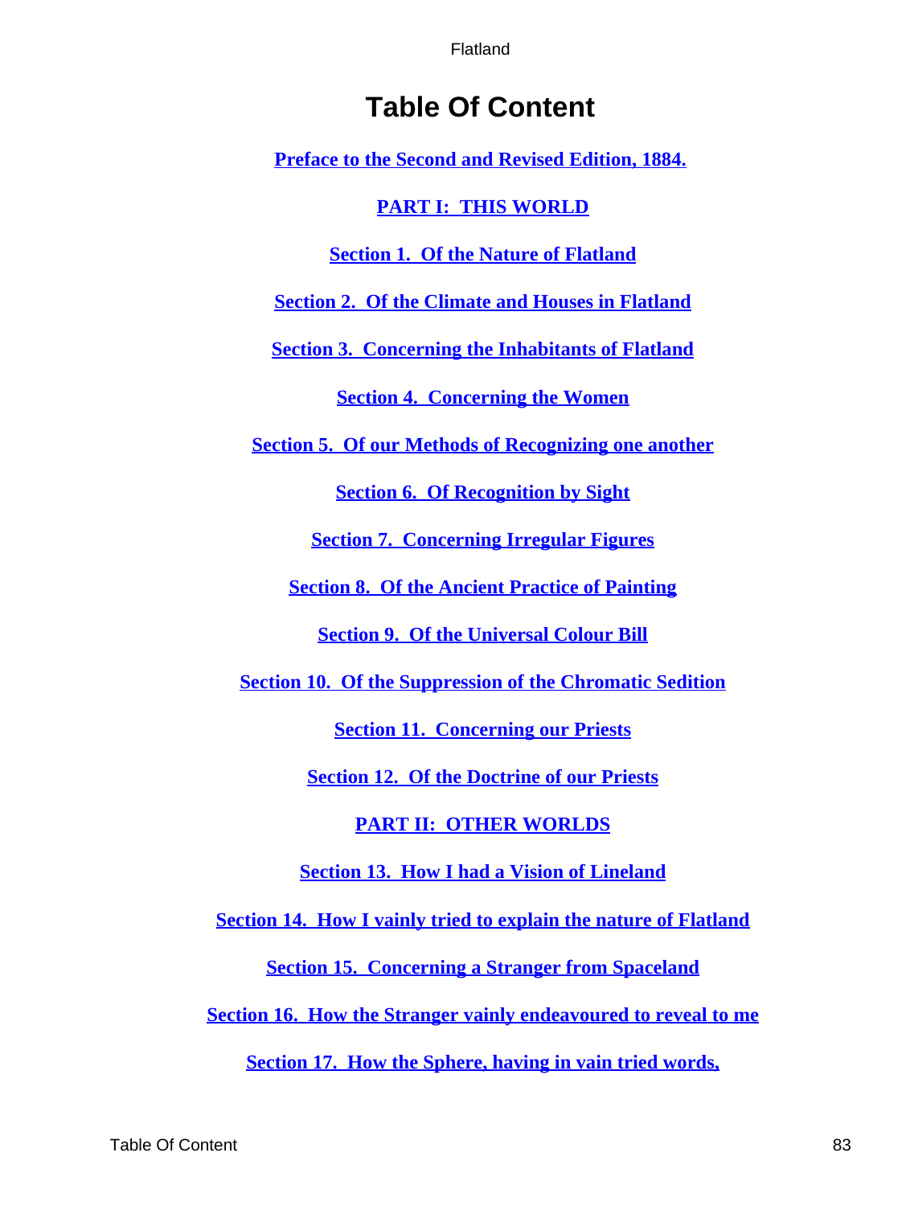# Table Of Content

Preface to the Second and Revised Edition, 1884.

PART I: THIS WORLD

Section 1. Of the Nature of Flatland

Section 2. Of the Climate and Houses in Flatland

Section 3. Concerning the Inhabitants of Flatland

Section 4. Concerning the Women

Section 5. Of our Methods of Recognizing one another

Section 6. Of Recognition by Sight

Section 7. Concerning Irregular Figures

Section 8. Of the Ancient Practice of Painting

Section 9. Of the Universal Colour Bill

Section 10. Of the Suppression of the Chromatic Sedition

Section 11. Concerning our Priests

Section 12. Of the Doctrine of our Priests

PART II: OTHER WORLDS

Section 13. How I had a Vision of Lineland

Section 14. How I vainly tried to explain the nature of Flatland

Section 15. Concerning a Stranger from Spaceland

Section 16. How the Stranger vainly endeavoured to reveal to me

Section 17. How the Sphere, having in vain tried words,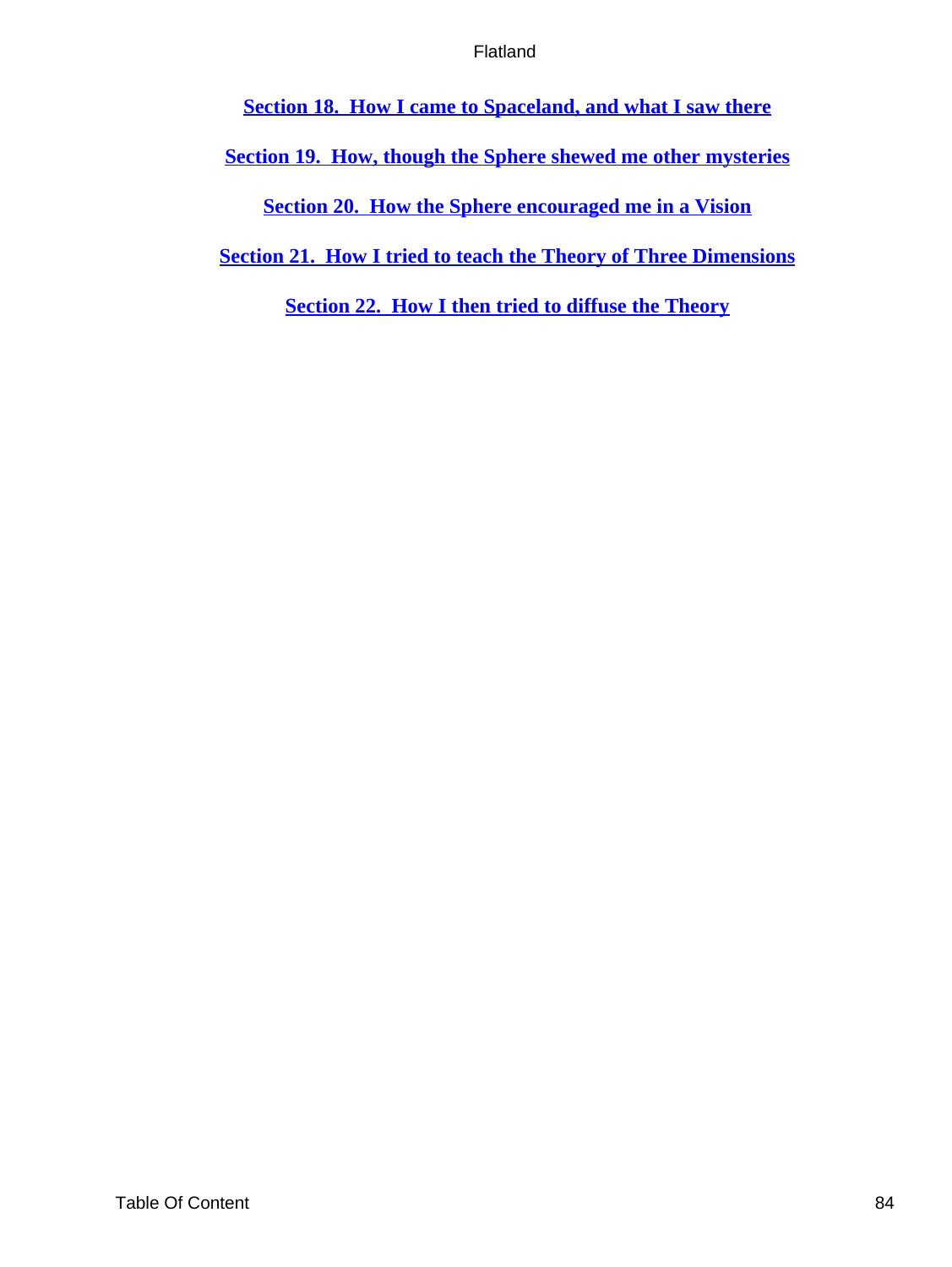**Section 18. How I came to Spaceland, and what I saw there**

**Section 19. How, though the Sphere shewed me other mysteries**

**Section 20. How the Sphere encouraged me in a Vision**

**Section 21. How I tried to teach the Theory of Three Dimensions**

**Section 22. How I then tried to diffuse the Theory**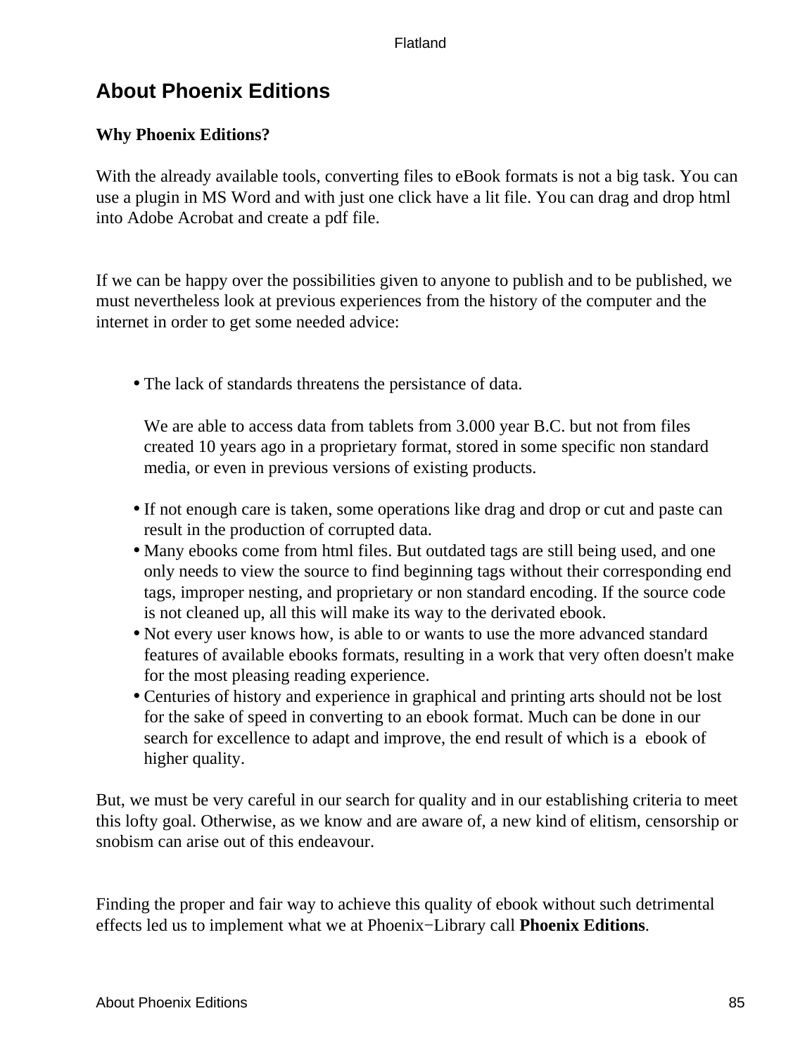## About Phoenix Editions

**Why Phoenix Editions?**

With the already available tools, converting files to eBook formats is not a big task. You can use a plugin in MS Word and with just one click have a lit file. You can drag and drop html into Adobe Acrobat and create a pdf file.

If we can be happy over the possibilities given to anyone to publish and to be published, we must nevertheless look at previous experiences from the history of the computer and the internet in order to get some needed advice:

- The lack of standards threatens the persistance of data.

  We are able to access data from tablets from 3.000 year B.C. but not from files created 10 years ago in a proprietary format, stored in some specific non standard media, or even in previous versions of existing products.

- If not enough care is taken, some operations like drag and drop or cut and paste can result in the production of corrupted data.
- Many ebooks come from html files. But outdated tags are still being used, and one only needs to view the source to find beginning tags without their corresponding end tags, improper nesting, and proprietary or non standard encoding. If the source code is not cleaned up, all this will make its way to the derivated ebook.
- Not every user knows how, is able to or wants to use the more advanced standard features of available ebooks formats, resulting in a work that very often doesn't make for the most pleasing reading experience.
- Centuries of history and experience in graphical and printing arts should not be lost for the sake of speed in converting to an ebook format. Much can be done in our search for excellence to adapt and improve, the end result of which is a ebook of higher quality.

But, we must be very careful in our search for quality and in our establishing criteria to meet this lofty goal. Otherwise, as we know and are aware of, a new kind of elitism, censorship or snobism can arise out of this endeavour.

Finding the proper and fair way to achieve this quality of ebook without such detrimental effects led us to implement what we at Phoenix−Library call **Phoenix Editions**.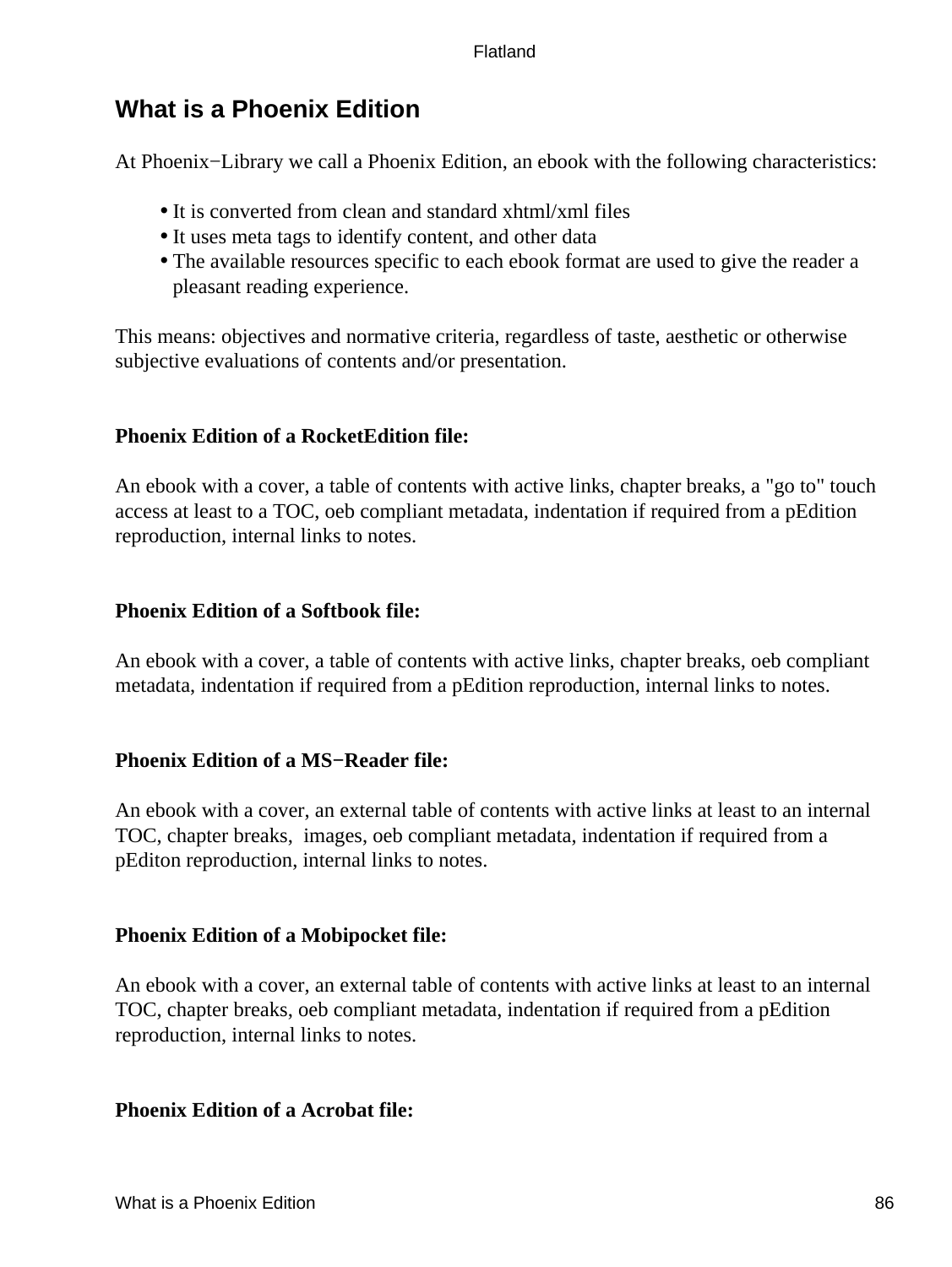## What is a Phoenix Edition

At Phoenix−Library we call a Phoenix Edition, an ebook with the following characteristics:

- It is converted from clean and standard xhtml/xml files
- It uses meta tags to identify content, and other data
- The available resources specific to each ebook format are used to give the reader a pleasant reading experience.

This means: objectives and normative criteria, regardless of taste, aesthetic or otherwise subjective evaluations of contents and/or presentation.

**Phoenix Edition of a RocketEdition file:**

An ebook with a cover, a table of contents with active links, chapter breaks, a "go to" touch access at least to a TOC, oeb compliant metadata, indentation if required from a pEdition reproduction, internal links to notes.

**Phoenix Edition of a Softbook file:**

An ebook with a cover, a table of contents with active links, chapter breaks, oeb compliant metadata, indentation if required from a pEdition reproduction, internal links to notes.

**Phoenix Edition of a MS−Reader file:**

An ebook with a cover, an external table of contents with active links at least to an internal TOC, chapter breaks, images, oeb compliant metadata, indentation if required from a pEditon reproduction, internal links to notes.

**Phoenix Edition of a Mobipocket file:**

An ebook with a cover, an external table of contents with active links at least to an internal TOC, chapter breaks, oeb compliant metadata, indentation if required from a pEdition reproduction, internal links to notes.

**Phoenix Edition of a Acrobat file:**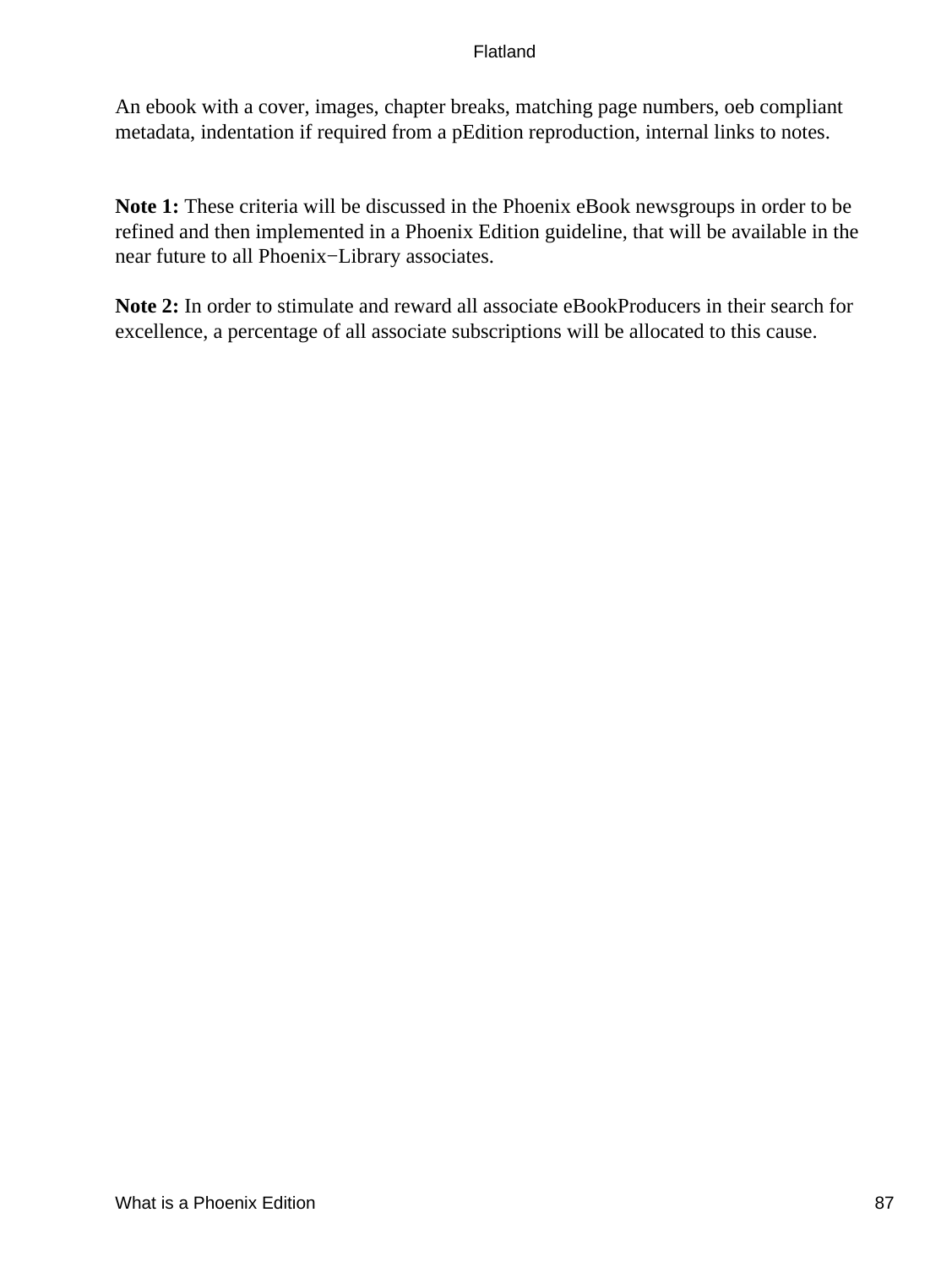An ebook with a cover, images, chapter breaks, matching page numbers, oeb compliant metadata, indentation if required from a pEdition reproduction, internal links to notes.

**Note 1:** These criteria will be discussed in the Phoenix eBook newsgroups in order to be refined and then implemented in a Phoenix Edition guideline, that will be available in the near future to all Phoenix−Library associates.

**Note 2:** In order to stimulate and reward all associate eBookProducers in their search for excellence, a percentage of all associate subscriptions will be allocated to this cause.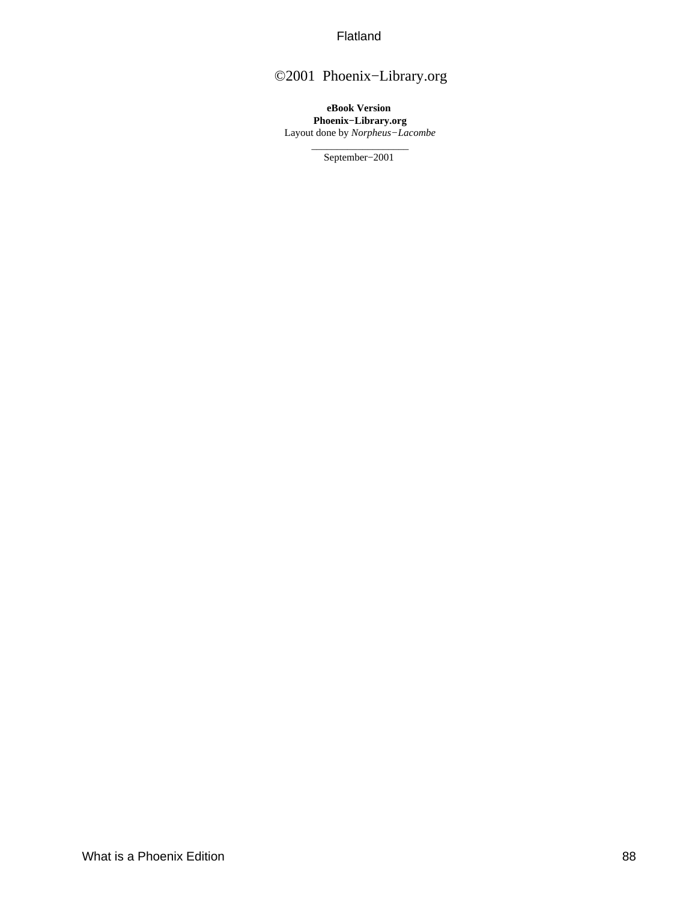©2001 Phoenix−Library.org

**eBook Version**
**Phoenix−Library.org**
Layout done by *Norpheus−Lacombe*

___________________

September−2001